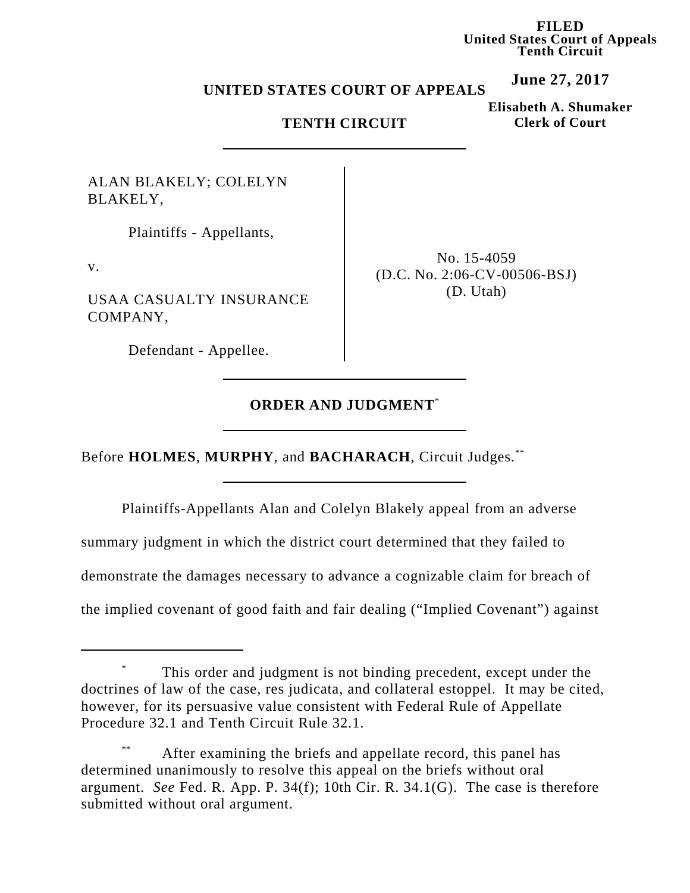**FILED**
**United States Court of Appeals**
**Tenth Circuit**

**June 27, 2017**

**Elisabeth A. Shumaker**
**Clerk of Court**

**UNITED STATES COURT OF APPEALS**

**TENTH CIRCUIT**

---

ALAN BLAKELY; COLELYN BLAKELY,

Plaintiffs - Appellants,

v.

USAA CASUALTY INSURANCE COMPANY,

Defendant - Appellee.

No. 15-4059
(D.C. No. 2:06-CV-00506-BSJ)
(D. Utah)

---

**ORDER AND JUDGMENT**[*]

---

Before **HOLMES**, **MURPHY**, and **BACHARACH**, Circuit Judges.[**]

---

Plaintiffs-Appellants Alan and Colelyn Blakely appeal from an adverse summary judgment in which the district court determined that they failed to demonstrate the damages necessary to advance a cognizable claim for breach of the implied covenant of good faith and fair dealing ("Implied Covenant") against

---

[*] This order and judgment is not binding precedent, except under the doctrines of law of the case, res judicata, and collateral estoppel. It may be cited, however, for its persuasive value consistent with Federal Rule of Appellate Procedure 32.1 and Tenth Circuit Rule 32.1.

[**] After examining the briefs and appellate record, this panel has determined unanimously to resolve this appeal on the briefs without oral argument. *See* Fed. R. App. P. 34(f); 10th Cir. R. 34.1(G). The case is therefore submitted without oral argument.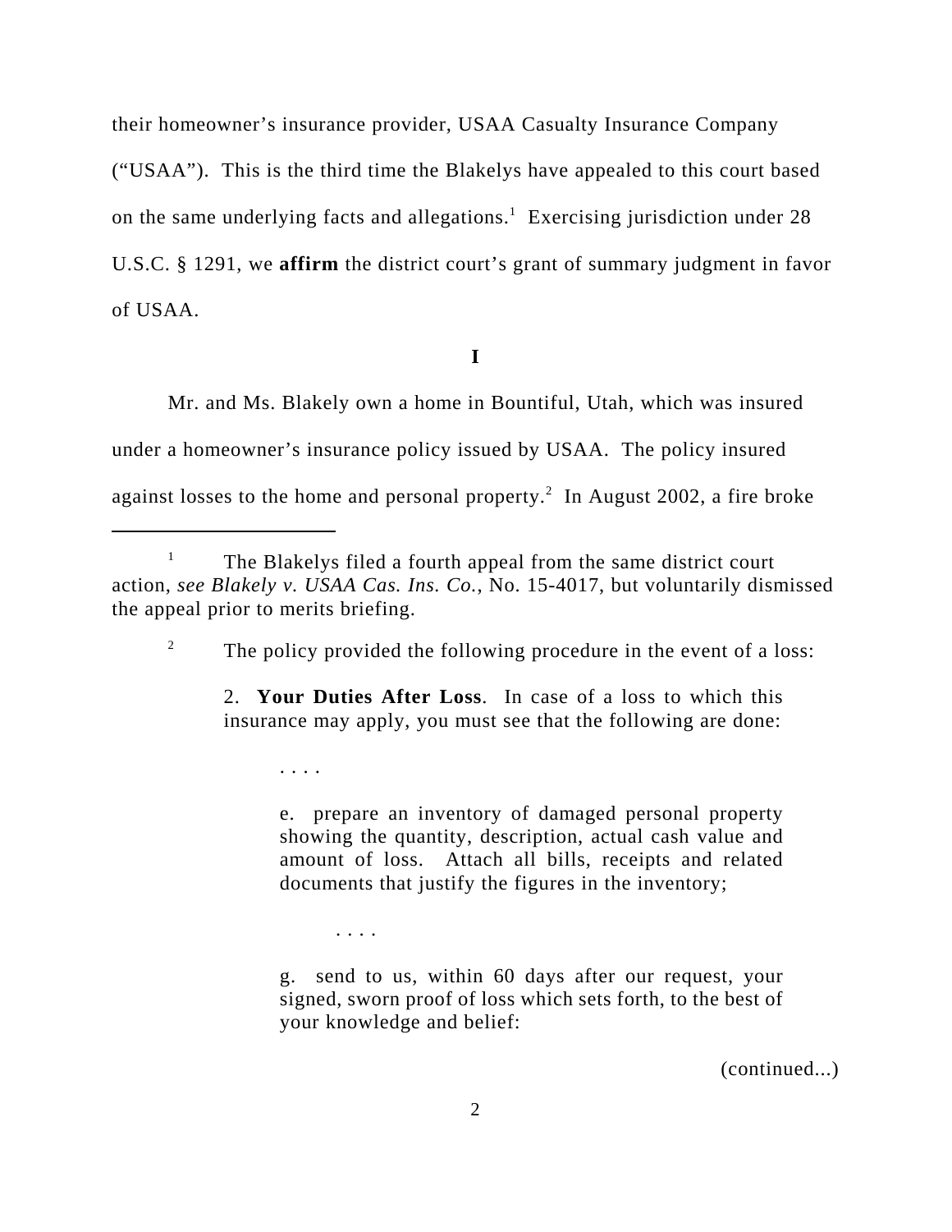their homeowner's insurance provider, USAA Casualty Insurance Company ("USAA"). This is the third time the Blakelys have appealed to this court based on the same underlying facts and allegations.[1] Exercising jurisdiction under 28 U.S.C. § 1291, we **affirm** the district court's grant of summary judgment in favor of USAA.

## I

Mr. and Ms. Blakely own a home in Bountiful, Utah, which was insured under a homeowner's insurance policy issued by USAA. The policy insured against losses to the home and personal property.[2] In August 2002, a fire broke

---

[1] The Blakelys filed a fourth appeal from the same district court action, *see Blakely v. USAA Cas. Ins. Co.*, No. 15-4017, but voluntarily dismissed the appeal prior to merits briefing.

[2] The policy provided the following procedure in the event of a loss:

> 2. **Your Duties After Loss**. In case of a loss to which this insurance may apply, you must see that the following are done:
>
> > . . . .
> >
> > e. prepare an inventory of damaged personal property showing the quantity, description, actual cash value and amount of loss. Attach all bills, receipts and related documents that justify the figures in the inventory;
> >
> > . . . .
> >
> > g. send to us, within 60 days after our request, your signed, sworn proof of loss which sets forth, to the best of your knowledge and belief:

(continued...)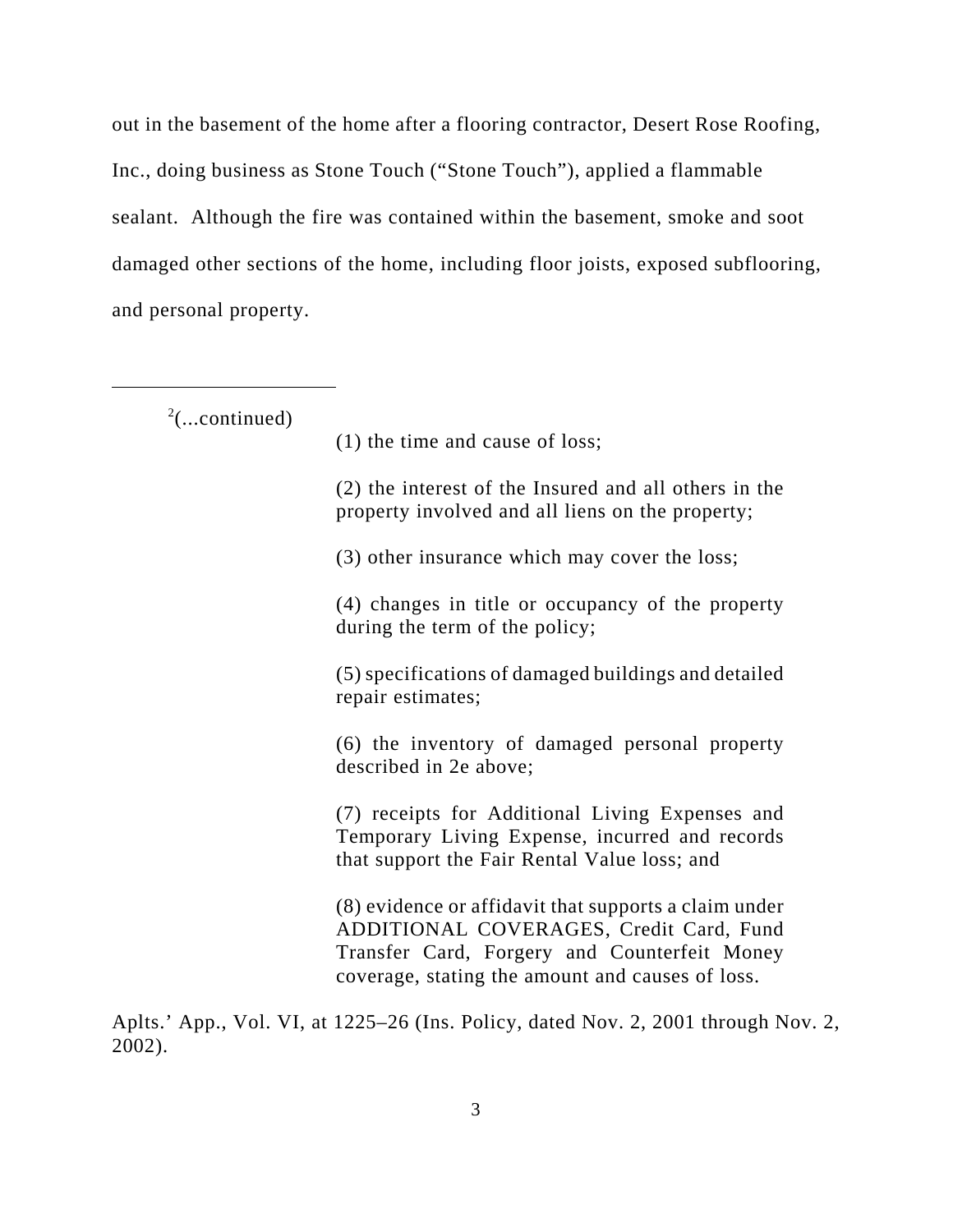out in the basement of the home after a flooring contractor, Desert Rose Roofing, Inc., doing business as Stone Touch ("Stone Touch"), applied a flammable sealant. Although the fire was contained within the basement, smoke and soot damaged other sections of the home, including floor joists, exposed subflooring, and personal property.

---

[2](...continued)

> (1) the time and cause of loss;
>
> (2) the interest of the Insured and all others in the property involved and all liens on the property;
>
> (3) other insurance which may cover the loss;
>
> (4) changes in title or occupancy of the property during the term of the policy;
>
> (5) specifications of damaged buildings and detailed repair estimates;
>
> (6) the inventory of damaged personal property described in 2e above;
>
> (7) receipts for Additional Living Expenses and Temporary Living Expense, incurred and records that support the Fair Rental Value loss; and
>
> (8) evidence or affidavit that supports a claim under ADDITIONAL COVERAGES, Credit Card, Fund Transfer Card, Forgery and Counterfeit Money coverage, stating the amount and causes of loss.

Aplts.' App., Vol. VI, at 1225–26 (Ins. Policy, dated Nov. 2, 2001 through Nov. 2, 2002).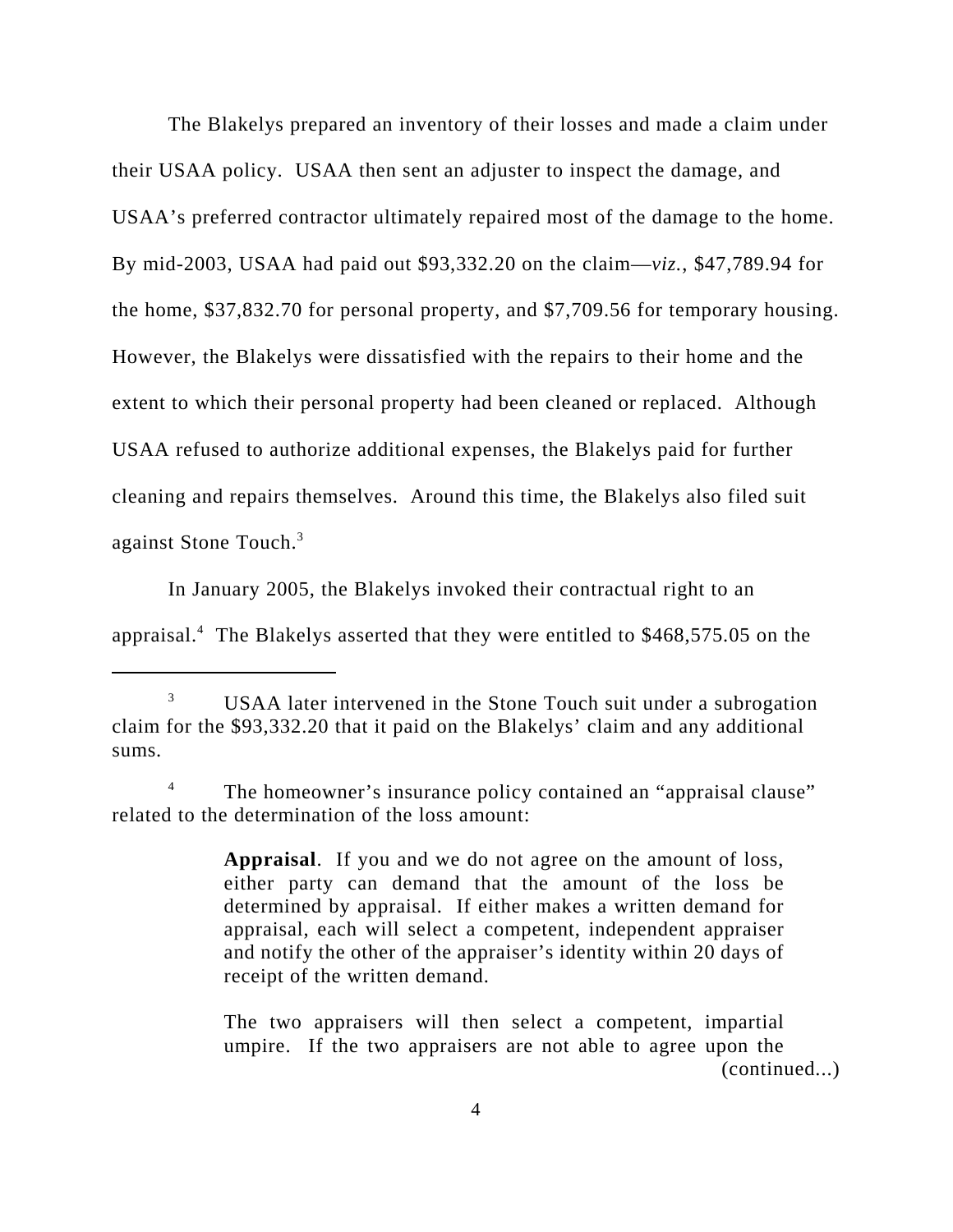The Blakelys prepared an inventory of their losses and made a claim under their USAA policy. USAA then sent an adjuster to inspect the damage, and USAA's preferred contractor ultimately repaired most of the damage to the home. By mid-2003, USAA had paid out \$93,332.20 on the claim—*viz.*, \$47,789.94 for the home, \$37,832.70 for personal property, and \$7,709.56 for temporary housing. However, the Blakelys were dissatisfied with the repairs to their home and the extent to which their personal property had been cleaned or replaced. Although USAA refused to authorize additional expenses, the Blakelys paid for further cleaning and repairs themselves. Around this time, the Blakelys also filed suit against Stone Touch.[3]

In January 2005, the Blakelys invoked their contractual right to an appraisal.[4] The Blakelys asserted that they were entitled to \$468,575.05 on the

---

[3] USAA later intervened in the Stone Touch suit under a subrogation claim for the \$93,332.20 that it paid on the Blakelys' claim and any additional sums.

[4] The homeowner's insurance policy contained an "appraisal clause" related to the determination of the loss amount:

> **Appraisal**. If you and we do not agree on the amount of loss, either party can demand that the amount of the loss be determined by appraisal. If either makes a written demand for appraisal, each will select a competent, independent appraiser and notify the other of the appraiser's identity within 20 days of receipt of the written demand.
>
> The two appraisers will then select a competent, impartial umpire. If the two appraisers are not able to agree upon the

(continued...)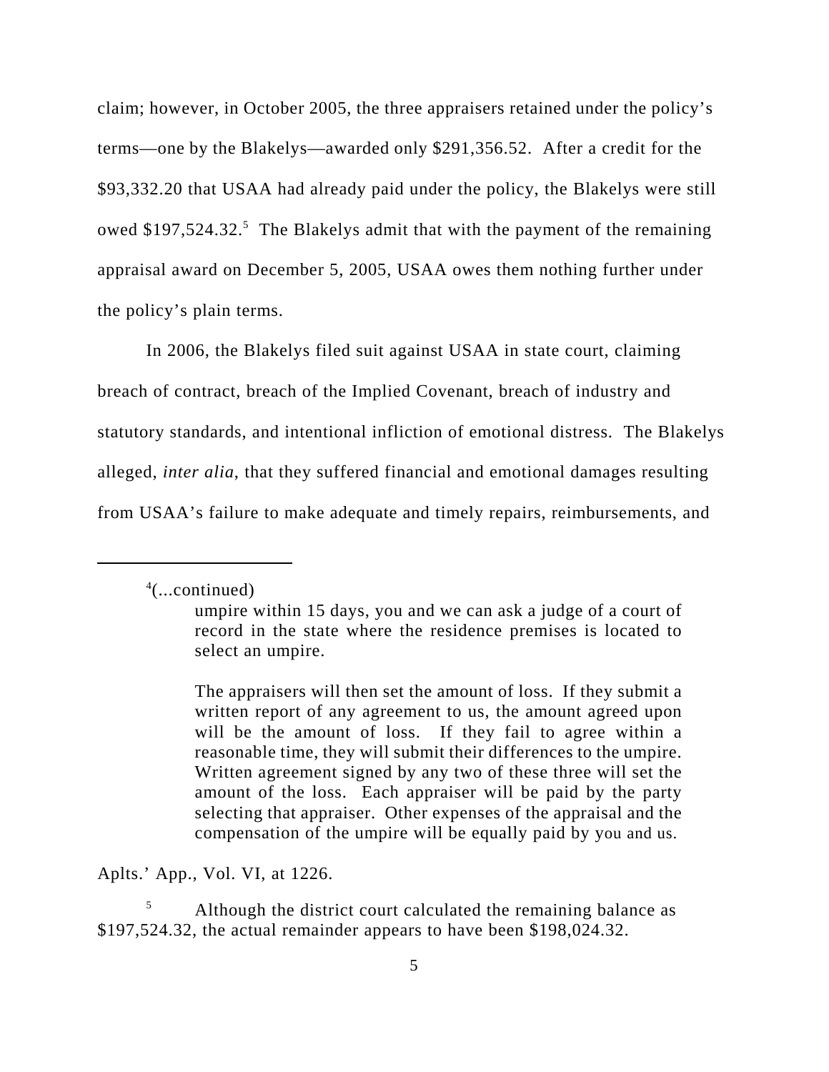claim; however, in October 2005, the three appraisers retained under the policy's terms—one by the Blakelys—awarded only $291,356.52. After a credit for the $93,332.20 that USAA had already paid under the policy, the Blakelys were still owed $197,524.32.[5] The Blakelys admit that with the payment of the remaining appraisal award on December 5, 2005, USAA owes them nothing further under the policy's plain terms.

In 2006, the Blakelys filed suit against USAA in state court, claiming breach of contract, breach of the Implied Covenant, breach of industry and statutory standards, and intentional infliction of emotional distress. The Blakelys alleged, *inter alia*, that they suffered financial and emotional damages resulting from USAA's failure to make adequate and timely repairs, reimbursements, and

---

[4](...continued)

> umpire within 15 days, you and we can ask a judge of a court of record in the state where the residence premises is located to select an umpire.
>
> The appraisers will then set the amount of loss. If they submit a written report of any agreement to us, the amount agreed upon will be the amount of loss. If they fail to agree within a reasonable time, they will submit their differences to the umpire. Written agreement signed by any two of these three will set the amount of the loss. Each appraiser will be paid by the party selecting that appraiser. Other expenses of the appraisal and the compensation of the umpire will be equally paid by you and us.

Aplts.' App., Vol. VI, at 1226.

[5] Although the district court calculated the remaining balance as $197,524.32, the actual remainder appears to have been $198,024.32.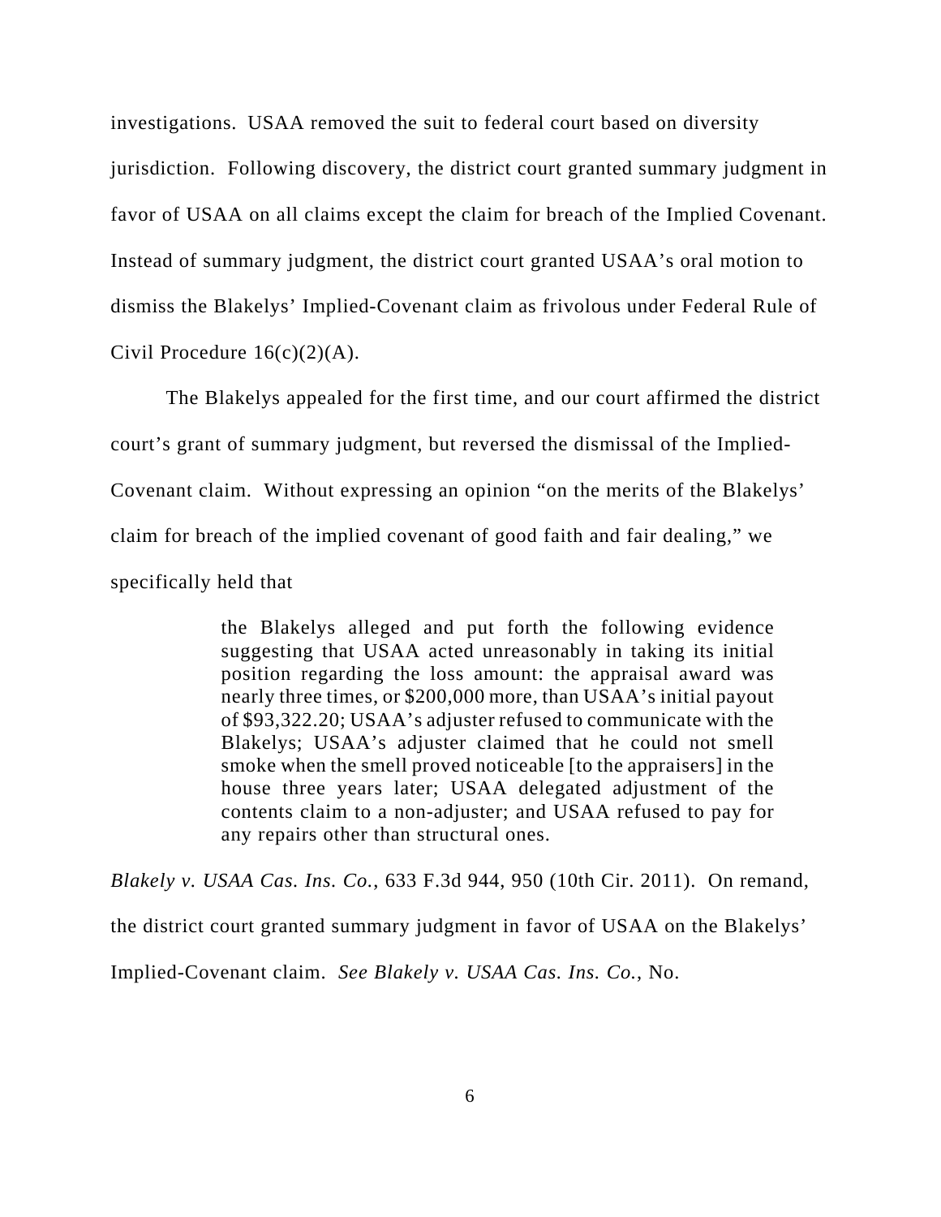investigations. USAA removed the suit to federal court based on diversity jurisdiction. Following discovery, the district court granted summary judgment in favor of USAA on all claims except the claim for breach of the Implied Covenant. Instead of summary judgment, the district court granted USAA's oral motion to dismiss the Blakelys' Implied-Covenant claim as frivolous under Federal Rule of Civil Procedure 16(c)(2)(A).

The Blakelys appealed for the first time, and our court affirmed the district court's grant of summary judgment, but reversed the dismissal of the Implied-Covenant claim. Without expressing an opinion "on the merits of the Blakelys' claim for breach of the implied covenant of good faith and fair dealing," we specifically held that

> the Blakelys alleged and put forth the following evidence suggesting that USAA acted unreasonably in taking its initial position regarding the loss amount: the appraisal award was nearly three times, or $200,000 more, than USAA's initial payout of $93,322.20; USAA's adjuster refused to communicate with the Blakelys; USAA's adjuster claimed that he could not smell smoke when the smell proved noticeable [to the appraisers] in the house three years later; USAA delegated adjustment of the contents claim to a non-adjuster; and USAA refused to pay for any repairs other than structural ones.

*Blakely v. USAA Cas. Ins. Co.*, 633 F.3d 944, 950 (10th Cir. 2011). On remand, the district court granted summary judgment in favor of USAA on the Blakelys' Implied-Covenant claim. *See Blakely v. USAA Cas. Ins. Co.*, No.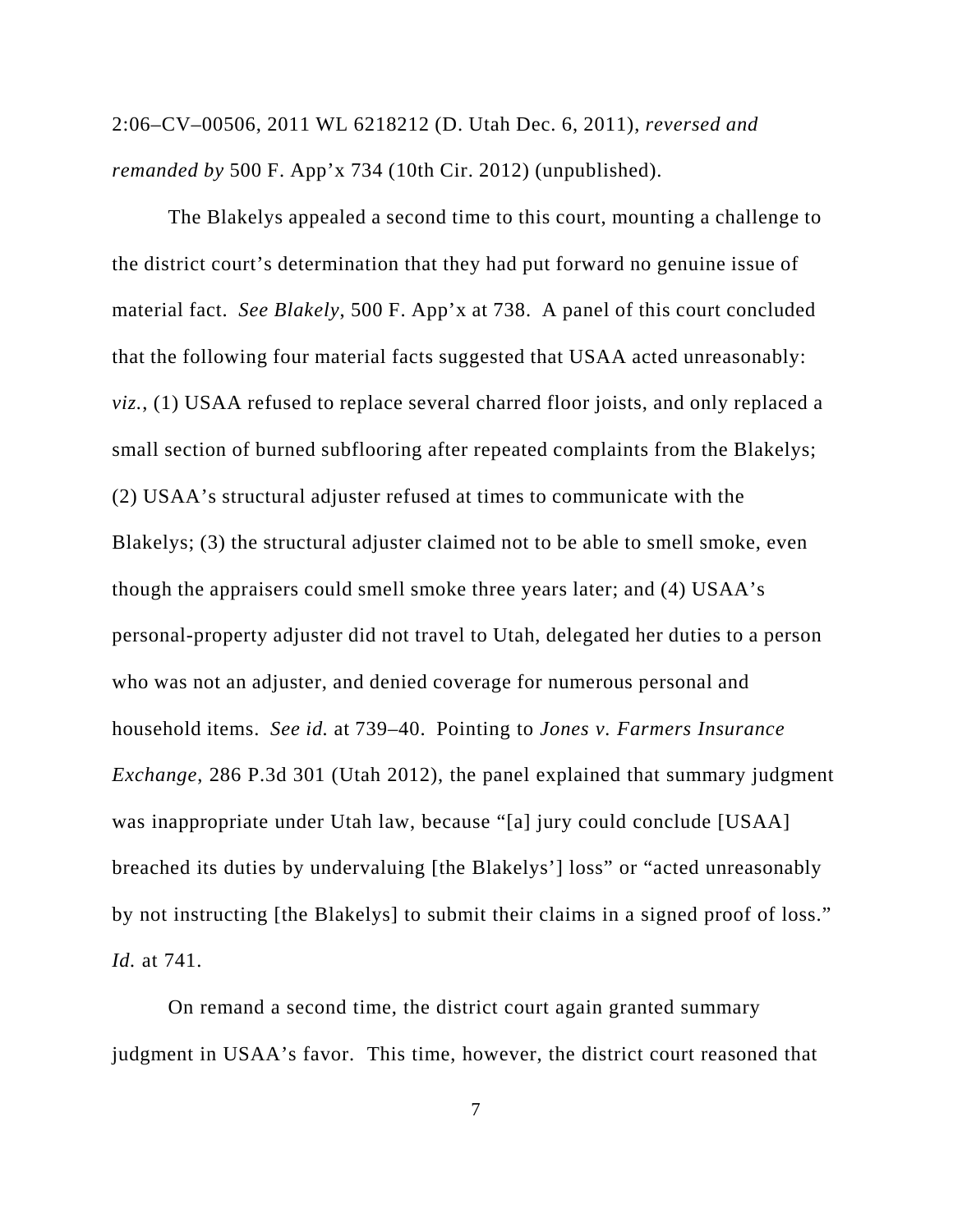2:06–CV–00506, 2011 WL 6218212 (D. Utah Dec. 6, 2011), *reversed and remanded by* 500 F. App'x 734 (10th Cir. 2012) (unpublished).

The Blakelys appealed a second time to this court, mounting a challenge to the district court's determination that they had put forward no genuine issue of material fact. *See Blakely*, 500 F. App'x at 738. A panel of this court concluded that the following four material facts suggested that USAA acted unreasonably: *viz.*, (1) USAA refused to replace several charred floor joists, and only replaced a small section of burned subflooring after repeated complaints from the Blakelys; (2) USAA's structural adjuster refused at times to communicate with the Blakelys; (3) the structural adjuster claimed not to be able to smell smoke, even though the appraisers could smell smoke three years later; and (4) USAA's personal-property adjuster did not travel to Utah, delegated her duties to a person who was not an adjuster, and denied coverage for numerous personal and household items. *See id.* at 739–40. Pointing to *Jones v. Farmers Insurance Exchange*, 286 P.3d 301 (Utah 2012), the panel explained that summary judgment was inappropriate under Utah law, because "[a] jury could conclude [USAA] breached its duties by undervaluing [the Blakelys'] loss" or "acted unreasonably by not instructing [the Blakelys] to submit their claims in a signed proof of loss." *Id.* at 741.

On remand a second time, the district court again granted summary judgment in USAA's favor. This time, however, the district court reasoned that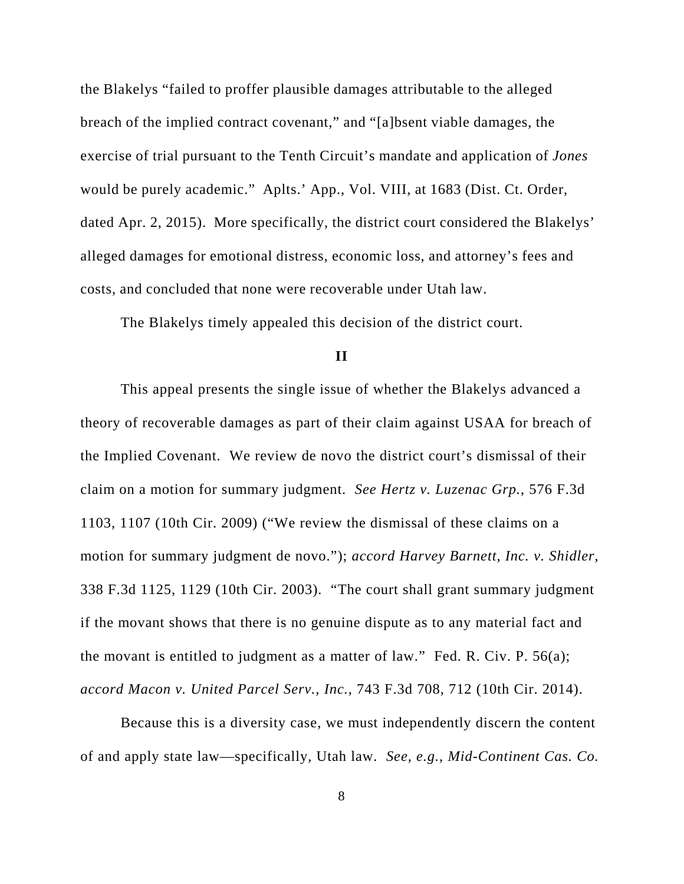the Blakelys "failed to proffer plausible damages attributable to the alleged breach of the implied contract covenant," and "[a]bsent viable damages, the exercise of trial pursuant to the Tenth Circuit's mandate and application of *Jones* would be purely academic." Aplts.' App., Vol. VIII, at 1683 (Dist. Ct. Order, dated Apr. 2, 2015). More specifically, the district court considered the Blakelys' alleged damages for emotional distress, economic loss, and attorney's fees and costs, and concluded that none were recoverable under Utah law.

The Blakelys timely appealed this decision of the district court.

## II

This appeal presents the single issue of whether the Blakelys advanced a theory of recoverable damages as part of their claim against USAA for breach of the Implied Covenant. We review de novo the district court's dismissal of their claim on a motion for summary judgment. *See Hertz v. Luzenac Grp.*, 576 F.3d 1103, 1107 (10th Cir. 2009) ("We review the dismissal of these claims on a motion for summary judgment de novo."); *accord Harvey Barnett, Inc. v. Shidler*, 338 F.3d 1125, 1129 (10th Cir. 2003). "The court shall grant summary judgment if the movant shows that there is no genuine dispute as to any material fact and the movant is entitled to judgment as a matter of law." Fed. R. Civ. P. 56(a); *accord Macon v. United Parcel Serv., Inc.*, 743 F.3d 708, 712 (10th Cir. 2014).

Because this is a diversity case, we must independently discern the content of and apply state law—specifically, Utah law. *See, e.g.*, *Mid-Continent Cas. Co.*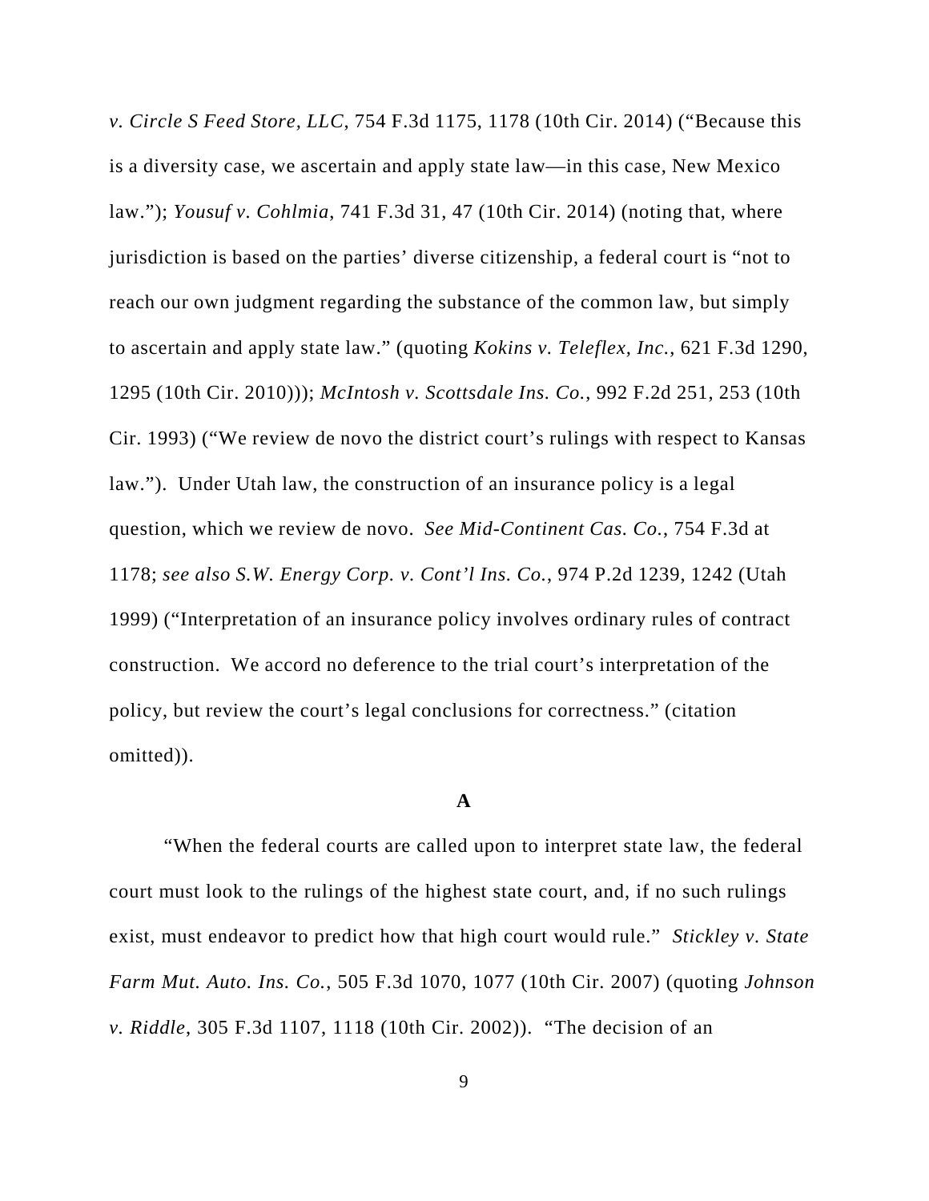*v. Circle S Feed Store, LLC*, 754 F.3d 1175, 1178 (10th Cir. 2014) ("Because this is a diversity case, we ascertain and apply state law—in this case, New Mexico law."); *Yousuf v. Cohlmia*, 741 F.3d 31, 47 (10th Cir. 2014) (noting that, where jurisdiction is based on the parties' diverse citizenship, a federal court is "not to reach our own judgment regarding the substance of the common law, but simply to ascertain and apply state law." (quoting *Kokins v. Teleflex, Inc.*, 621 F.3d 1290, 1295 (10th Cir. 2010))); *McIntosh v. Scottsdale Ins. Co.*, 992 F.2d 251, 253 (10th Cir. 1993) ("We review de novo the district court's rulings with respect to Kansas law."). Under Utah law, the construction of an insurance policy is a legal question, which we review de novo. *See Mid-Continent Cas. Co.*, 754 F.3d at 1178; *see also S.W. Energy Corp. v. Cont'l Ins. Co.*, 974 P.2d 1239, 1242 (Utah 1999) ("Interpretation of an insurance policy involves ordinary rules of contract construction. We accord no deference to the trial court's interpretation of the policy, but review the court's legal conclusions for correctness." (citation omitted)).

### A

"When the federal courts are called upon to interpret state law, the federal court must look to the rulings of the highest state court, and, if no such rulings exist, must endeavor to predict how that high court would rule." *Stickley v. State Farm Mut. Auto. Ins. Co.*, 505 F.3d 1070, 1077 (10th Cir. 2007) (quoting *Johnson v. Riddle*, 305 F.3d 1107, 1118 (10th Cir. 2002)). "The decision of an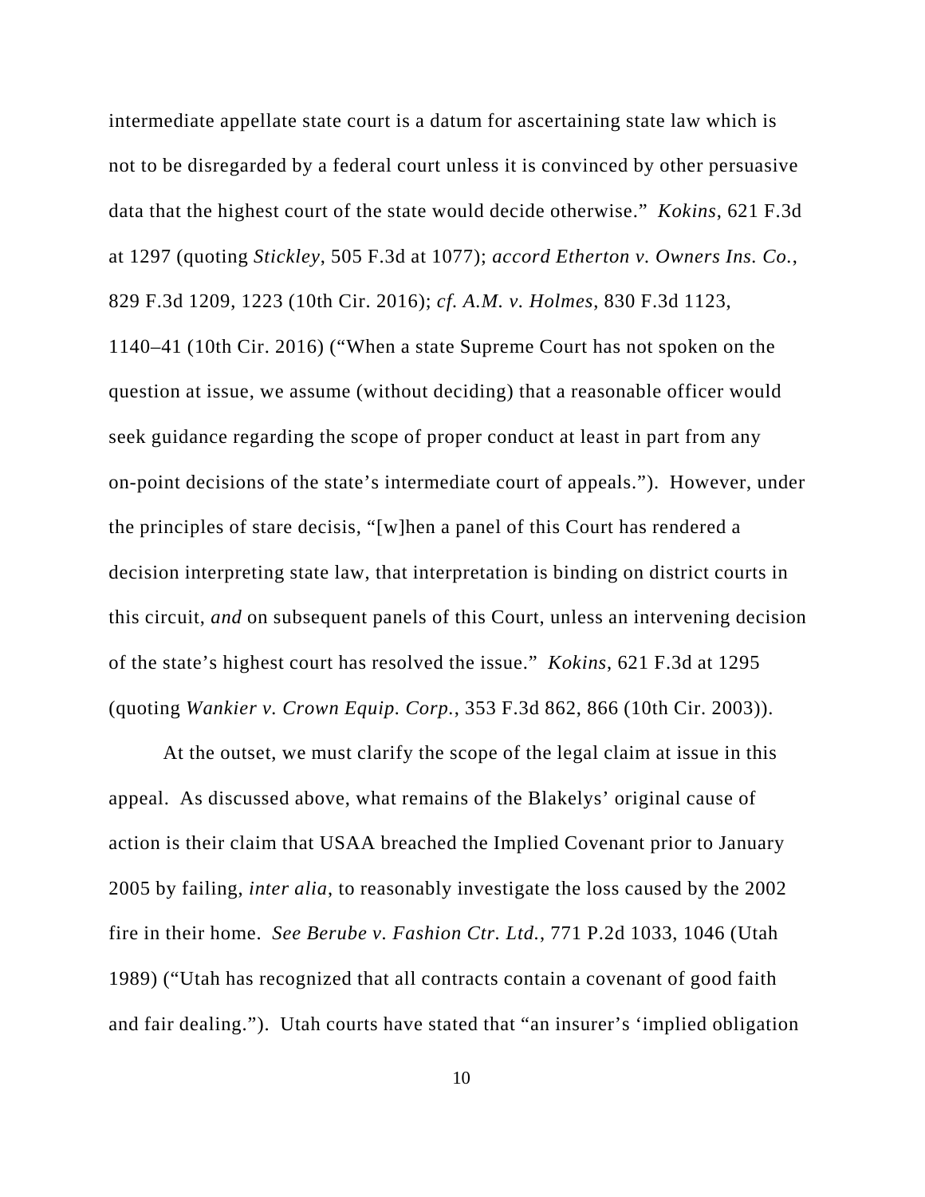intermediate appellate state court is a datum for ascertaining state law which is not to be disregarded by a federal court unless it is convinced by other persuasive data that the highest court of the state would decide otherwise." *Kokins*, 621 F.3d at 1297 (quoting *Stickley*, 505 F.3d at 1077); *accord Etherton v. Owners Ins. Co.*, 829 F.3d 1209, 1223 (10th Cir. 2016); *cf. A.M. v. Holmes*, 830 F.3d 1123, 1140–41 (10th Cir. 2016) ("When a state Supreme Court has not spoken on the question at issue, we assume (without deciding) that a reasonable officer would seek guidance regarding the scope of proper conduct at least in part from any on-point decisions of the state's intermediate court of appeals."). However, under the principles of stare decisis, "[w]hen a panel of this Court has rendered a decision interpreting state law, that interpretation is binding on district courts in this circuit, *and* on subsequent panels of this Court, unless an intervening decision of the state's highest court has resolved the issue." *Kokins*, 621 F.3d at 1295 (quoting *Wankier v. Crown Equip. Corp.*, 353 F.3d 862, 866 (10th Cir. 2003)).

At the outset, we must clarify the scope of the legal claim at issue in this appeal. As discussed above, what remains of the Blakelys' original cause of action is their claim that USAA breached the Implied Covenant prior to January 2005 by failing, *inter alia*, to reasonably investigate the loss caused by the 2002 fire in their home. *See Berube v. Fashion Ctr. Ltd.*, 771 P.2d 1033, 1046 (Utah 1989) ("Utah has recognized that all contracts contain a covenant of good faith and fair dealing."). Utah courts have stated that "an insurer's 'implied obligation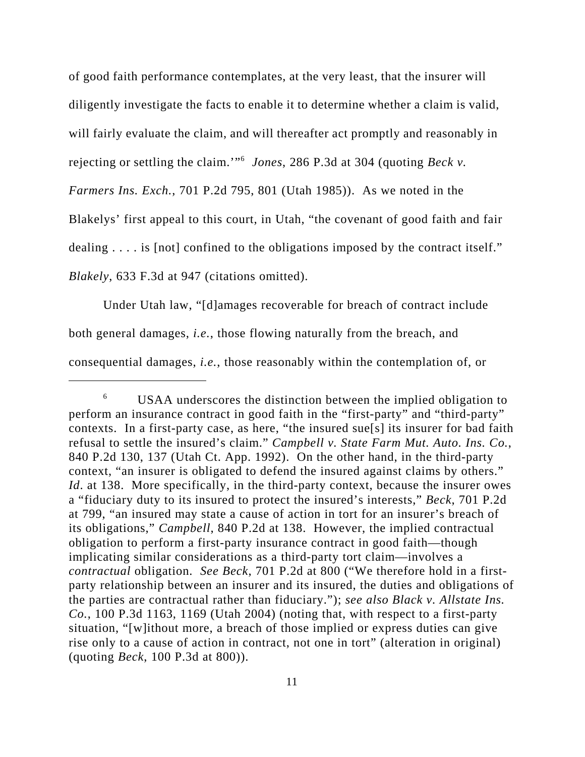of good faith performance contemplates, at the very least, that the insurer will diligently investigate the facts to enable it to determine whether a claim is valid, will fairly evaluate the claim, and will thereafter act promptly and reasonably in rejecting or settling the claim.'"[6] *Jones*, 286 P.3d at 304 (quoting *Beck v. Farmers Ins. Exch.*, 701 P.2d 795, 801 (Utah 1985)). As we noted in the Blakelys' first appeal to this court, in Utah, "the covenant of good faith and fair dealing . . . . is [not] confined to the obligations imposed by the contract itself." *Blakely*, 633 F.3d at 947 (citations omitted).

Under Utah law, "[d]amages recoverable for breach of contract include both general damages, *i.e.*, those flowing naturally from the breach, and consequential damages, *i.e.*, those reasonably within the contemplation of, or

---

[6] USAA underscores the distinction between the implied obligation to perform an insurance contract in good faith in the "first-party" and "third-party" contexts. In a first-party case, as here, "the insured sue[s] its insurer for bad faith refusal to settle the insured's claim." *Campbell v. State Farm Mut. Auto. Ins. Co.*, 840 P.2d 130, 137 (Utah Ct. App. 1992). On the other hand, in the third-party context, "an insurer is obligated to defend the insured against claims by others." *Id*. at 138. More specifically, in the third-party context, because the insurer owes a "fiduciary duty to its insured to protect the insured's interests," *Beck*, 701 P.2d at 799, "an insured may state a cause of action in tort for an insurer's breach of its obligations," *Campbell*, 840 P.2d at 138. However, the implied contractual obligation to perform a first-party insurance contract in good faith—though implicating similar considerations as a third-party tort claim—involves a *contractual* obligation. *See Beck*, 701 P.2d at 800 ("We therefore hold in a first-party relationship between an insurer and its insured, the duties and obligations of the parties are contractual rather than fiduciary."); *see also Black v. Allstate Ins. Co.*, 100 P.3d 1163, 1169 (Utah 2004) (noting that, with respect to a first-party situation, "[w]ithout more, a breach of those implied or express duties can give rise only to a cause of action in contract, not one in tort" (alteration in original) (quoting *Beck*, 100 P.3d at 800)).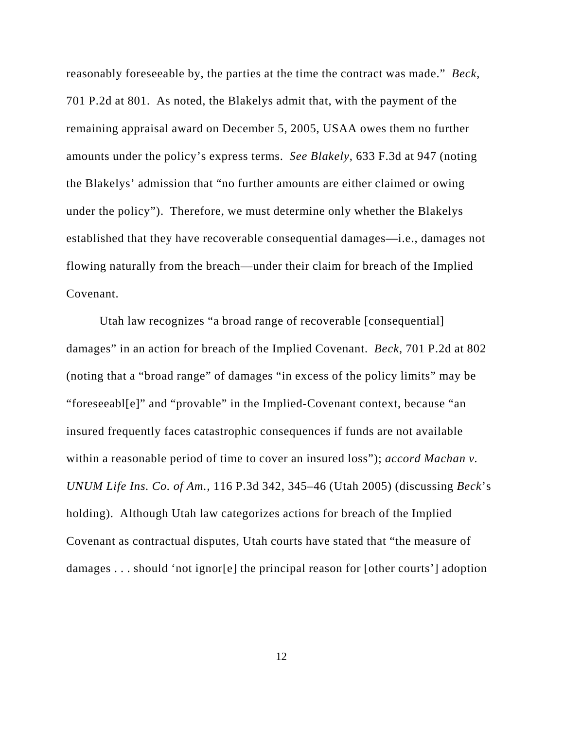reasonably foreseeable by, the parties at the time the contract was made." *Beck*, 701 P.2d at 801. As noted, the Blakelys admit that, with the payment of the remaining appraisal award on December 5, 2005, USAA owes them no further amounts under the policy's express terms. *See Blakely*, 633 F.3d at 947 (noting the Blakelys' admission that "no further amounts are either claimed or owing under the policy"). Therefore, we must determine only whether the Blakelys established that they have recoverable consequential damages—i.e., damages not flowing naturally from the breach—under their claim for breach of the Implied Covenant.

Utah law recognizes "a broad range of recoverable [consequential] damages" in an action for breach of the Implied Covenant. *Beck*, 701 P.2d at 802 (noting that a "broad range" of damages "in excess of the policy limits" may be "foreseeabl[e]" and "provable" in the Implied-Covenant context, because "an insured frequently faces catastrophic consequences if funds are not available within a reasonable period of time to cover an insured loss"); *accord Machan v. UNUM Life Ins. Co. of Am.*, 116 P.3d 342, 345–46 (Utah 2005) (discussing *Beck*'s holding). Although Utah law categorizes actions for breach of the Implied Covenant as contractual disputes, Utah courts have stated that "the measure of damages . . . should 'not ignor[e] the principal reason for [other courts'] adoption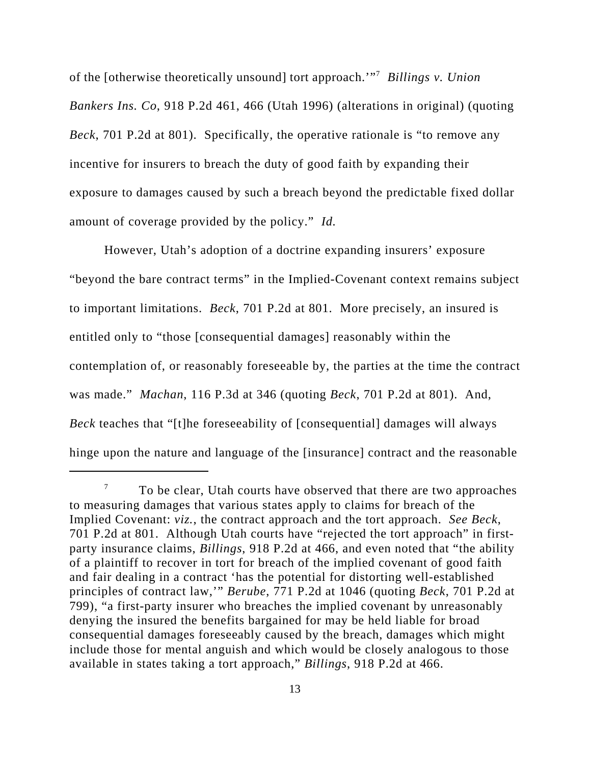of the [otherwise theoretically unsound] tort approach.'"[7] *Billings v. Union Bankers Ins. Co*, 918 P.2d 461, 466 (Utah 1996) (alterations in original) (quoting *Beck*, 701 P.2d at 801). Specifically, the operative rationale is "to remove any incentive for insurers to breach the duty of good faith by expanding their exposure to damages caused by such a breach beyond the predictable fixed dollar amount of coverage provided by the policy." *Id.*

However, Utah's adoption of a doctrine expanding insurers' exposure "beyond the bare contract terms" in the Implied-Covenant context remains subject to important limitations. *Beck*, 701 P.2d at 801. More precisely, an insured is entitled only to "those [consequential damages] reasonably within the contemplation of, or reasonably foreseeable by, the parties at the time the contract was made." *Machan*, 116 P.3d at 346 (quoting *Beck*, 701 P.2d at 801). And, *Beck* teaches that "[t]he foreseeability of [consequential] damages will always hinge upon the nature and language of the [insurance] contract and the reasonable

---

[7] To be clear, Utah courts have observed that there are two approaches to measuring damages that various states apply to claims for breach of the Implied Covenant: *viz.*, the contract approach and the tort approach. *See Beck*, 701 P.2d at 801. Although Utah courts have "rejected the tort approach" in first-party insurance claims, *Billings*, 918 P.2d at 466, and even noted that "the ability of a plaintiff to recover in tort for breach of the implied covenant of good faith and fair dealing in a contract 'has the potential for distorting well-established principles of contract law,'" *Berube*, 771 P.2d at 1046 (quoting *Beck*, 701 P.2d at 799), "a first-party insurer who breaches the implied covenant by unreasonably denying the insured the benefits bargained for may be held liable for broad consequential damages foreseeably caused by the breach, damages which might include those for mental anguish and which would be closely analogous to those available in states taking a tort approach," *Billings*, 918 P.2d at 466.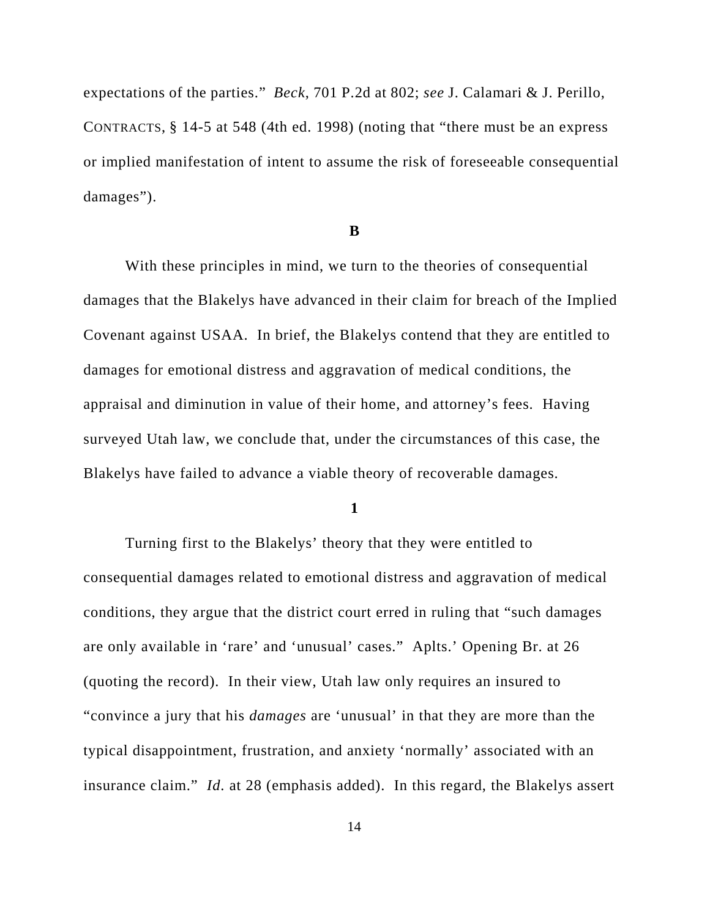expectations of the parties." *Beck*, 701 P.2d at 802; *see* J. Calamari & J. Perillo, CONTRACTS, § 14-5 at 548 (4th ed. 1998) (noting that "there must be an express or implied manifestation of intent to assume the risk of foreseeable consequential damages").

**B**

With these principles in mind, we turn to the theories of consequential damages that the Blakelys have advanced in their claim for breach of the Implied Covenant against USAA. In brief, the Blakelys contend that they are entitled to damages for emotional distress and aggravation of medical conditions, the appraisal and diminution in value of their home, and attorney's fees. Having surveyed Utah law, we conclude that, under the circumstances of this case, the Blakelys have failed to advance a viable theory of recoverable damages.

**1**

Turning first to the Blakelys' theory that they were entitled to consequential damages related to emotional distress and aggravation of medical conditions, they argue that the district court erred in ruling that "such damages are only available in 'rare' and 'unusual' cases." Aplts.' Opening Br. at 26 (quoting the record). In their view, Utah law only requires an insured to "convince a jury that his *damages* are 'unusual' in that they are more than the typical disappointment, frustration, and anxiety 'normally' associated with an insurance claim." *Id.* at 28 (emphasis added). In this regard, the Blakelys assert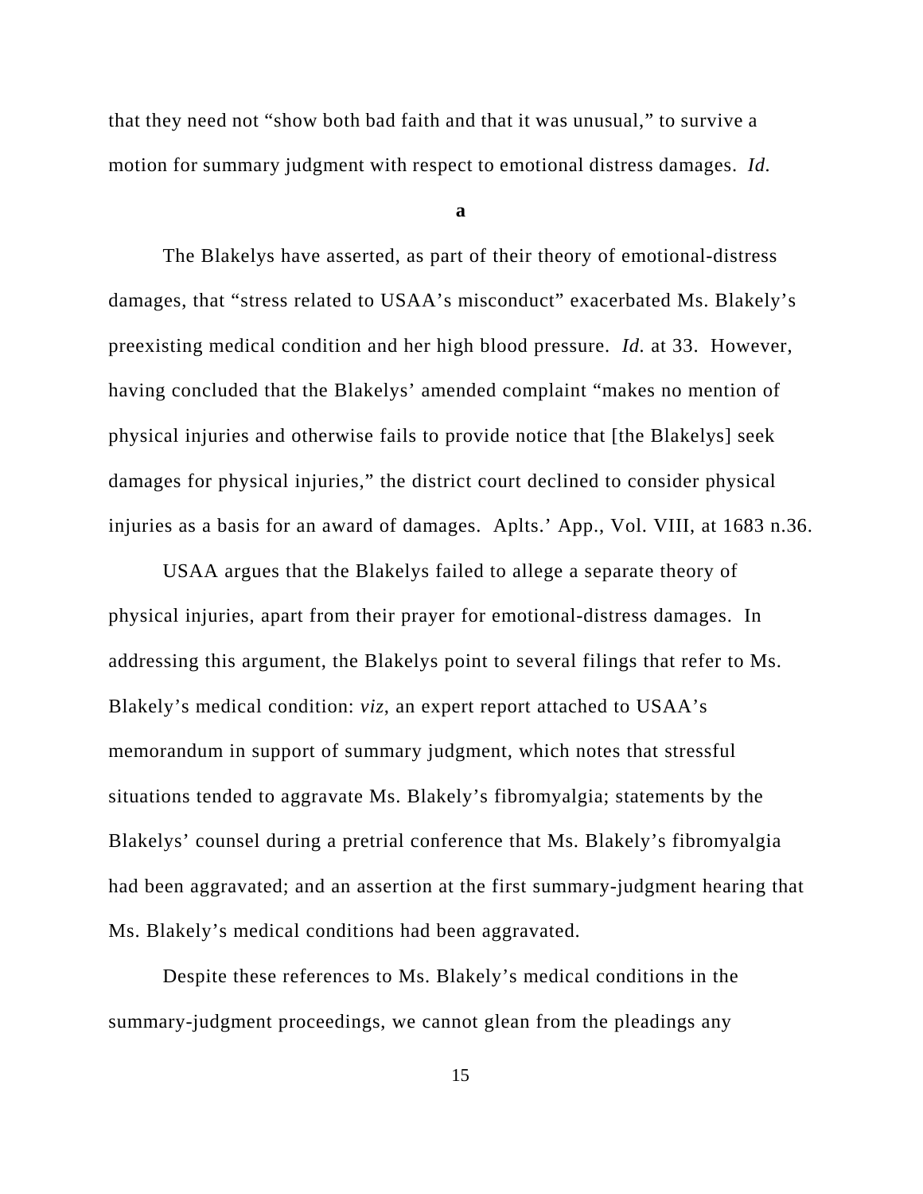that they need not "show both bad faith and that it was unusual," to survive a motion for summary judgment with respect to emotional distress damages. *Id.*

**a**

The Blakelys have asserted, as part of their theory of emotional-distress damages, that "stress related to USAA's misconduct" exacerbated Ms. Blakely's preexisting medical condition and her high blood pressure. *Id.* at 33. However, having concluded that the Blakelys' amended complaint "makes no mention of physical injuries and otherwise fails to provide notice that [the Blakelys] seek damages for physical injuries," the district court declined to consider physical injuries as a basis for an award of damages. Aplts.' App., Vol. VIII, at 1683 n.36.

USAA argues that the Blakelys failed to allege a separate theory of physical injuries, apart from their prayer for emotional-distress damages. In addressing this argument, the Blakelys point to several filings that refer to Ms. Blakely's medical condition: *viz*, an expert report attached to USAA's memorandum in support of summary judgment, which notes that stressful situations tended to aggravate Ms. Blakely's fibromyalgia; statements by the Blakelys' counsel during a pretrial conference that Ms. Blakely's fibromyalgia had been aggravated; and an assertion at the first summary-judgment hearing that Ms. Blakely's medical conditions had been aggravated.

Despite these references to Ms. Blakely's medical conditions in the summary-judgment proceedings, we cannot glean from the pleadings any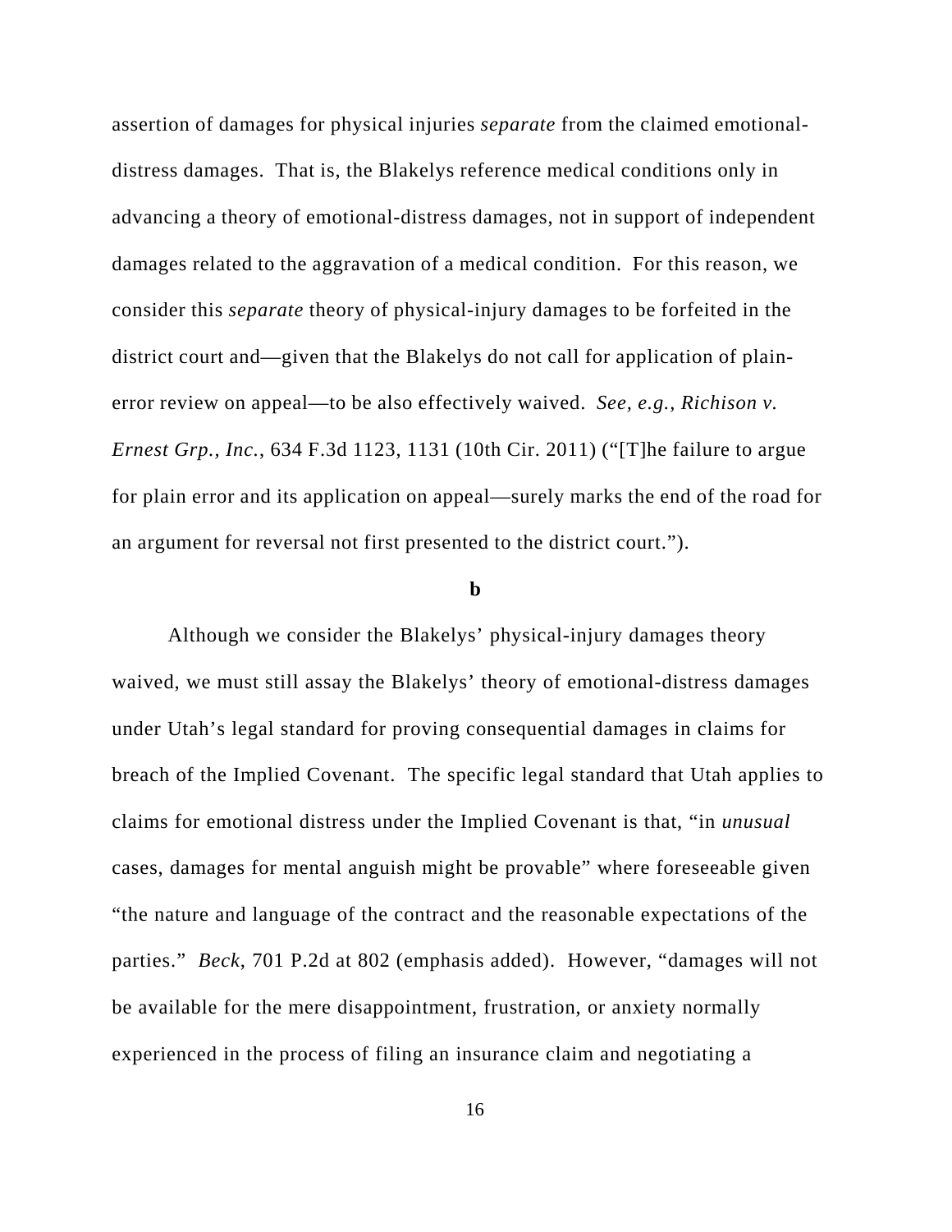assertion of damages for physical injuries *separate* from the claimed emotional-distress damages. That is, the Blakelys reference medical conditions only in advancing a theory of emotional-distress damages, not in support of independent damages related to the aggravation of a medical condition. For this reason, we consider this *separate* theory of physical-injury damages to be forfeited in the district court and—given that the Blakelys do not call for application of plain-error review on appeal—to be also effectively waived. *See, e.g.*, *Richison v. Ernest Grp., Inc.*, 634 F.3d 1123, 1131 (10th Cir. 2011) ("[T]he failure to argue for plain error and its application on appeal—surely marks the end of the road for an argument for reversal not first presented to the district court.").

**b**

Although we consider the Blakelys' physical-injury damages theory waived, we must still assay the Blakelys' theory of emotional-distress damages under Utah's legal standard for proving consequential damages in claims for breach of the Implied Covenant. The specific legal standard that Utah applies to claims for emotional distress under the Implied Covenant is that, "in *unusual* cases, damages for mental anguish might be provable" where foreseeable given "the nature and language of the contract and the reasonable expectations of the parties." *Beck*, 701 P.2d at 802 (emphasis added). However, "damages will not be available for the mere disappointment, frustration, or anxiety normally experienced in the process of filing an insurance claim and negotiating a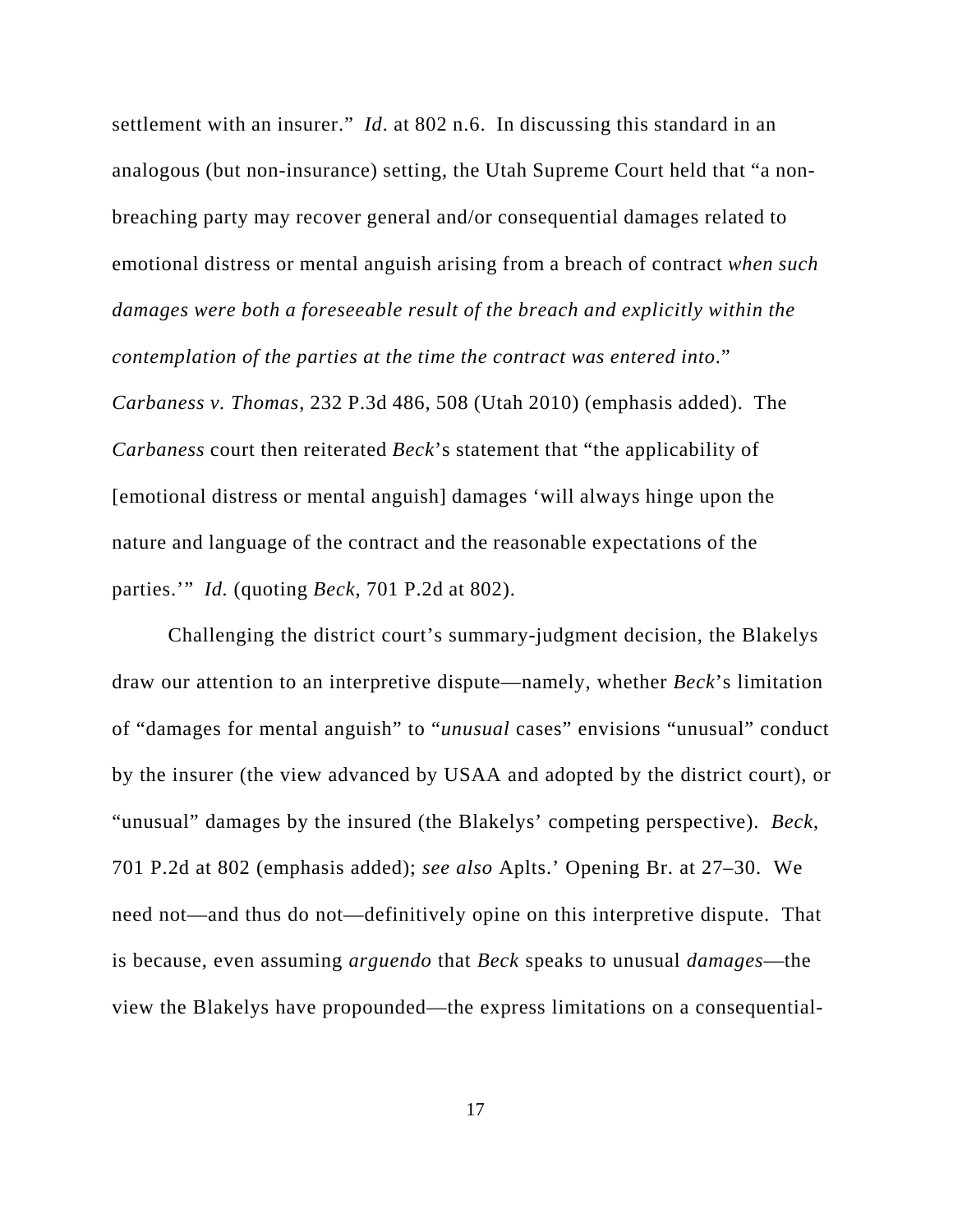settlement with an insurer." *Id*. at 802 n.6. In discussing this standard in an analogous (but non-insurance) setting, the Utah Supreme Court held that "a non-breaching party may recover general and/or consequential damages related to emotional distress or mental anguish arising from a breach of contract *when such damages were both a foreseeable result of the breach and explicitly within the contemplation of the parties at the time the contract was entered into*." *Carbaness v. Thomas*, 232 P.3d 486, 508 (Utah 2010) (emphasis added). The *Carbaness* court then reiterated *Beck*'s statement that "the applicability of [emotional distress or mental anguish] damages 'will always hinge upon the nature and language of the contract and the reasonable expectations of the parties.'" *Id.* (quoting *Beck*, 701 P.2d at 802).

Challenging the district court's summary-judgment decision, the Blakelys draw our attention to an interpretive dispute—namely, whether *Beck*'s limitation of "damages for mental anguish" to "*unusual* cases" envisions "unusual" conduct by the insurer (the view advanced by USAA and adopted by the district court), or "unusual" damages by the insured (the Blakelys' competing perspective). *Beck*, 701 P.2d at 802 (emphasis added); *see also* Aplts.' Opening Br. at 27–30. We need not—and thus do not—definitively opine on this interpretive dispute. That is because, even assuming *arguendo* that *Beck* speaks to unusual *damages*—the view the Blakelys have propounded—the express limitations on a consequential-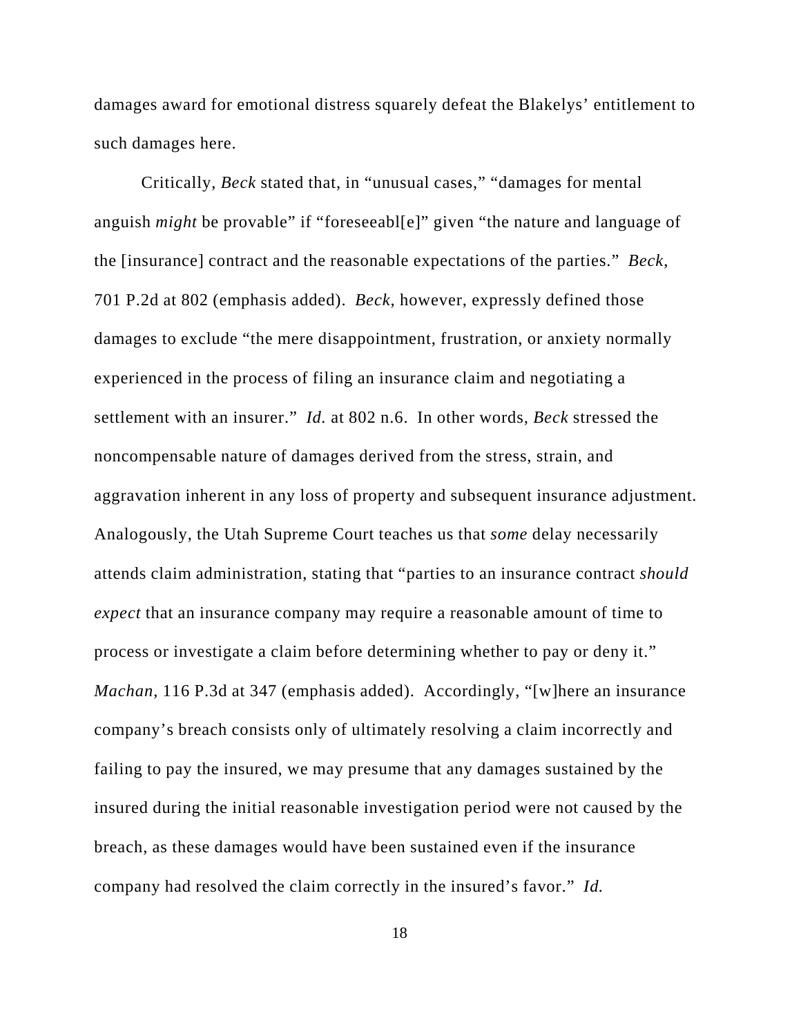damages award for emotional distress squarely defeat the Blakelys' entitlement to such damages here.

Critically, *Beck* stated that, in "unusual cases," "damages for mental anguish *might* be provable" if "foreseeabl[e]" given "the nature and language of the [insurance] contract and the reasonable expectations of the parties." *Beck*, 701 P.2d at 802 (emphasis added). *Beck*, however, expressly defined those damages to exclude "the mere disappointment, frustration, or anxiety normally experienced in the process of filing an insurance claim and negotiating a settlement with an insurer." *Id.* at 802 n.6. In other words, *Beck* stressed the noncompensable nature of damages derived from the stress, strain, and aggravation inherent in any loss of property and subsequent insurance adjustment. Analogously, the Utah Supreme Court teaches us that *some* delay necessarily attends claim administration, stating that "parties to an insurance contract *should expect* that an insurance company may require a reasonable amount of time to process or investigate a claim before determining whether to pay or deny it." *Machan*, 116 P.3d at 347 (emphasis added). Accordingly, "[w]here an insurance company's breach consists only of ultimately resolving a claim incorrectly and failing to pay the insured, we may presume that any damages sustained by the insured during the initial reasonable investigation period were not caused by the breach, as these damages would have been sustained even if the insurance company had resolved the claim correctly in the insured's favor." *Id.*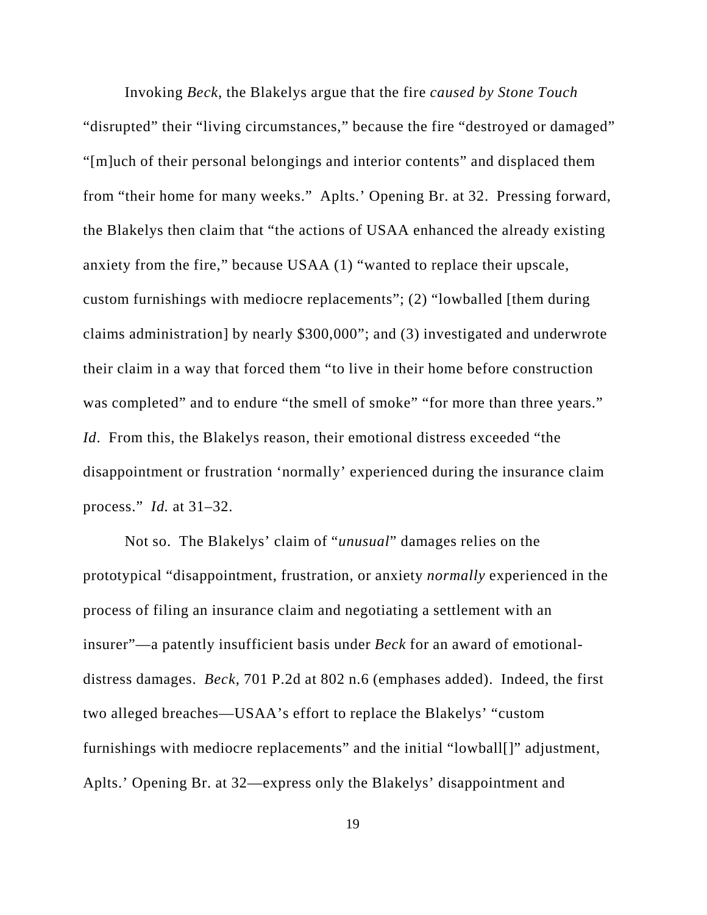Invoking *Beck*, the Blakelys argue that the fire *caused by Stone Touch* "disrupted" their "living circumstances," because the fire "destroyed or damaged" "[m]uch of their personal belongings and interior contents" and displaced them from "their home for many weeks." Aplts.' Opening Br. at 32. Pressing forward, the Blakelys then claim that "the actions of USAA enhanced the already existing anxiety from the fire," because USAA (1) "wanted to replace their upscale, custom furnishings with mediocre replacements"; (2) "lowballed [them during claims administration] by nearly $300,000"; and (3) investigated and underwrote their claim in a way that forced them "to live in their home before construction was completed" and to endure "the smell of smoke" "for more than three years." *Id*. From this, the Blakelys reason, their emotional distress exceeded "the disappointment or frustration 'normally' experienced during the insurance claim process." *Id.* at 31–32.

Not so. The Blakelys' claim of "*unusual*" damages relies on the prototypical "disappointment, frustration, or anxiety *normally* experienced in the process of filing an insurance claim and negotiating a settlement with an insurer"—a patently insufficient basis under *Beck* for an award of emotional-distress damages. *Beck*, 701 P.2d at 802 n.6 (emphases added). Indeed, the first two alleged breaches—USAA's effort to replace the Blakelys' "custom furnishings with mediocre replacements" and the initial "lowball[]" adjustment, Aplts.' Opening Br. at 32—express only the Blakelys' disappointment and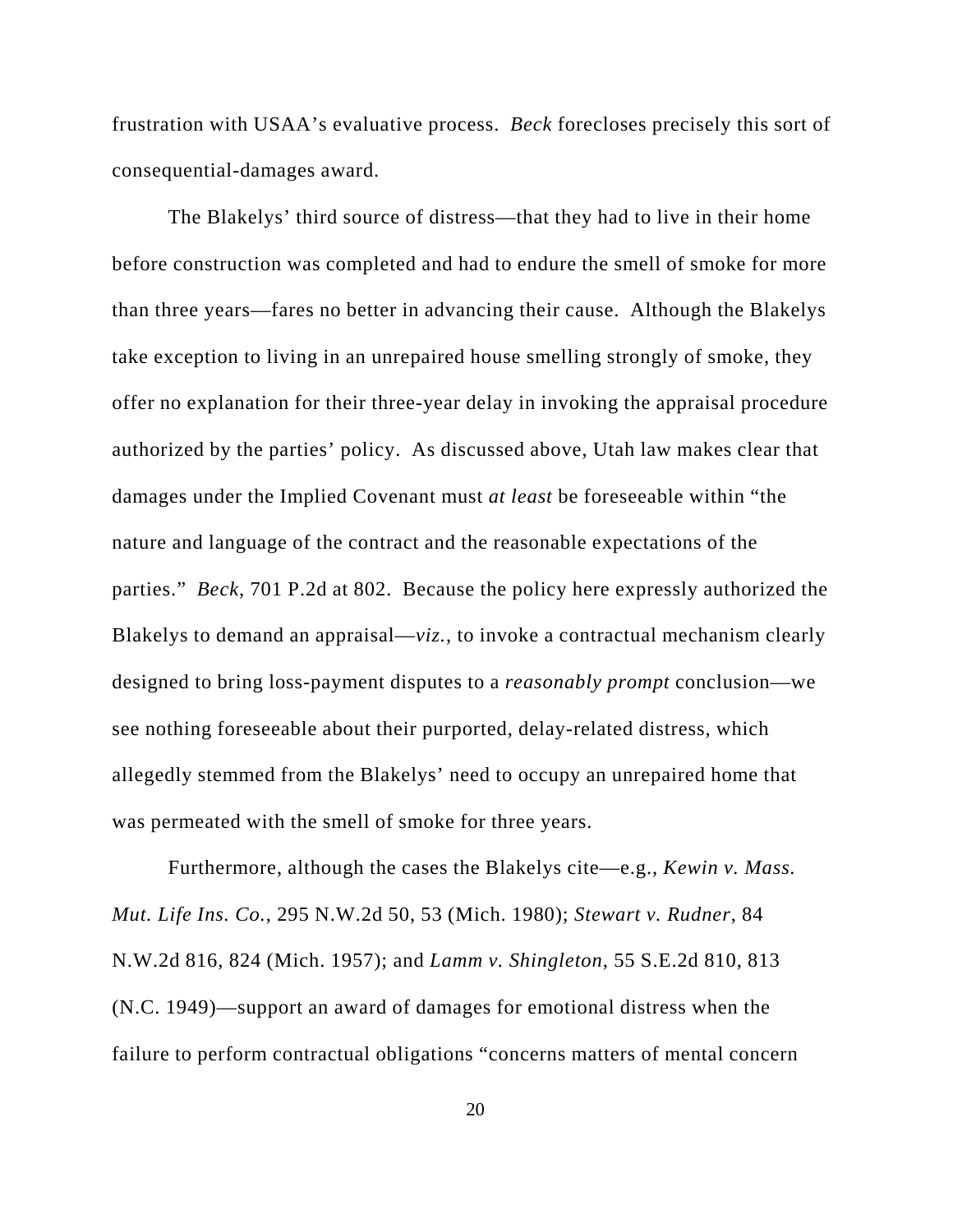frustration with USAA's evaluative process. *Beck* forecloses precisely this sort of consequential-damages award.

The Blakelys' third source of distress—that they had to live in their home before construction was completed and had to endure the smell of smoke for more than three years—fares no better in advancing their cause. Although the Blakelys take exception to living in an unrepaired house smelling strongly of smoke, they offer no explanation for their three-year delay in invoking the appraisal procedure authorized by the parties' policy. As discussed above, Utah law makes clear that damages under the Implied Covenant must *at least* be foreseeable within "the nature and language of the contract and the reasonable expectations of the parties." *Beck*, 701 P.2d at 802. Because the policy here expressly authorized the Blakelys to demand an appraisal—*viz.*, to invoke a contractual mechanism clearly designed to bring loss-payment disputes to a *reasonably prompt* conclusion—we see nothing foreseeable about their purported, delay-related distress, which allegedly stemmed from the Blakelys' need to occupy an unrepaired home that was permeated with the smell of smoke for three years.

Furthermore, although the cases the Blakelys cite—e.g., *Kewin v. Mass. Mut. Life Ins. Co.*, 295 N.W.2d 50, 53 (Mich. 1980); *Stewart v. Rudner*, 84 N.W.2d 816, 824 (Mich. 1957); and *Lamm v. Shingleton*, 55 S.E.2d 810, 813 (N.C. 1949)—support an award of damages for emotional distress when the failure to perform contractual obligations "concerns matters of mental concern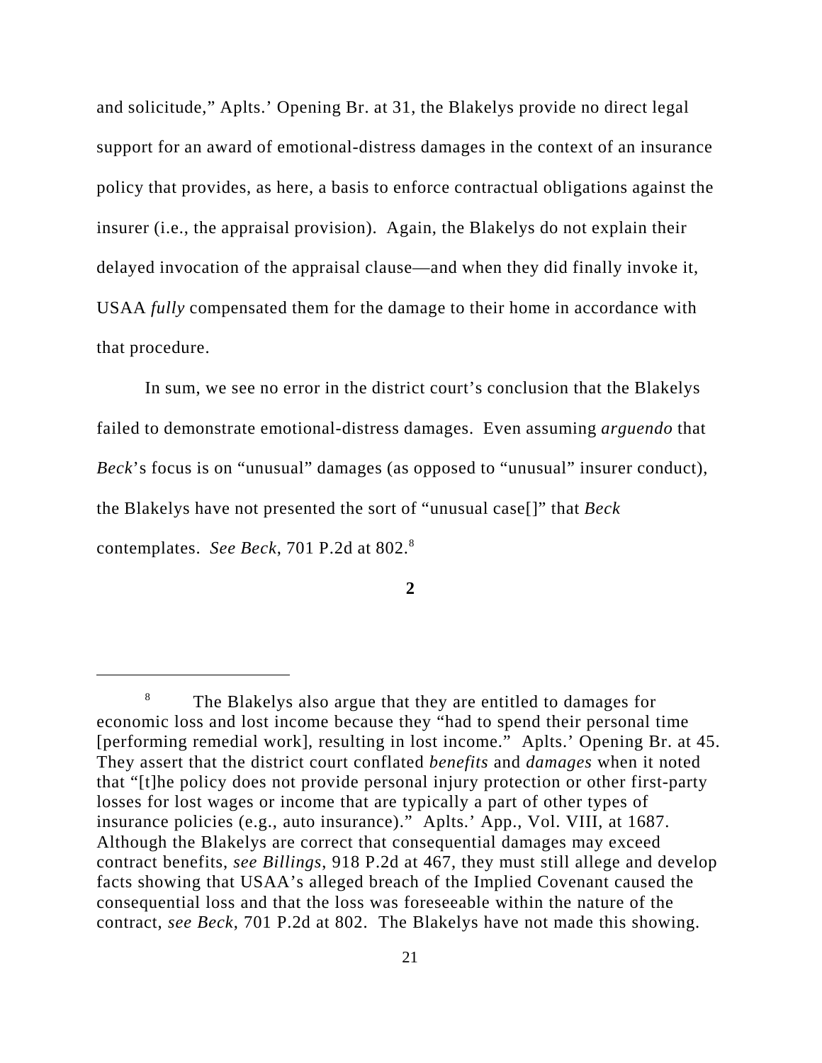and solicitude," Aplts.' Opening Br. at 31, the Blakelys provide no direct legal support for an award of emotional-distress damages in the context of an insurance policy that provides, as here, a basis to enforce contractual obligations against the insurer (i.e., the appraisal provision). Again, the Blakelys do not explain their delayed invocation of the appraisal clause—and when they did finally invoke it, USAA *fully* compensated them for the damage to their home in accordance with that procedure.

In sum, we see no error in the district court's conclusion that the Blakelys failed to demonstrate emotional-distress damages. Even assuming *arguendo* that *Beck*'s focus is on "unusual" damages (as opposed to "unusual" insurer conduct), the Blakelys have not presented the sort of "unusual case[]" that *Beck* contemplates. *See Beck*, 701 P.2d at 802.[8]

**2**

[8] The Blakelys also argue that they are entitled to damages for economic loss and lost income because they "had to spend their personal time [performing remedial work], resulting in lost income." Aplts.' Opening Br. at 45. They assert that the district court conflated *benefits* and *damages* when it noted that "[t]he policy does not provide personal injury protection or other first-party losses for lost wages or income that are typically a part of other types of insurance policies (e.g., auto insurance)." Aplts.' App., Vol. VIII, at 1687. Although the Blakelys are correct that consequential damages may exceed contract benefits, *see Billings*, 918 P.2d at 467, they must still allege and develop facts showing that USAA's alleged breach of the Implied Covenant caused the consequential loss and that the loss was foreseeable within the nature of the contract, *see Beck*, 701 P.2d at 802. The Blakelys have not made this showing.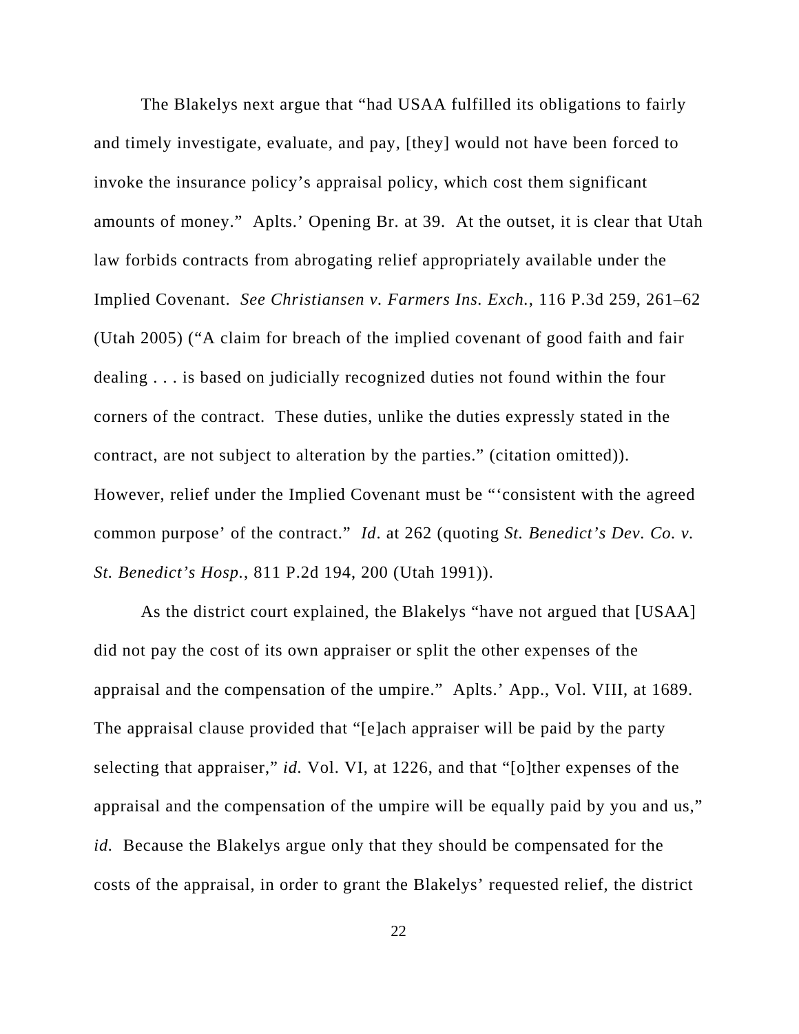The Blakelys next argue that "had USAA fulfilled its obligations to fairly and timely investigate, evaluate, and pay, [they] would not have been forced to invoke the insurance policy's appraisal policy, which cost them significant amounts of money." Aplts.' Opening Br. at 39. At the outset, it is clear that Utah law forbids contracts from abrogating relief appropriately available under the Implied Covenant. *See Christiansen v. Farmers Ins. Exch.*, 116 P.3d 259, 261–62 (Utah 2005) ("A claim for breach of the implied covenant of good faith and fair dealing . . . is based on judicially recognized duties not found within the four corners of the contract. These duties, unlike the duties expressly stated in the contract, are not subject to alteration by the parties." (citation omitted)). However, relief under the Implied Covenant must be "'consistent with the agreed common purpose' of the contract." *Id*. at 262 (quoting *St. Benedict's Dev. Co. v. St. Benedict's Hosp.*, 811 P.2d 194, 200 (Utah 1991)).

As the district court explained, the Blakelys "have not argued that [USAA] did not pay the cost of its own appraiser or split the other expenses of the appraisal and the compensation of the umpire." Aplts.' App., Vol. VIII, at 1689. The appraisal clause provided that "[e]ach appraiser will be paid by the party selecting that appraiser," *id.* Vol. VI, at 1226, and that "[o]ther expenses of the appraisal and the compensation of the umpire will be equally paid by you and us," *id.* Because the Blakelys argue only that they should be compensated for the costs of the appraisal, in order to grant the Blakelys' requested relief, the district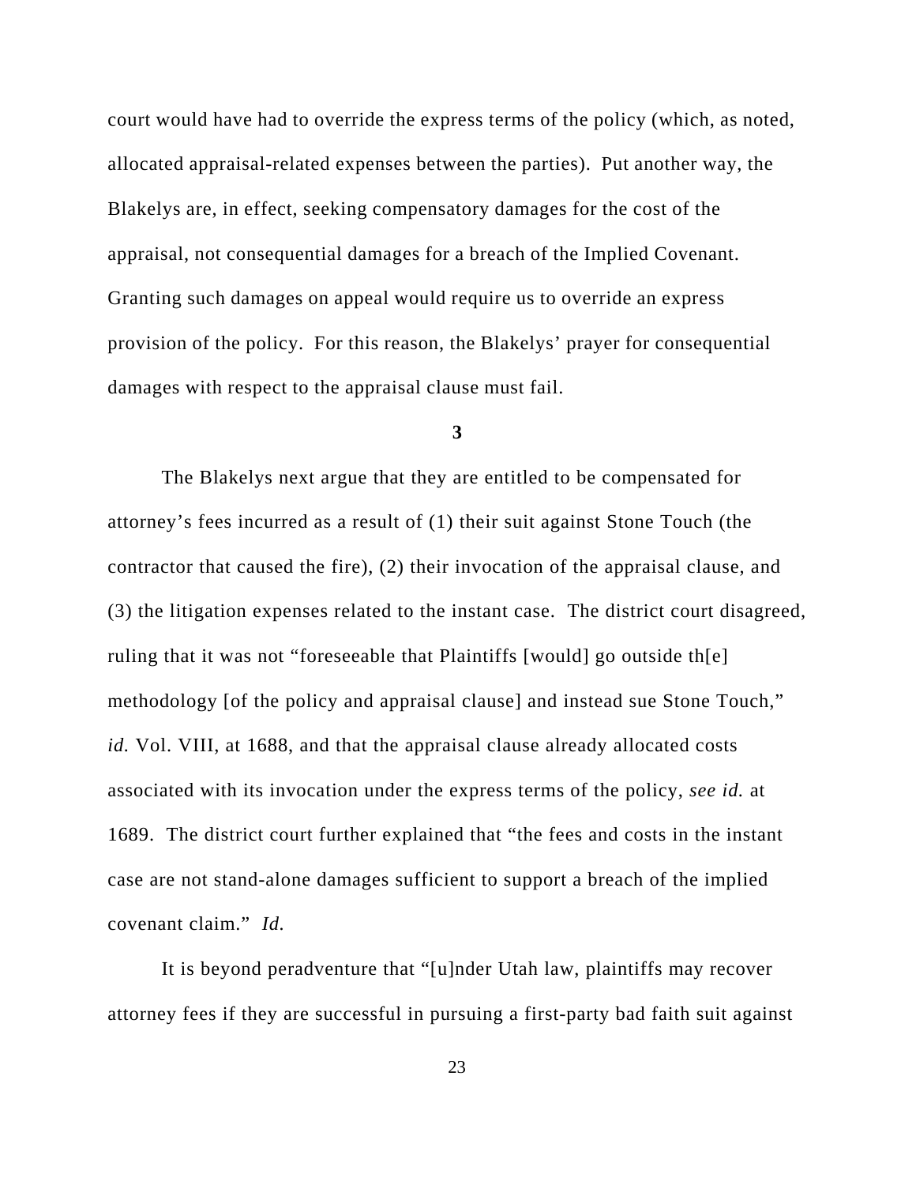court would have had to override the express terms of the policy (which, as noted, allocated appraisal-related expenses between the parties). Put another way, the Blakelys are, in effect, seeking compensatory damages for the cost of the appraisal, not consequential damages for a breach of the Implied Covenant. Granting such damages on appeal would require us to override an express provision of the policy. For this reason, the Blakelys' prayer for consequential damages with respect to the appraisal clause must fail.

**3**

The Blakelys next argue that they are entitled to be compensated for attorney's fees incurred as a result of (1) their suit against Stone Touch (the contractor that caused the fire), (2) their invocation of the appraisal clause, and (3) the litigation expenses related to the instant case. The district court disagreed, ruling that it was not "foreseeable that Plaintiffs [would] go outside th[e] methodology [of the policy and appraisal clause] and instead sue Stone Touch," *id.* Vol. VIII, at 1688, and that the appraisal clause already allocated costs associated with its invocation under the express terms of the policy, *see id.* at 1689. The district court further explained that "the fees and costs in the instant case are not stand-alone damages sufficient to support a breach of the implied covenant claim." *Id.*

It is beyond peradventure that "[u]nder Utah law, plaintiffs may recover attorney fees if they are successful in pursuing a first-party bad faith suit against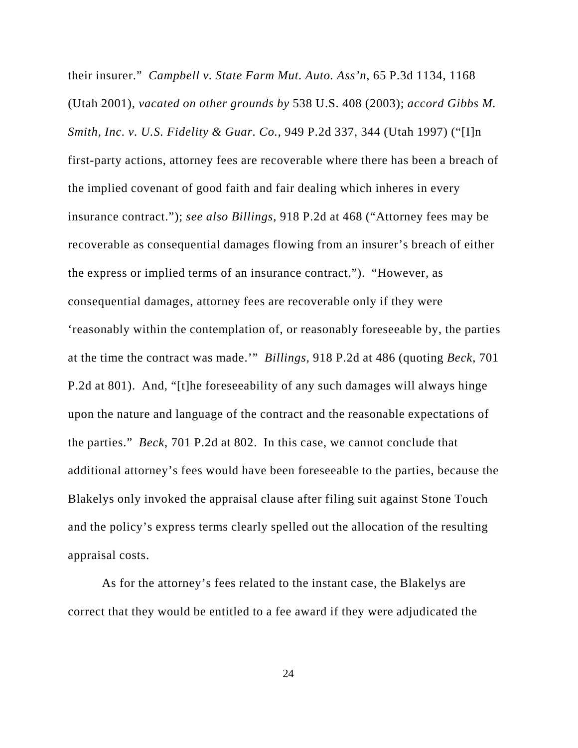their insurer." *Campbell v. State Farm Mut. Auto. Ass'n*, 65 P.3d 1134, 1168 (Utah 2001), *vacated on other grounds by* 538 U.S. 408 (2003); *accord Gibbs M. Smith, Inc. v. U.S. Fidelity & Guar. Co.*, 949 P.2d 337, 344 (Utah 1997) ("[I]n first-party actions, attorney fees are recoverable where there has been a breach of the implied covenant of good faith and fair dealing which inheres in every insurance contract."); *see also Billings*, 918 P.2d at 468 ("Attorney fees may be recoverable as consequential damages flowing from an insurer's breach of either the express or implied terms of an insurance contract."). "However, as consequential damages, attorney fees are recoverable only if they were 'reasonably within the contemplation of, or reasonably foreseeable by, the parties at the time the contract was made.'" *Billings*, 918 P.2d at 486 (quoting *Beck*, 701 P.2d at 801). And, "[t]he foreseeability of any such damages will always hinge upon the nature and language of the contract and the reasonable expectations of the parties." *Beck*, 701 P.2d at 802. In this case, we cannot conclude that additional attorney's fees would have been foreseeable to the parties, because the Blakelys only invoked the appraisal clause after filing suit against Stone Touch and the policy's express terms clearly spelled out the allocation of the resulting appraisal costs.

As for the attorney's fees related to the instant case, the Blakelys are correct that they would be entitled to a fee award if they were adjudicated the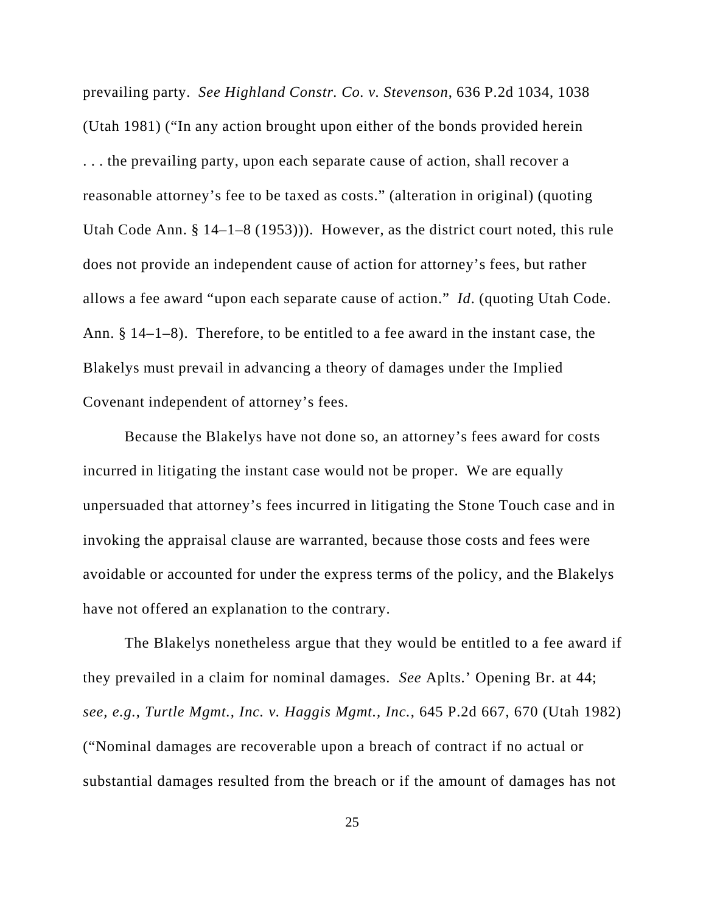prevailing party. *See Highland Constr. Co. v. Stevenson*, 636 P.2d 1034, 1038 (Utah 1981) ("In any action brought upon either of the bonds provided herein . . . the prevailing party, upon each separate cause of action, shall recover a reasonable attorney's fee to be taxed as costs." (alteration in original) (quoting Utah Code Ann. § 14–1–8 (1953))). However, as the district court noted, this rule does not provide an independent cause of action for attorney's fees, but rather allows a fee award "upon each separate cause of action." *Id*. (quoting Utah Code. Ann. § 14–1–8). Therefore, to be entitled to a fee award in the instant case, the Blakelys must prevail in advancing a theory of damages under the Implied Covenant independent of attorney's fees.

Because the Blakelys have not done so, an attorney's fees award for costs incurred in litigating the instant case would not be proper. We are equally unpersuaded that attorney's fees incurred in litigating the Stone Touch case and in invoking the appraisal clause are warranted, because those costs and fees were avoidable or accounted for under the express terms of the policy, and the Blakelys have not offered an explanation to the contrary.

The Blakelys nonetheless argue that they would be entitled to a fee award if they prevailed in a claim for nominal damages. *See* Aplts.' Opening Br. at 44; *see, e.g.*, *Turtle Mgmt., Inc. v. Haggis Mgmt., Inc.*, 645 P.2d 667, 670 (Utah 1982) ("Nominal damages are recoverable upon a breach of contract if no actual or substantial damages resulted from the breach or if the amount of damages has not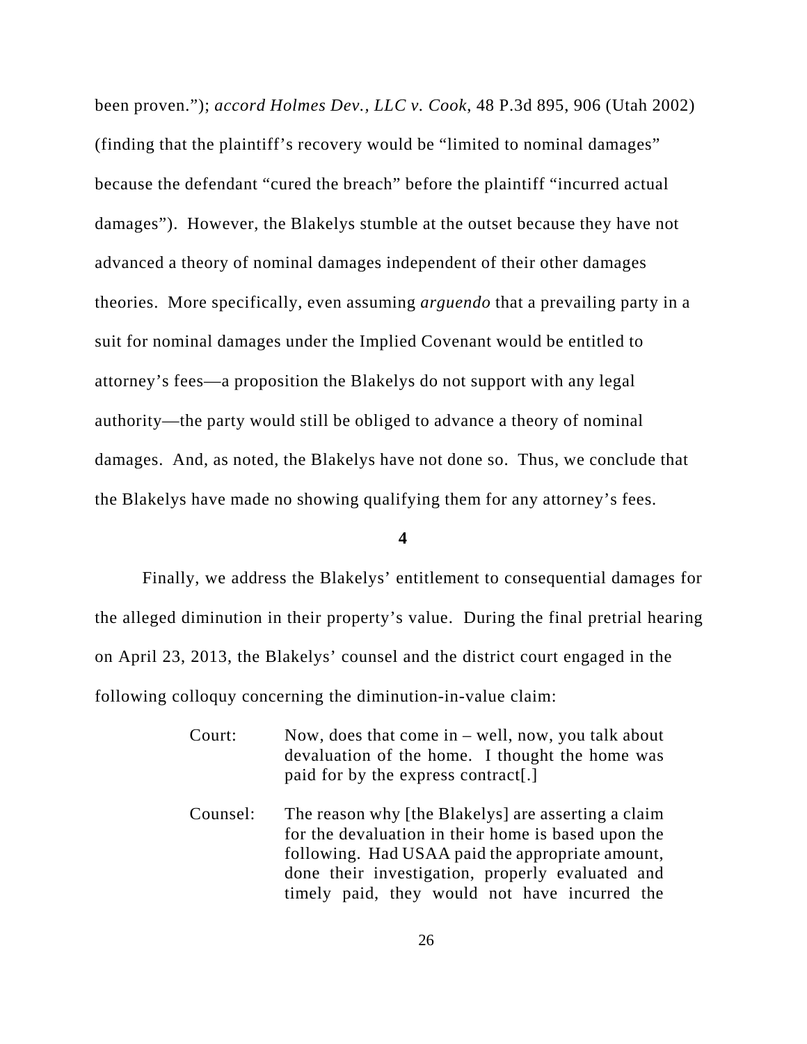been proven."); *accord Holmes Dev., LLC v. Cook*, 48 P.3d 895, 906 (Utah 2002) (finding that the plaintiff's recovery would be "limited to nominal damages" because the defendant "cured the breach" before the plaintiff "incurred actual damages"). However, the Blakelys stumble at the outset because they have not advanced a theory of nominal damages independent of their other damages theories. More specifically, even assuming *arguendo* that a prevailing party in a suit for nominal damages under the Implied Covenant would be entitled to attorney's fees—a proposition the Blakelys do not support with any legal authority—the party would still be obliged to advance a theory of nominal damages. And, as noted, the Blakelys have not done so. Thus, we conclude that the Blakelys have made no showing qualifying them for any attorney's fees.

**4**

Finally, we address the Blakelys' entitlement to consequential damages for the alleged diminution in their property's value. During the final pretrial hearing on April 23, 2013, the Blakelys' counsel and the district court engaged in the following colloquy concerning the diminution-in-value claim:

> Court: Now, does that come in – well, now, you talk about devaluation of the home. I thought the home was paid for by the express contract[.]
>
> Counsel: The reason why [the Blakelys] are asserting a claim for the devaluation in their home is based upon the following. Had USAA paid the appropriate amount, done their investigation, properly evaluated and timely paid, they would not have incurred the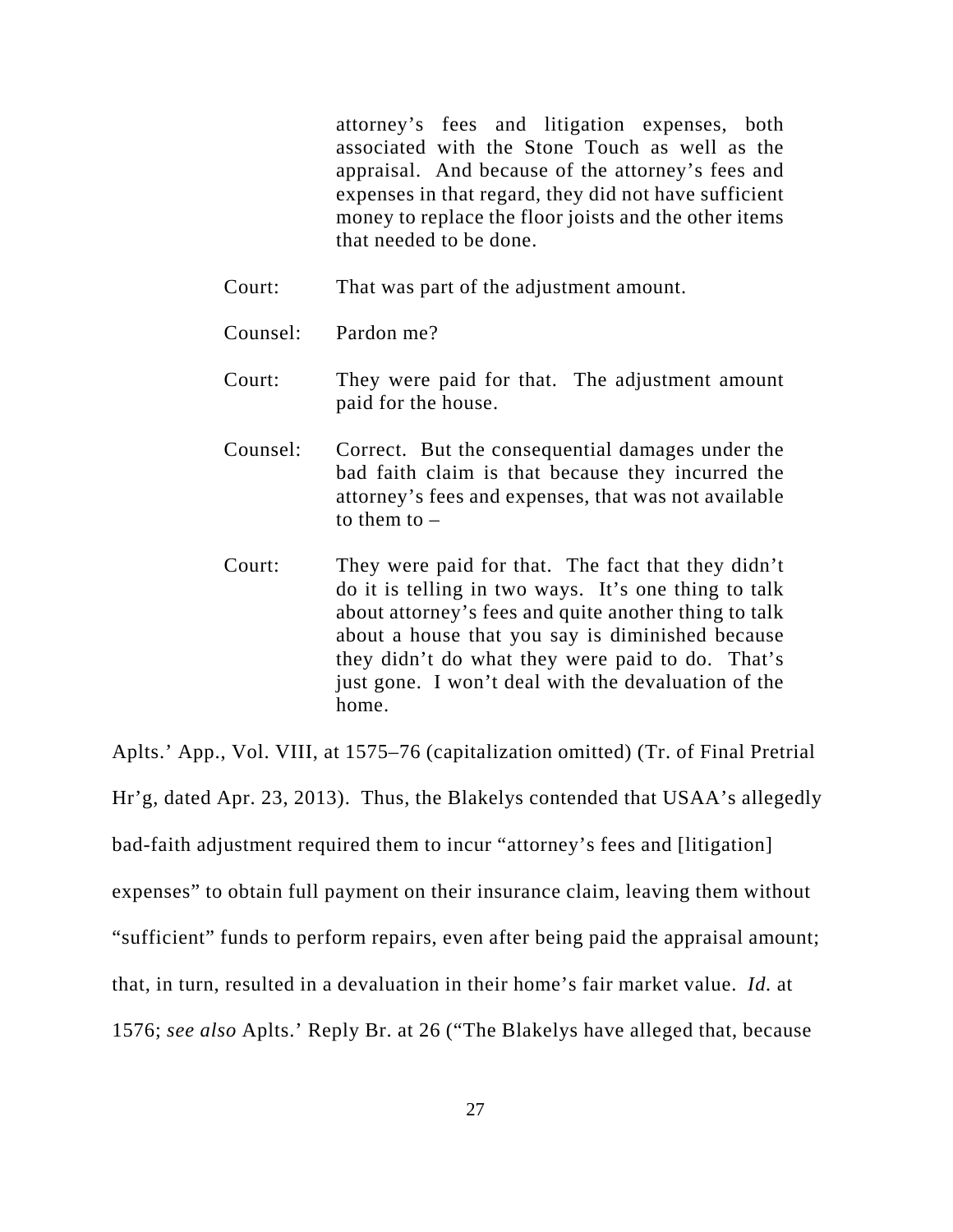> attorney's fees and litigation expenses, both associated with the Stone Touch as well as the appraisal. And because of the attorney's fees and expenses in that regard, they did not have sufficient money to replace the floor joists and the other items that needed to be done.
>
> Court: That was part of the adjustment amount.
>
> Counsel: Pardon me?
>
> Court: They were paid for that. The adjustment amount paid for the house.
>
> Counsel: Correct. But the consequential damages under the bad faith claim is that because they incurred the attorney's fees and expenses, that was not available to them to –
>
> Court: They were paid for that. The fact that they didn't do it is telling in two ways. It's one thing to talk about attorney's fees and quite another thing to talk about a house that you say is diminished because they didn't do what they were paid to do. That's just gone. I won't deal with the devaluation of the home.

Aplts.' App., Vol. VIII, at 1575–76 (capitalization omitted) (Tr. of Final Pretrial Hr'g, dated Apr. 23, 2013). Thus, the Blakelys contended that USAA's allegedly bad-faith adjustment required them to incur "attorney's fees and [litigation] expenses" to obtain full payment on their insurance claim, leaving them without "sufficient" funds to perform repairs, even after being paid the appraisal amount; that, in turn, resulted in a devaluation in their home's fair market value. *Id.* at 1576; *see also* Aplts.' Reply Br. at 26 ("The Blakelys have alleged that, because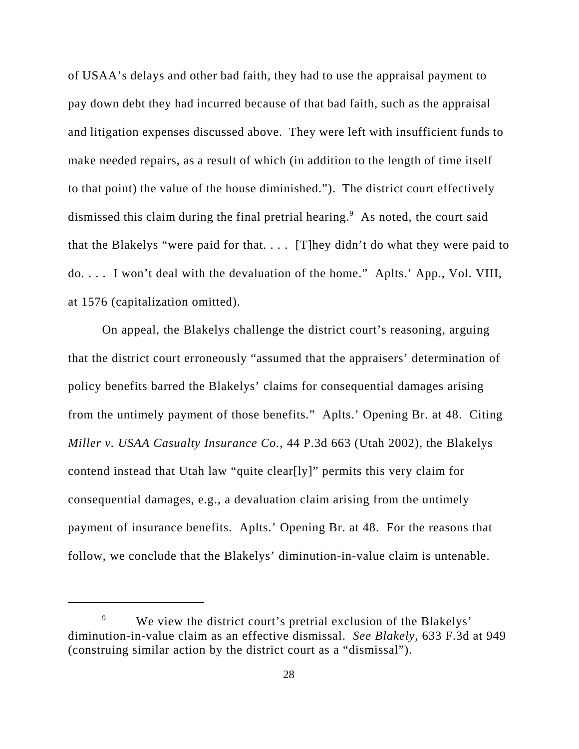of USAA's delays and other bad faith, they had to use the appraisal payment to pay down debt they had incurred because of that bad faith, such as the appraisal and litigation expenses discussed above. They were left with insufficient funds to make needed repairs, as a result of which (in addition to the length of time itself to that point) the value of the house diminished."). The district court effectively dismissed this claim during the final pretrial hearing.[9] As noted, the court said that the Blakelys "were paid for that. . . . [T]hey didn't do what they were paid to do. . . . I won't deal with the devaluation of the home." Aplts.' App., Vol. VIII, at 1576 (capitalization omitted).

On appeal, the Blakelys challenge the district court's reasoning, arguing that the district court erroneously "assumed that the appraisers' determination of policy benefits barred the Blakelys' claims for consequential damages arising from the untimely payment of those benefits." Aplts.' Opening Br. at 48. Citing *Miller v. USAA Casualty Insurance Co.*, 44 P.3d 663 (Utah 2002), the Blakelys contend instead that Utah law "quite clear[ly]" permits this very claim for consequential damages, e.g., a devaluation claim arising from the untimely payment of insurance benefits. Aplts.' Opening Br. at 48. For the reasons that follow, we conclude that the Blakelys' diminution-in-value claim is untenable.

---

[9] We view the district court's pretrial exclusion of the Blakelys' diminution-in-value claim as an effective dismissal. *See Blakely*, 633 F.3d at 949 (construing similar action by the district court as a "dismissal").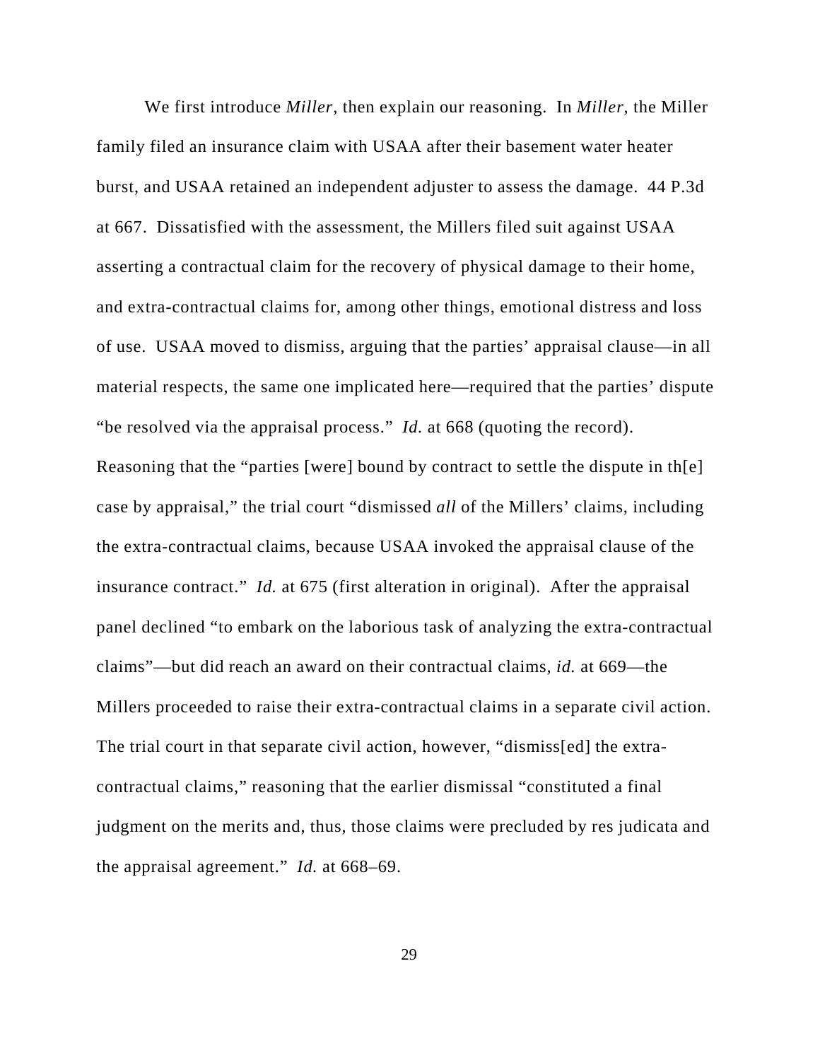We first introduce *Miller*, then explain our reasoning. In *Miller*, the Miller family filed an insurance claim with USAA after their basement water heater burst, and USAA retained an independent adjuster to assess the damage. 44 P.3d at 667. Dissatisfied with the assessment, the Millers filed suit against USAA asserting a contractual claim for the recovery of physical damage to their home, and extra-contractual claims for, among other things, emotional distress and loss of use. USAA moved to dismiss, arguing that the parties' appraisal clause—in all material respects, the same one implicated here—required that the parties' dispute "be resolved via the appraisal process." *Id.* at 668 (quoting the record). Reasoning that the "parties [were] bound by contract to settle the dispute in th[e] case by appraisal," the trial court "dismissed *all* of the Millers' claims, including the extra-contractual claims, because USAA invoked the appraisal clause of the insurance contract." *Id.* at 675 (first alteration in original). After the appraisal panel declined "to embark on the laborious task of analyzing the extra-contractual claims"—but did reach an award on their contractual claims, *id.* at 669—the Millers proceeded to raise their extra-contractual claims in a separate civil action. The trial court in that separate civil action, however, "dismiss[ed] the extra-contractual claims," reasoning that the earlier dismissal "constituted a final judgment on the merits and, thus, those claims were precluded by res judicata and the appraisal agreement." *Id.* at 668–69.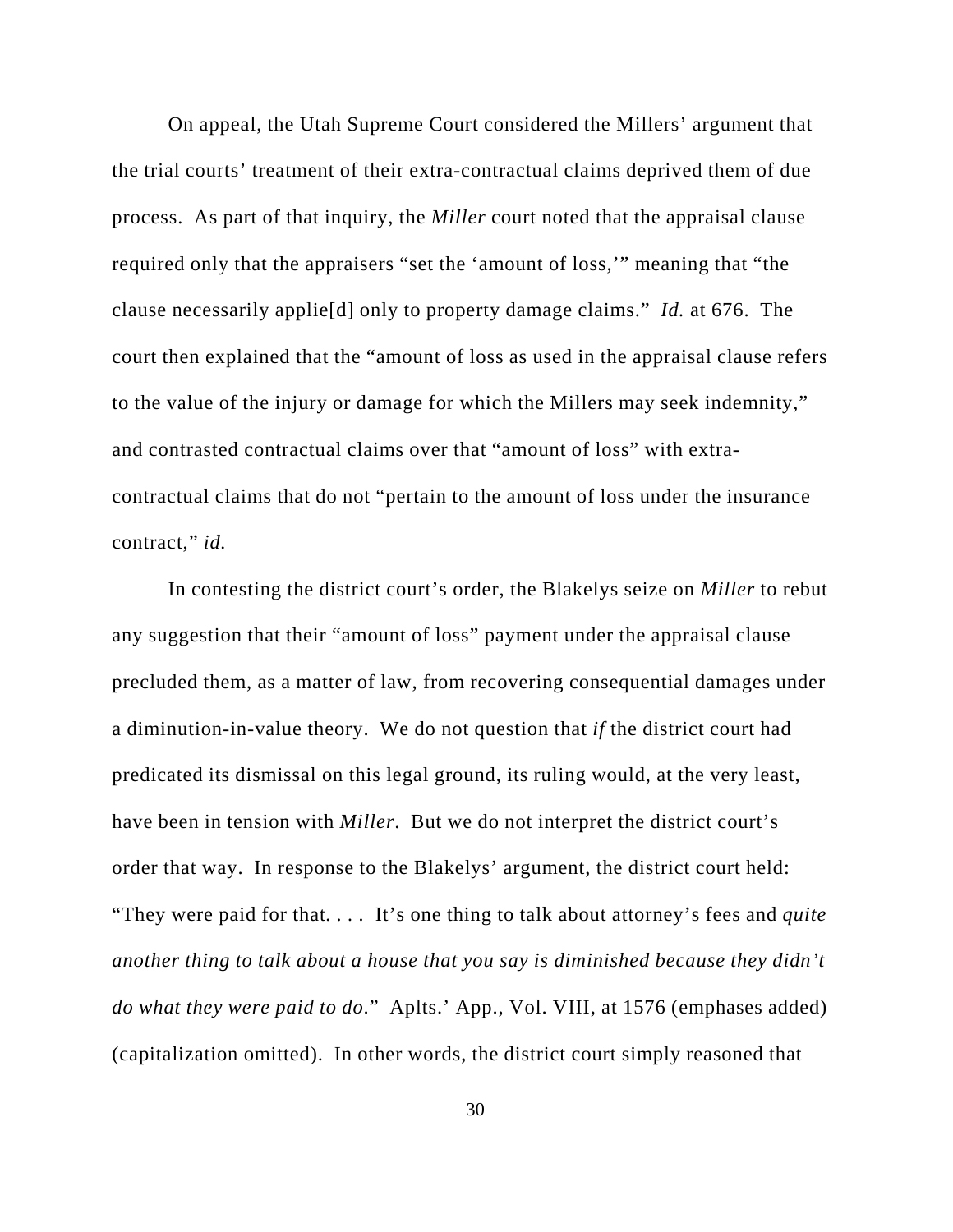On appeal, the Utah Supreme Court considered the Millers' argument that the trial courts' treatment of their extra-contractual claims deprived them of due process. As part of that inquiry, the *Miller* court noted that the appraisal clause required only that the appraisers "set the 'amount of loss,'" meaning that "the clause necessarily applie[d] only to property damage claims." *Id.* at 676. The court then explained that the "amount of loss as used in the appraisal clause refers to the value of the injury or damage for which the Millers may seek indemnity," and contrasted contractual claims over that "amount of loss" with extra-contractual claims that do not "pertain to the amount of loss under the insurance contract," *id.*

In contesting the district court's order, the Blakelys seize on *Miller* to rebut any suggestion that their "amount of loss" payment under the appraisal clause precluded them, as a matter of law, from recovering consequential damages under a diminution-in-value theory. We do not question that *if* the district court had predicated its dismissal on this legal ground, its ruling would, at the very least, have been in tension with *Miller*. But we do not interpret the district court's order that way. In response to the Blakelys' argument, the district court held: "They were paid for that. . . . It's one thing to talk about attorney's fees and *quite another thing to talk about a house that you say is diminished because they didn't do what they were paid to do*." Aplts.' App., Vol. VIII, at 1576 (emphases added) (capitalization omitted). In other words, the district court simply reasoned that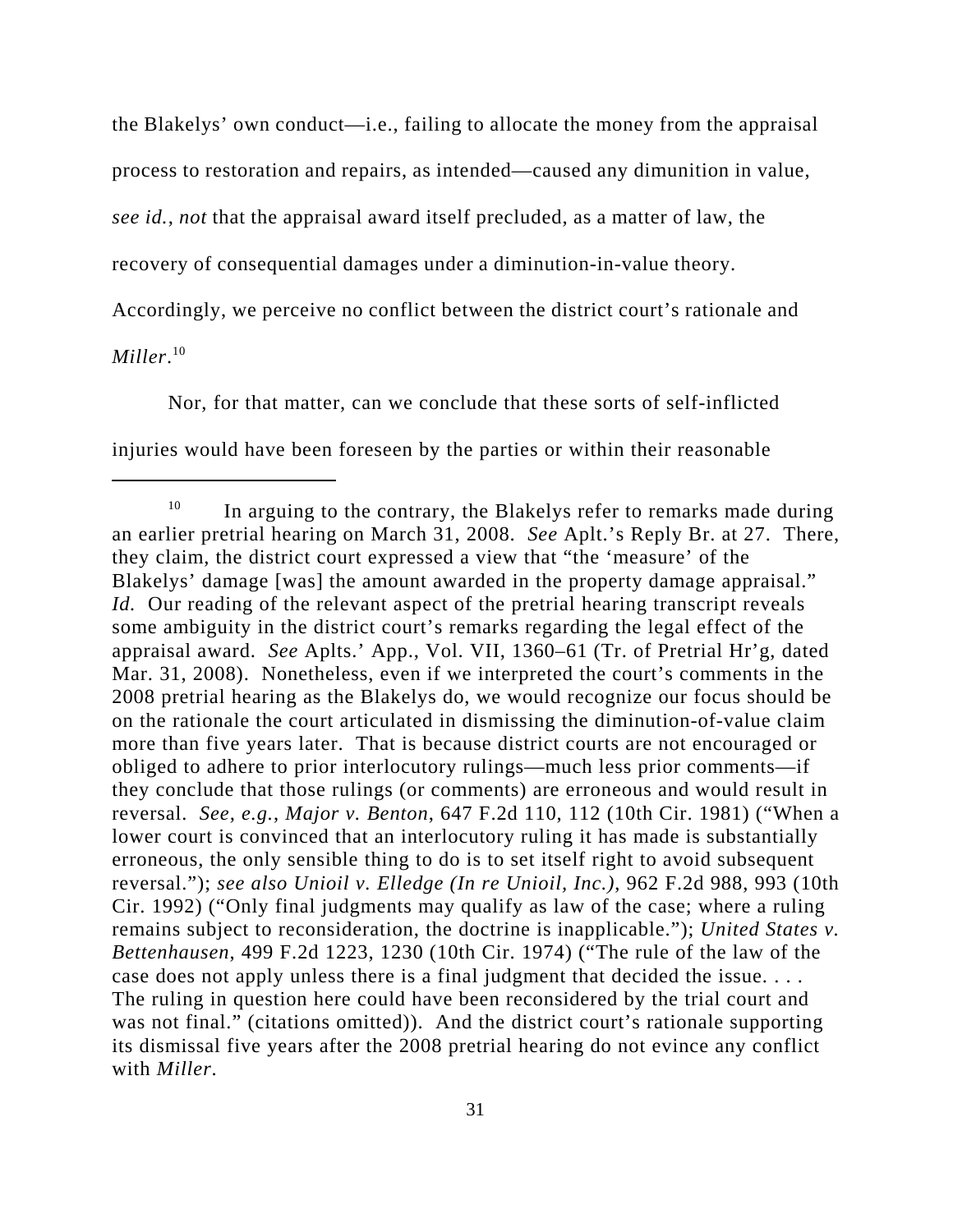the Blakelys' own conduct—i.e., failing to allocate the money from the appraisal process to restoration and repairs, as intended—caused any dimunition in value, *see id.*, *not* that the appraisal award itself precluded, as a matter of law, the recovery of consequential damages under a diminution-in-value theory. Accordingly, we perceive no conflict between the district court's rationale and *Miller*.[10]

Nor, for that matter, can we conclude that these sorts of self-inflicted injuries would have been foreseen by the parties or within their reasonable

---

[10] In arguing to the contrary, the Blakelys refer to remarks made during an earlier pretrial hearing on March 31, 2008. *See* Aplt.'s Reply Br. at 27. There, they claim, the district court expressed a view that "the 'measure' of the Blakelys' damage [was] the amount awarded in the property damage appraisal." *Id.* Our reading of the relevant aspect of the pretrial hearing transcript reveals some ambiguity in the district court's remarks regarding the legal effect of the appraisal award. *See* Aplts.' App., Vol. VII, 1360–61 (Tr. of Pretrial Hr'g, dated Mar. 31, 2008). Nonetheless, even if we interpreted the court's comments in the 2008 pretrial hearing as the Blakelys do, we would recognize our focus should be on the rationale the court articulated in dismissing the diminution-of-value claim more than five years later. That is because district courts are not encouraged or obliged to adhere to prior interlocutory rulings—much less prior comments—if they conclude that those rulings (or comments) are erroneous and would result in reversal. *See, e.g.*, *Major v. Benton*, 647 F.2d 110, 112 (10th Cir. 1981) ("When a lower court is convinced that an interlocutory ruling it has made is substantially erroneous, the only sensible thing to do is to set itself right to avoid subsequent reversal."); *see also Unioil v. Elledge (In re Unioil, Inc.)*, 962 F.2d 988, 993 (10th Cir. 1992) ("Only final judgments may qualify as law of the case; where a ruling remains subject to reconsideration, the doctrine is inapplicable."); *United States v. Bettenhausen*, 499 F.2d 1223, 1230 (10th Cir. 1974) ("The rule of the law of the case does not apply unless there is a final judgment that decided the issue. . . . The ruling in question here could have been reconsidered by the trial court and was not final." (citations omitted)). And the district court's rationale supporting its dismissal five years after the 2008 pretrial hearing do not evince any conflict with *Miller*.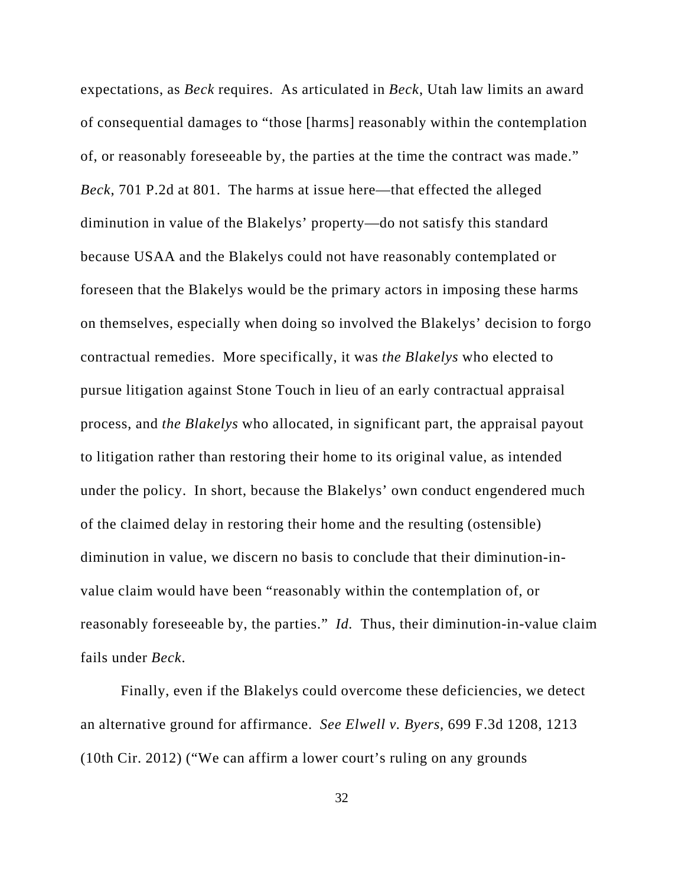expectations, as *Beck* requires. As articulated in *Beck*, Utah law limits an award of consequential damages to "those [harms] reasonably within the contemplation of, or reasonably foreseeable by, the parties at the time the contract was made." *Beck*, 701 P.2d at 801. The harms at issue here—that effected the alleged diminution in value of the Blakelys' property—do not satisfy this standard because USAA and the Blakelys could not have reasonably contemplated or foreseen that the Blakelys would be the primary actors in imposing these harms on themselves, especially when doing so involved the Blakelys' decision to forgo contractual remedies. More specifically, it was *the Blakelys* who elected to pursue litigation against Stone Touch in lieu of an early contractual appraisal process, and *the Blakelys* who allocated, in significant part, the appraisal payout to litigation rather than restoring their home to its original value, as intended under the policy. In short, because the Blakelys' own conduct engendered much of the claimed delay in restoring their home and the resulting (ostensible) diminution in value, we discern no basis to conclude that their diminution-in-value claim would have been "reasonably within the contemplation of, or reasonably foreseeable by, the parties." *Id.* Thus, their diminution-in-value claim fails under *Beck*.

Finally, even if the Blakelys could overcome these deficiencies, we detect an alternative ground for affirmance. *See Elwell v. Byers*, 699 F.3d 1208, 1213 (10th Cir. 2012) ("We can affirm a lower court's ruling on any grounds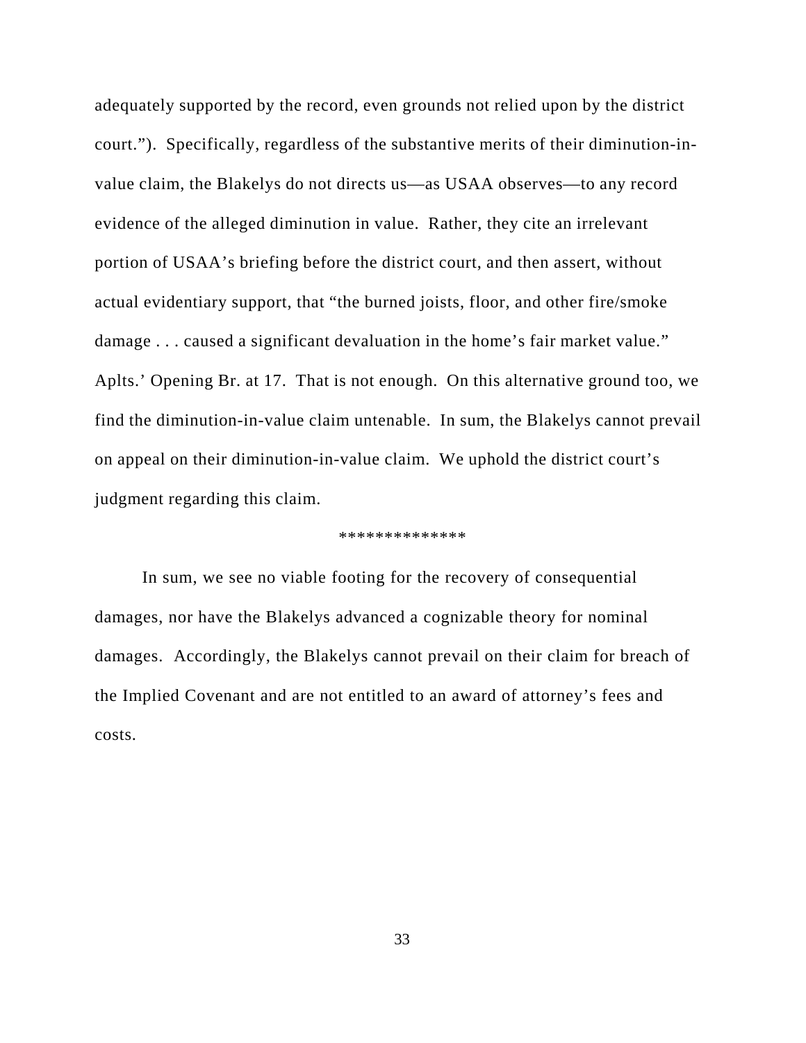adequately supported by the record, even grounds not relied upon by the district court."). Specifically, regardless of the substantive merits of their diminution-in-value claim, the Blakelys do not directs us—as USAA observes—to any record evidence of the alleged diminution in value. Rather, they cite an irrelevant portion of USAA's briefing before the district court, and then assert, without actual evidentiary support, that "the burned joists, floor, and other fire/smoke damage . . . caused a significant devaluation in the home's fair market value." Aplts.' Opening Br. at 17. That is not enough. On this alternative ground too, we find the diminution-in-value claim untenable. In sum, the Blakelys cannot prevail on appeal on their diminution-in-value claim. We uphold the district court's judgment regarding this claim.

**************

In sum, we see no viable footing for the recovery of consequential damages, nor have the Blakelys advanced a cognizable theory for nominal damages. Accordingly, the Blakelys cannot prevail on their claim for breach of the Implied Covenant and are not entitled to an award of attorney's fees and costs.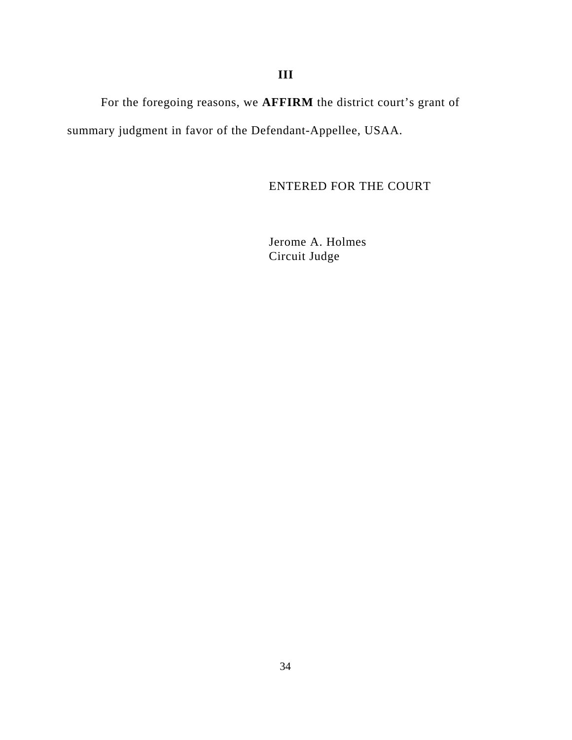## III

For the foregoing reasons, we **AFFIRM** the district court's grant of summary judgment in favor of the Defendant-Appellee, USAA.

ENTERED FOR THE COURT

Jerome A. Holmes
Circuit Judge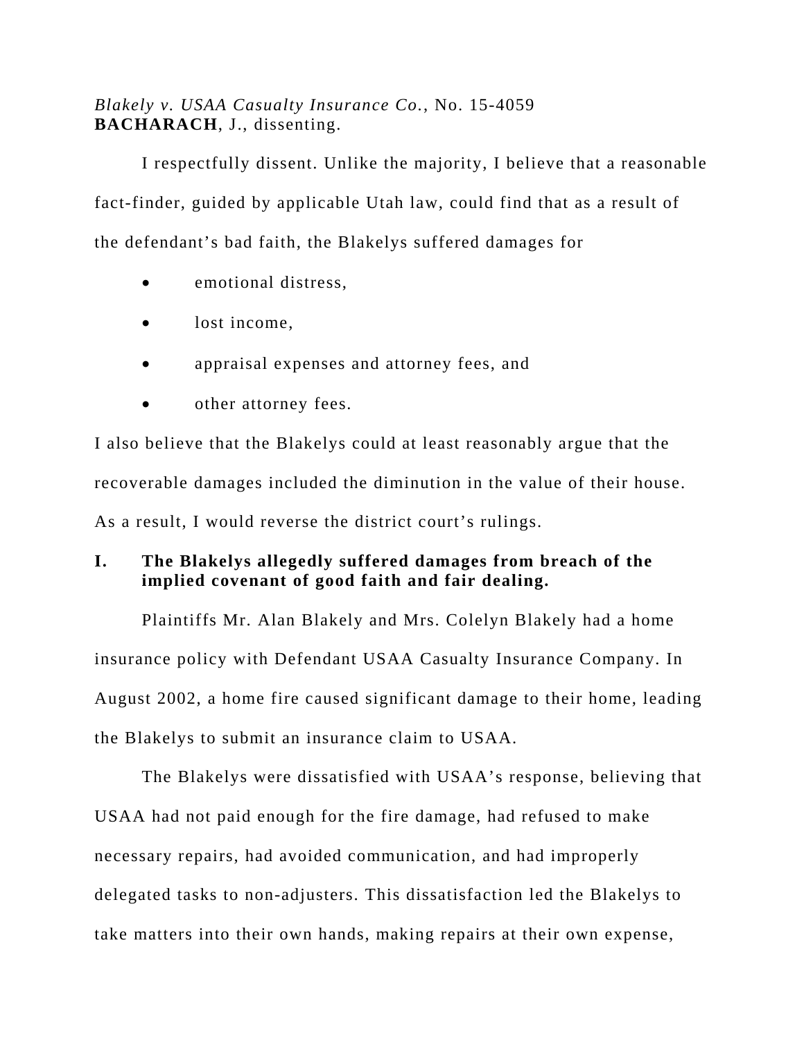*Blakely v. USAA Casualty Insurance Co.*, No. 15-4059
**BACHARACH**, J., dissenting.

I respectfully dissent. Unlike the majority, I believe that a reasonable fact-finder, guided by applicable Utah law, could find that as a result of the defendant's bad faith, the Blakelys suffered damages for

- emotional distress,
- lost income,
- appraisal expenses and attorney fees, and
- other attorney fees.

I also believe that the Blakelys could at least reasonably argue that the recoverable damages included the diminution in the value of their house. As a result, I would reverse the district court's rulings.

## I. The Blakelys allegedly suffered damages from breach of the implied covenant of good faith and fair dealing.

Plaintiffs Mr. Alan Blakely and Mrs. Colelyn Blakely had a home insurance policy with Defendant USAA Casualty Insurance Company. In August 2002, a home fire caused significant damage to their home, leading the Blakelys to submit an insurance claim to USAA.

The Blakelys were dissatisfied with USAA's response, believing that USAA had not paid enough for the fire damage, had refused to make necessary repairs, had avoided communication, and had improperly delegated tasks to non-adjusters. This dissatisfaction led the Blakelys to take matters into their own hands, making repairs at their own expense,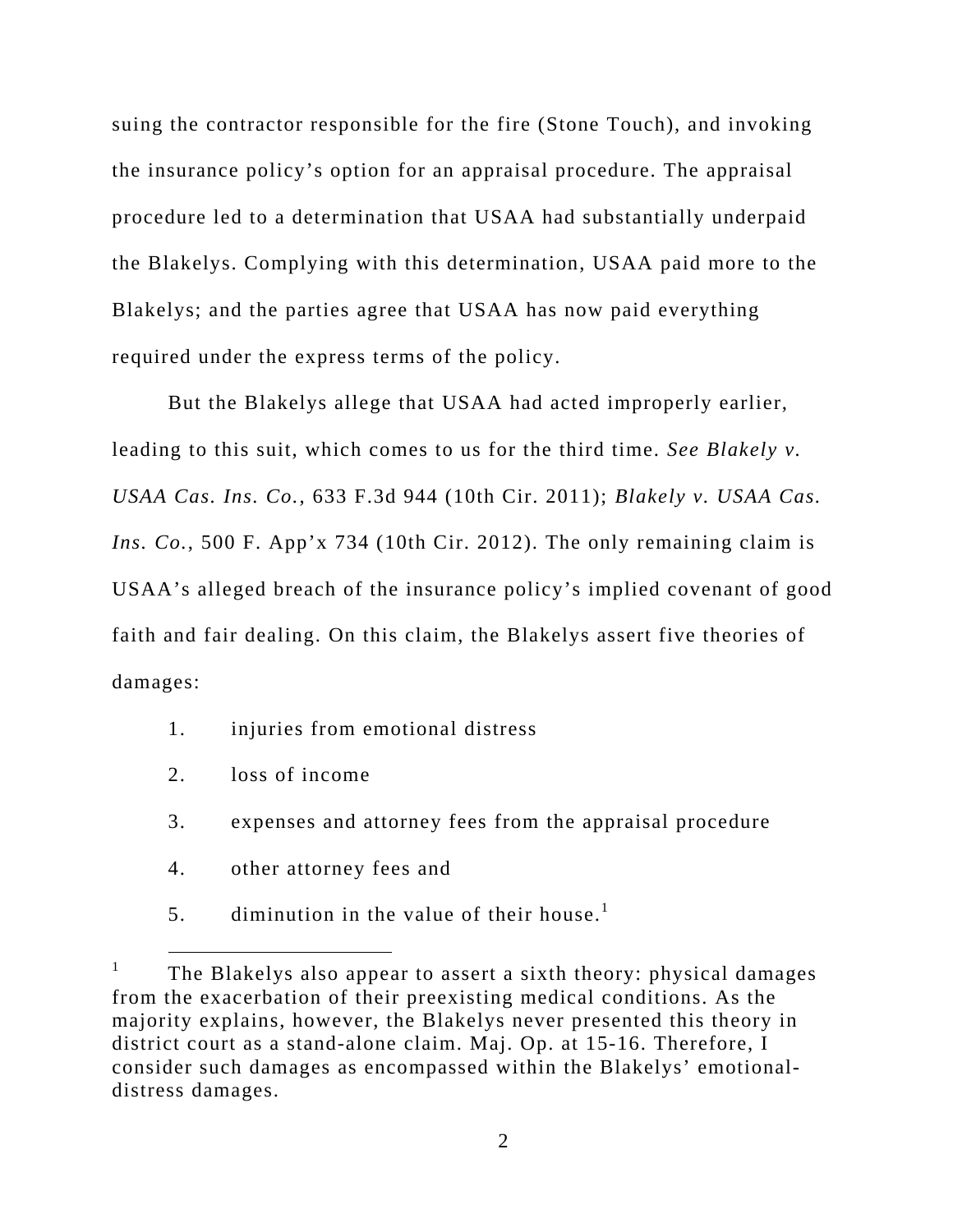suing the contractor responsible for the fire (Stone Touch), and invoking the insurance policy's option for an appraisal procedure. The appraisal procedure led to a determination that USAA had substantially underpaid the Blakelys. Complying with this determination, USAA paid more to the Blakelys; and the parties agree that USAA has now paid everything required under the express terms of the policy.

But the Blakelys allege that USAA had acted improperly earlier, leading to this suit, which comes to us for the third time. *See Blakely v. USAA Cas. Ins. Co.*, 633 F.3d 944 (10th Cir. 2011); *Blakely v. USAA Cas. Ins. Co.*, 500 F. App'x 734 (10th Cir. 2012). The only remaining claim is USAA's alleged breach of the insurance policy's implied covenant of good faith and fair dealing. On this claim, the Blakelys assert five theories of damages:

1. injuries from emotional distress
2. loss of income
3. expenses and attorney fees from the appraisal procedure
4. other attorney fees and
5. diminution in the value of their house.[1]

[1] The Blakelys also appear to assert a sixth theory: physical damages from the exacerbation of their preexisting medical conditions. As the majority explains, however, the Blakelys never presented this theory in district court as a stand-alone claim. Maj. Op. at 15-16. Therefore, I consider such damages as encompassed within the Blakelys' emotional-distress damages.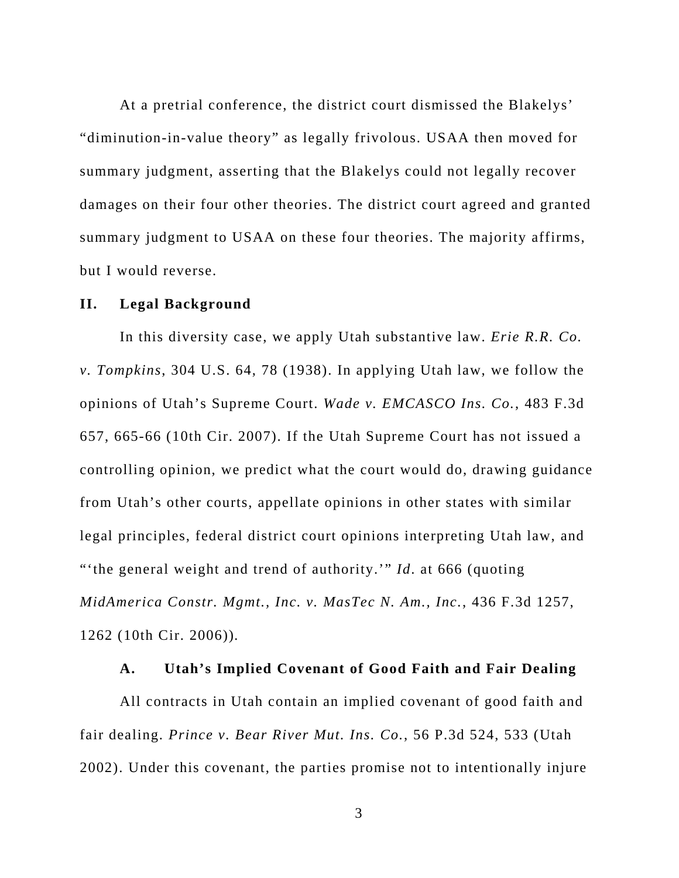At a pretrial conference, the district court dismissed the Blakelys' "diminution-in-value theory" as legally frivolous. USAA then moved for summary judgment, asserting that the Blakelys could not legally recover damages on their four other theories. The district court agreed and granted summary judgment to USAA on these four theories. The majority affirms, but I would reverse.

## II. Legal Background

In this diversity case, we apply Utah substantive law. *Erie R.R. Co. v. Tompkins*, 304 U.S. 64, 78 (1938). In applying Utah law, we follow the opinions of Utah's Supreme Court. *Wade v. EMCASCO Ins. Co.*, 483 F.3d 657, 665-66 (10th Cir. 2007). If the Utah Supreme Court has not issued a controlling opinion, we predict what the court would do, drawing guidance from Utah's other courts, appellate opinions in other states with similar legal principles, federal district court opinions interpreting Utah law, and "'the general weight and trend of authority.'" *Id.* at 666 (quoting *MidAmerica Constr. Mgmt., Inc. v. MasTec N. Am., Inc.*, 436 F.3d 1257, 1262 (10th Cir. 2006)).

### A. Utah's Implied Covenant of Good Faith and Fair Dealing

All contracts in Utah contain an implied covenant of good faith and fair dealing. *Prince v. Bear River Mut. Ins. Co.*, 56 P.3d 524, 533 (Utah 2002). Under this covenant, the parties promise not to intentionally injure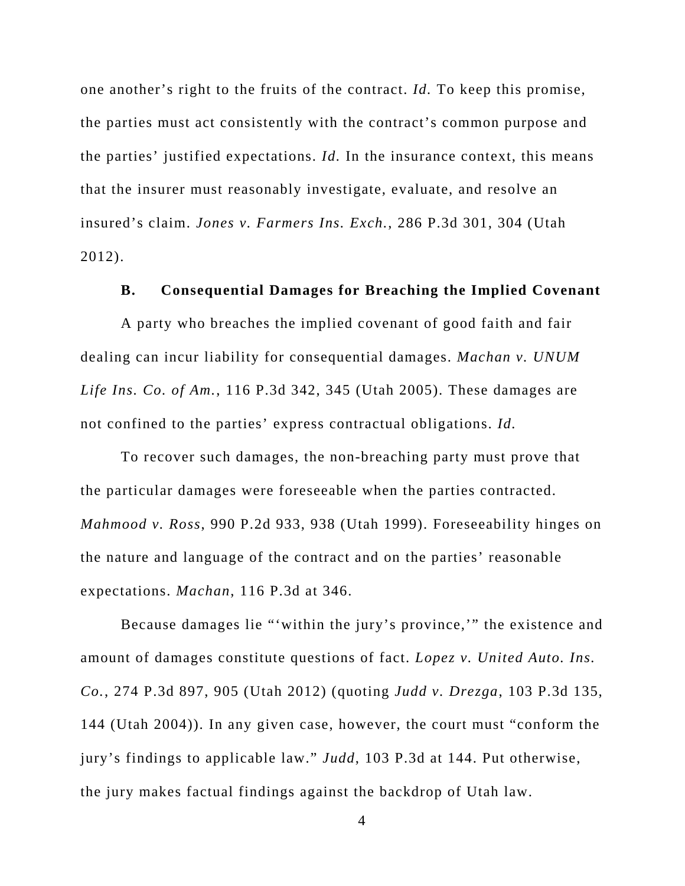one another's right to the fruits of the contract. *Id.* To keep this promise, the parties must act consistently with the contract's common purpose and the parties' justified expectations. *Id.* In the insurance context, this means that the insurer must reasonably investigate, evaluate, and resolve an insured's claim. *Jones v. Farmers Ins. Exch.*, 286 P.3d 301, 304 (Utah 2012).

### B. Consequential Damages for Breaching the Implied Covenant

A party who breaches the implied covenant of good faith and fair dealing can incur liability for consequential damages. *Machan v. UNUM Life Ins. Co. of Am.*, 116 P.3d 342, 345 (Utah 2005). These damages are not confined to the parties' express contractual obligations. *Id.*

To recover such damages, the non-breaching party must prove that the particular damages were foreseeable when the parties contracted. *Mahmood v. Ross*, 990 P.2d 933, 938 (Utah 1999). Foreseeability hinges on the nature and language of the contract and on the parties' reasonable expectations. *Machan*, 116 P.3d at 346.

Because damages lie "'within the jury's province,'" the existence and amount of damages constitute questions of fact. *Lopez v. United Auto. Ins. Co.*, 274 P.3d 897, 905 (Utah 2012) (quoting *Judd v. Drezga*, 103 P.3d 135, 144 (Utah 2004)). In any given case, however, the court must "conform the jury's findings to applicable law." *Judd*, 103 P.3d at 144. Put otherwise, the jury makes factual findings against the backdrop of Utah law.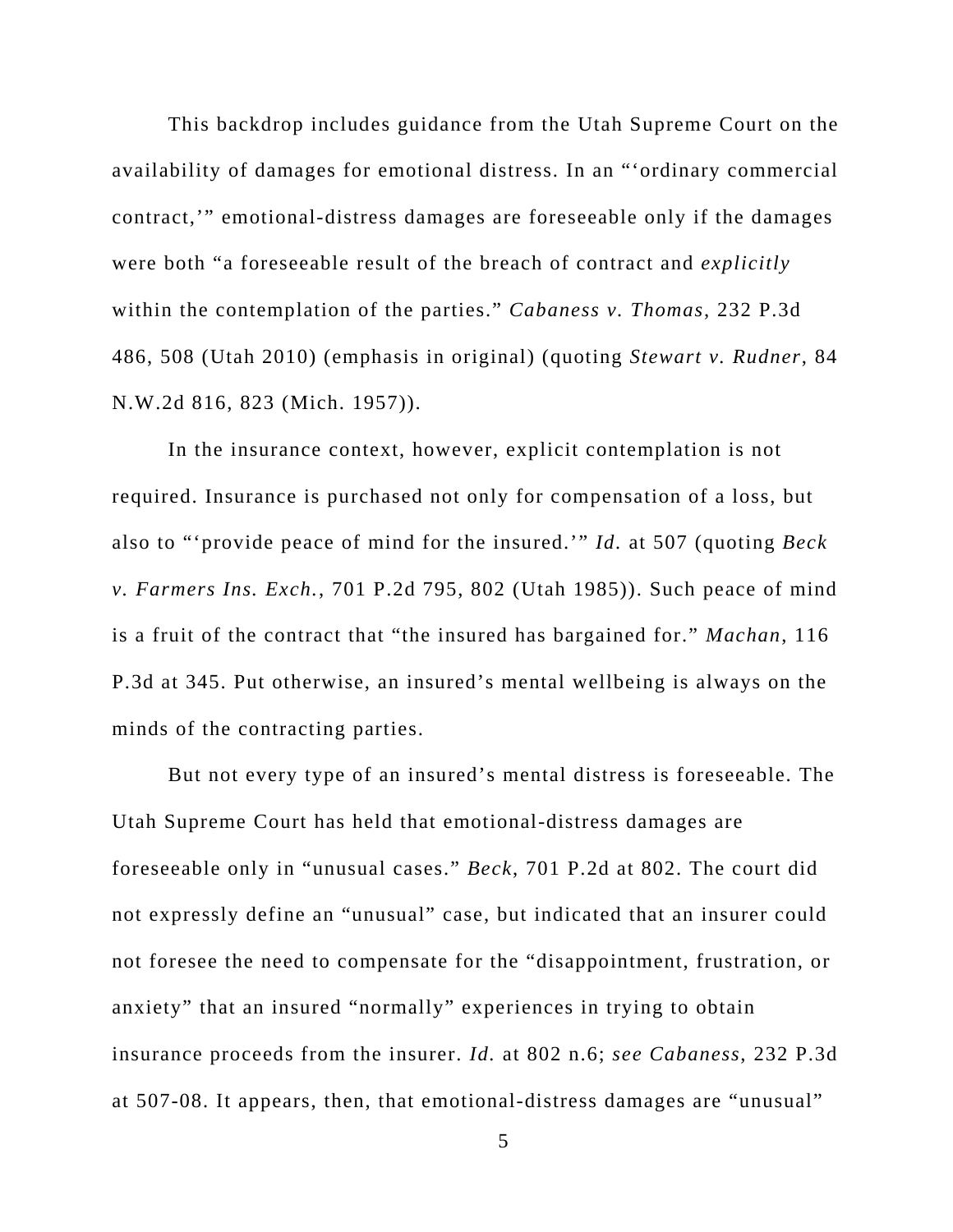This backdrop includes guidance from the Utah Supreme Court on the availability of damages for emotional distress. In an "'ordinary commercial contract,'" emotional-distress damages are foreseeable only if the damages were both "a foreseeable result of the breach of contract and *explicitly* within the contemplation of the parties." *Cabaness v. Thomas*, 232 P.3d 486, 508 (Utah 2010) (emphasis in original) (quoting *Stewart v. Rudner*, 84 N.W.2d 816, 823 (Mich. 1957)).

In the insurance context, however, explicit contemplation is not required. Insurance is purchased not only for compensation of a loss, but also to "'provide peace of mind for the insured.'" *Id.* at 507 (quoting *Beck v. Farmers Ins. Exch.*, 701 P.2d 795, 802 (Utah 1985)). Such peace of mind is a fruit of the contract that "the insured has bargained for." *Machan*, 116 P.3d at 345. Put otherwise, an insured's mental wellbeing is always on the minds of the contracting parties.

But not every type of an insured's mental distress is foreseeable. The Utah Supreme Court has held that emotional-distress damages are foreseeable only in "unusual cases." *Beck*, 701 P.2d at 802. The court did not expressly define an "unusual" case, but indicated that an insurer could not foresee the need to compensate for the "disappointment, frustration, or anxiety" that an insured "normally" experiences in trying to obtain insurance proceeds from the insurer. *Id.* at 802 n.6; *see Cabaness*, 232 P.3d at 507-08. It appears, then, that emotional-distress damages are "unusual"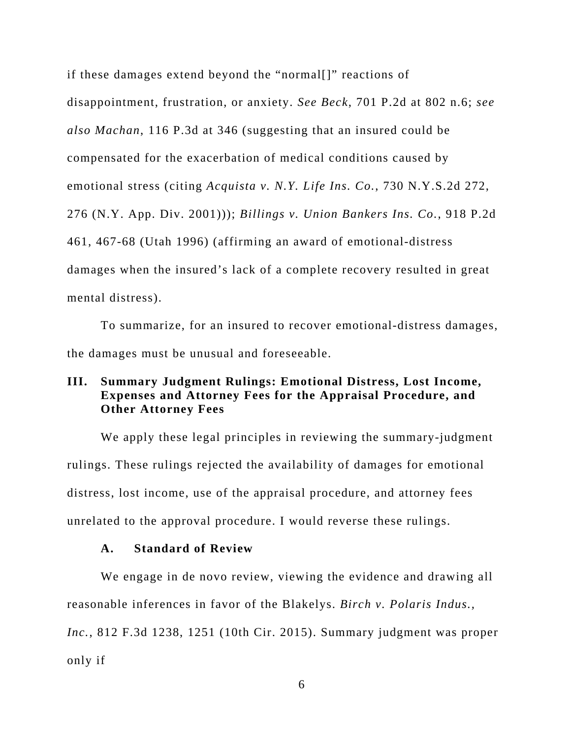if these damages extend beyond the "normal[]" reactions of disappointment, frustration, or anxiety. *See Beck*, 701 P.2d at 802 n.6; *see also Machan*, 116 P.3d at 346 (suggesting that an insured could be compensated for the exacerbation of medical conditions caused by emotional stress (citing *Acquista v. N.Y. Life Ins. Co.*, 730 N.Y.S.2d 272, 276 (N.Y. App. Div. 2001))); *Billings v. Union Bankers Ins. Co.*, 918 P.2d 461, 467-68 (Utah 1996) (affirming an award of emotional-distress damages when the insured's lack of a complete recovery resulted in great mental distress).

To summarize, for an insured to recover emotional-distress damages, the damages must be unusual and foreseeable.

## III. Summary Judgment Rulings: Emotional Distress, Lost Income, Expenses and Attorney Fees for the Appraisal Procedure, and Other Attorney Fees

We apply these legal principles in reviewing the summary-judgment rulings. These rulings rejected the availability of damages for emotional distress, lost income, use of the appraisal procedure, and attorney fees unrelated to the approval procedure. I would reverse these rulings.

### A. Standard of Review

We engage in de novo review, viewing the evidence and drawing all reasonable inferences in favor of the Blakelys. *Birch v. Polaris Indus., Inc.*, 812 F.3d 1238, 1251 (10th Cir. 2015). Summary judgment was proper only if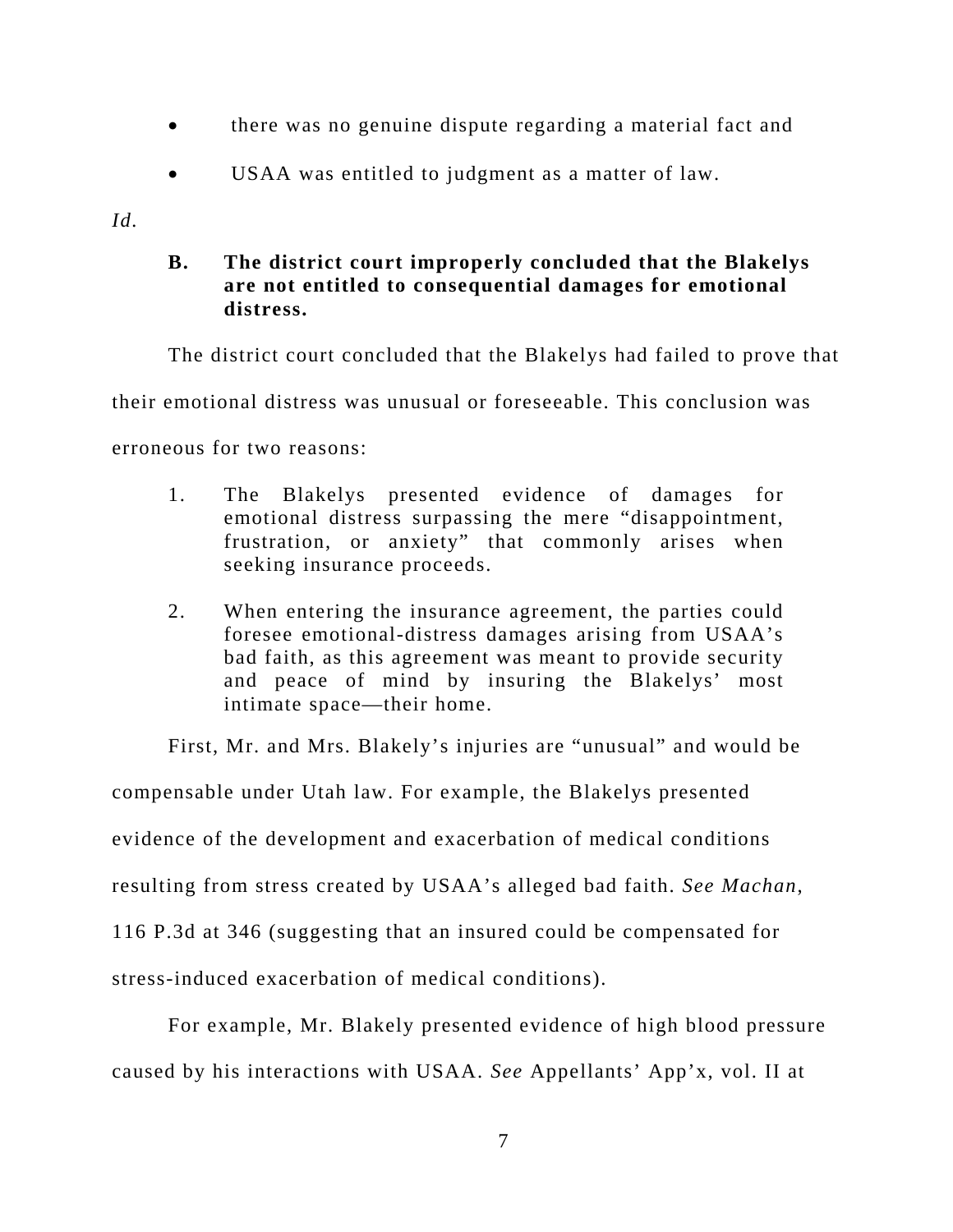- there was no genuine dispute regarding a material fact and
- USAA was entitled to judgment as a matter of law.

*Id.*

**B. The district court improperly concluded that the Blakelys are not entitled to consequential damages for emotional distress.**

The district court concluded that the Blakelys had failed to prove that their emotional distress was unusual or foreseeable. This conclusion was erroneous for two reasons:

1. The Blakelys presented evidence of damages for emotional distress surpassing the mere "disappointment, frustration, or anxiety" that commonly arises when seeking insurance proceeds.

2. When entering the insurance agreement, the parties could foresee emotional-distress damages arising from USAA's bad faith, as this agreement was meant to provide security and peace of mind by insuring the Blakelys' most intimate space—their home.

First, Mr. and Mrs. Blakely's injuries are "unusual" and would be compensable under Utah law. For example, the Blakelys presented evidence of the development and exacerbation of medical conditions resulting from stress created by USAA's alleged bad faith. *See Machan*, 116 P.3d at 346 (suggesting that an insured could be compensated for stress-induced exacerbation of medical conditions).

For example, Mr. Blakely presented evidence of high blood pressure caused by his interactions with USAA. *See* Appellants' App'x, vol. II at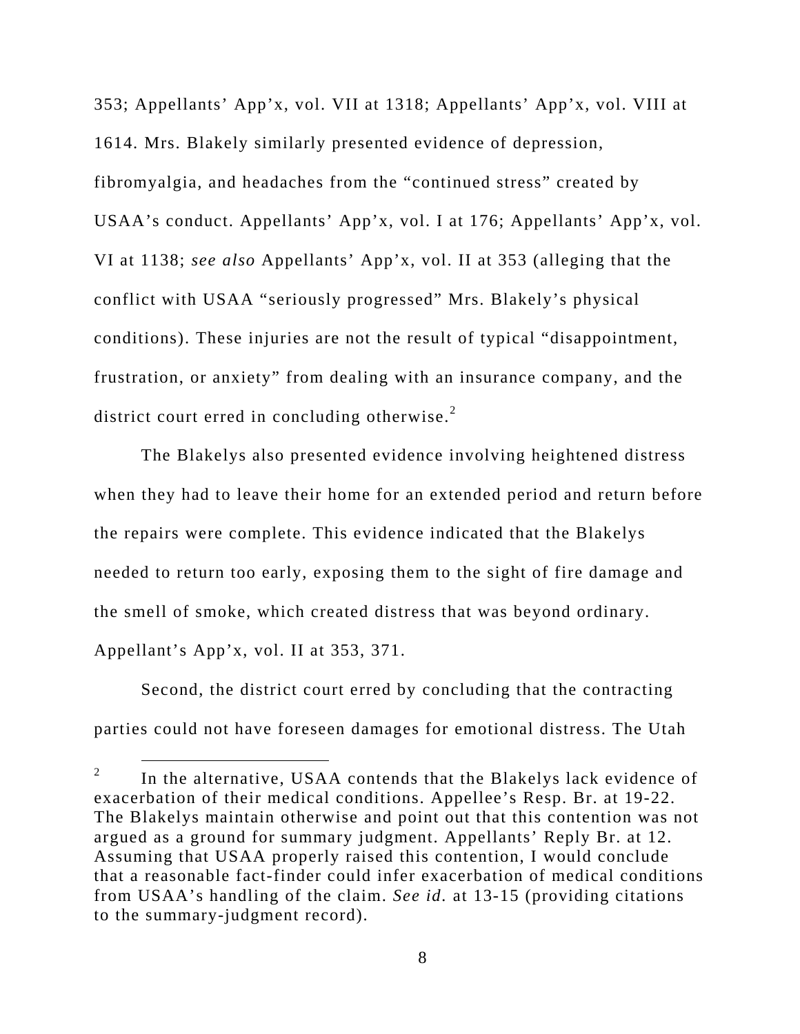353; Appellants' App'x, vol. VII at 1318; Appellants' App'x, vol. VIII at 1614. Mrs. Blakely similarly presented evidence of depression, fibromyalgia, and headaches from the "continued stress" created by USAA's conduct. Appellants' App'x, vol. I at 176; Appellants' App'x, vol. VI at 1138; *see also* Appellants' App'x, vol. II at 353 (alleging that the conflict with USAA "seriously progressed" Mrs. Blakely's physical conditions). These injuries are not the result of typical "disappointment, frustration, or anxiety" from dealing with an insurance company, and the district court erred in concluding otherwise.[2]

The Blakelys also presented evidence involving heightened distress when they had to leave their home for an extended period and return before the repairs were complete. This evidence indicated that the Blakelys needed to return too early, exposing them to the sight of fire damage and the smell of smoke, which created distress that was beyond ordinary. Appellant's App'x, vol. II at 353, 371.

Second, the district court erred by concluding that the contracting parties could not have foreseen damages for emotional distress. The Utah

[2] In the alternative, USAA contends that the Blakelys lack evidence of exacerbation of their medical conditions. Appellee's Resp. Br. at 19-22. The Blakelys maintain otherwise and point out that this contention was not argued as a ground for summary judgment. Appellants' Reply Br. at 12. Assuming that USAA properly raised this contention, I would conclude that a reasonable fact-finder could infer exacerbation of medical conditions from USAA's handling of the claim. *See id.* at 13-15 (providing citations to the summary-judgment record).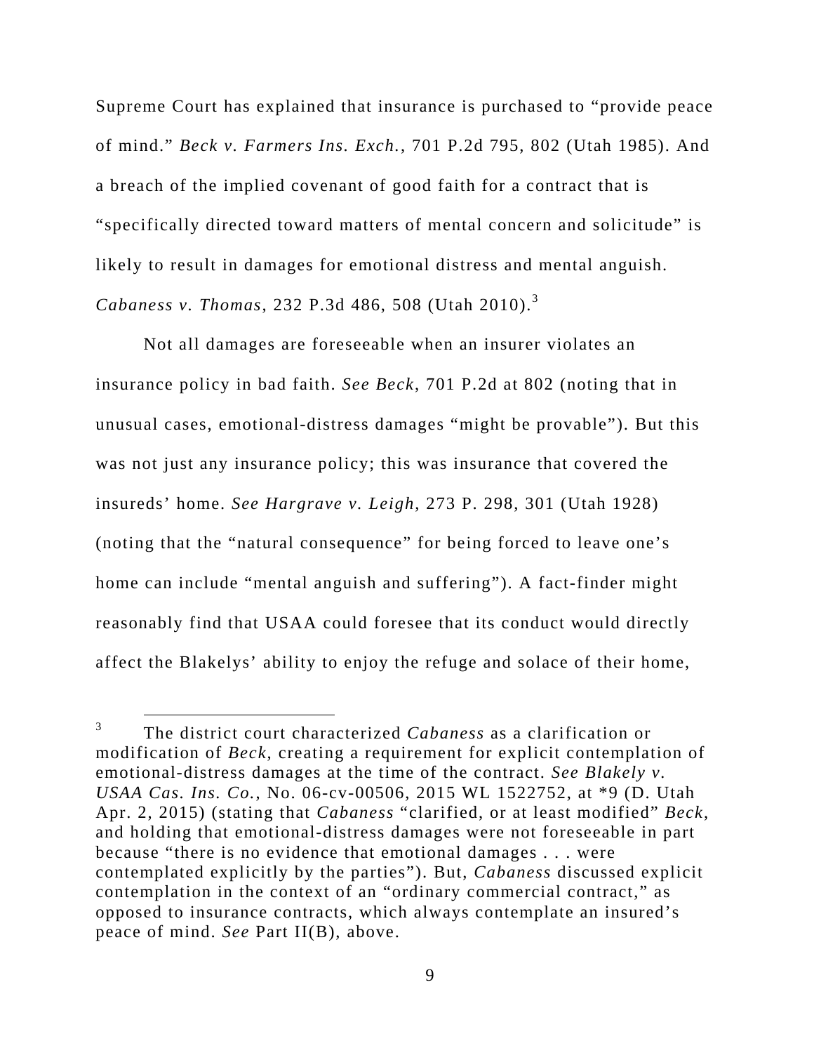Supreme Court has explained that insurance is purchased to "provide peace of mind." *Beck v. Farmers Ins. Exch.*, 701 P.2d 795, 802 (Utah 1985). And a breach of the implied covenant of good faith for a contract that is "specifically directed toward matters of mental concern and solicitude" is likely to result in damages for emotional distress and mental anguish. *Cabaness v. Thomas*, 232 P.3d 486, 508 (Utah 2010).[3]

Not all damages are foreseeable when an insurer violates an insurance policy in bad faith. *See Beck*, 701 P.2d at 802 (noting that in unusual cases, emotional-distress damages "might be provable"). But this was not just any insurance policy; this was insurance that covered the insureds' home. *See Hargrave v. Leigh*, 273 P. 298, 301 (Utah 1928) (noting that the "natural consequence" for being forced to leave one's home can include "mental anguish and suffering"). A fact-finder might reasonably find that USAA could foresee that its conduct would directly affect the Blakelys' ability to enjoy the refuge and solace of their home,

---

[3] The district court characterized *Cabaness* as a clarification or modification of *Beck*, creating a requirement for explicit contemplation of emotional-distress damages at the time of the contract. *See Blakely v. USAA Cas. Ins. Co.*, No. 06-cv-00506, 2015 WL 1522752, at *9 (D. Utah Apr. 2, 2015) (stating that *Cabaness* "clarified, or at least modified" *Beck*, and holding that emotional-distress damages were not foreseeable in part because "there is no evidence that emotional damages . . . were contemplated explicitly by the parties"). But, *Cabaness* discussed explicit contemplation in the context of an "ordinary commercial contract," as opposed to insurance contracts, which always contemplate an insured's peace of mind. *See* Part II(B), above.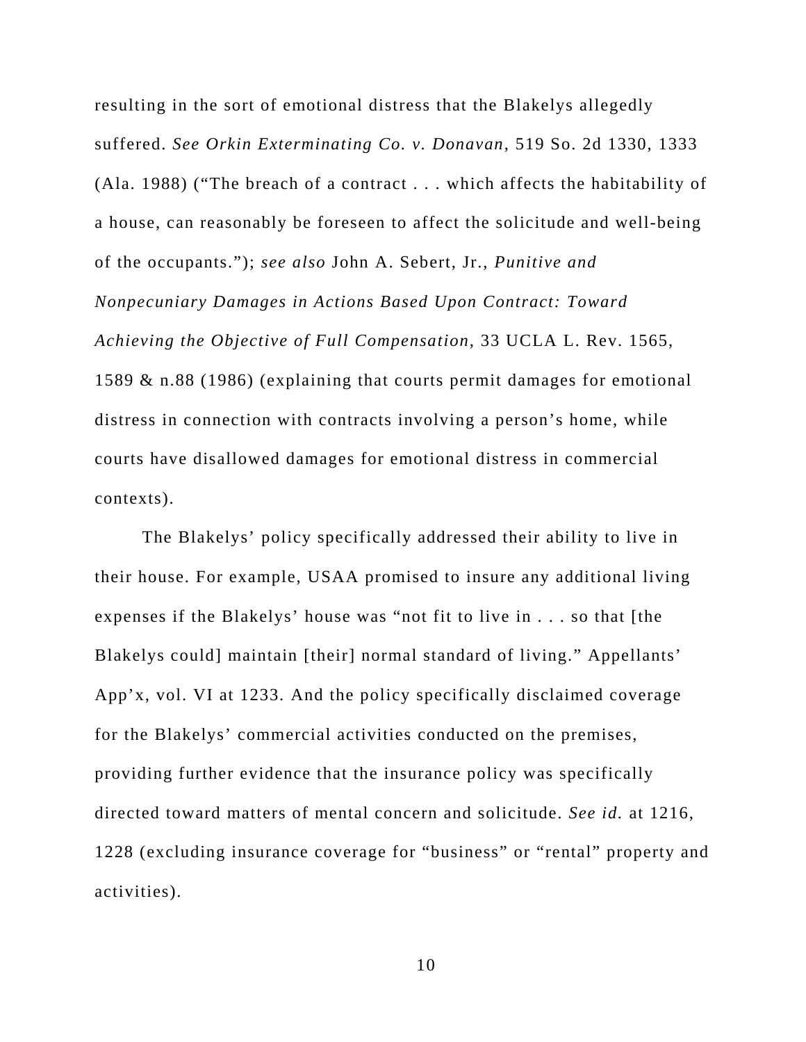resulting in the sort of emotional distress that the Blakelys allegedly suffered. *See Orkin Exterminating Co. v. Donavan*, 519 So. 2d 1330, 1333 (Ala. 1988) ("The breach of a contract . . . which affects the habitability of a house, can reasonably be foreseen to affect the solicitude and well-being of the occupants."); *see also* John A. Sebert, Jr., *Punitive and Nonpecuniary Damages in Actions Based Upon Contract: Toward Achieving the Objective of Full Compensation*, 33 UCLA L. Rev. 1565, 1589 & n.88 (1986) (explaining that courts permit damages for emotional distress in connection with contracts involving a person's home, while courts have disallowed damages for emotional distress in commercial contexts).

The Blakelys' policy specifically addressed their ability to live in their house. For example, USAA promised to insure any additional living expenses if the Blakelys' house was "not fit to live in . . . so that [the Blakelys could] maintain [their] normal standard of living." Appellants' App'x, vol. VI at 1233. And the policy specifically disclaimed coverage for the Blakelys' commercial activities conducted on the premises, providing further evidence that the insurance policy was specifically directed toward matters of mental concern and solicitude. *See id.* at 1216, 1228 (excluding insurance coverage for "business" or "rental" property and activities).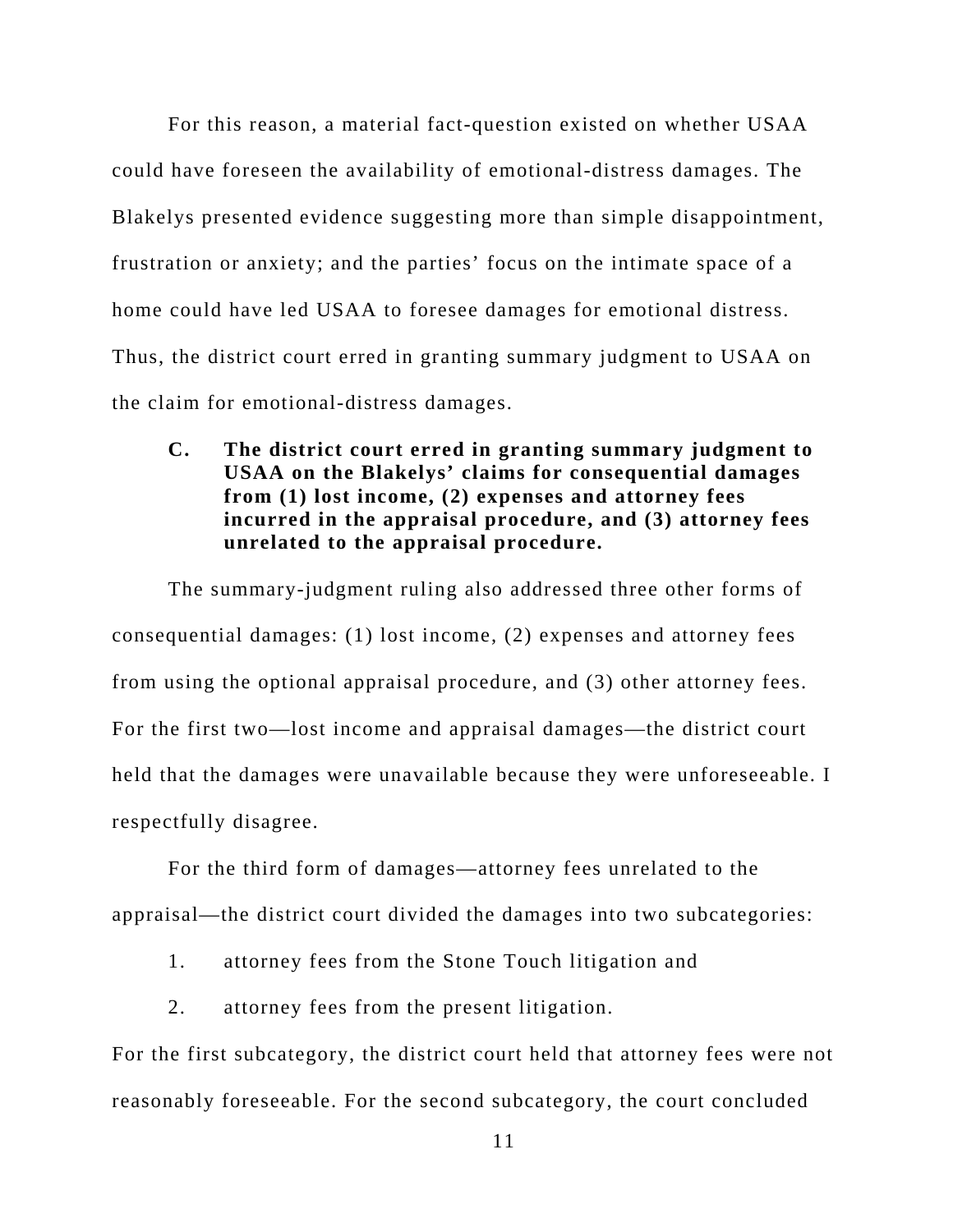For this reason, a material fact-question existed on whether USAA could have foreseen the availability of emotional-distress damages. The Blakelys presented evidence suggesting more than simple disappointment, frustration or anxiety; and the parties' focus on the intimate space of a home could have led USAA to foresee damages for emotional distress. Thus, the district court erred in granting summary judgment to USAA on the claim for emotional-distress damages.

### C. The district court erred in granting summary judgment to USAA on the Blakelys' claims for consequential damages from (1) lost income, (2) expenses and attorney fees incurred in the appraisal procedure, and (3) attorney fees unrelated to the appraisal procedure.

The summary-judgment ruling also addressed three other forms of consequential damages: (1) lost income, (2) expenses and attorney fees from using the optional appraisal procedure, and (3) other attorney fees. For the first two—lost income and appraisal damages—the district court held that the damages were unavailable because they were unforeseeable. I respectfully disagree.

For the third form of damages—attorney fees unrelated to the appraisal—the district court divided the damages into two subcategories:

1. attorney fees from the Stone Touch litigation and
2. attorney fees from the present litigation.

For the first subcategory, the district court held that attorney fees were not reasonably foreseeable. For the second subcategory, the court concluded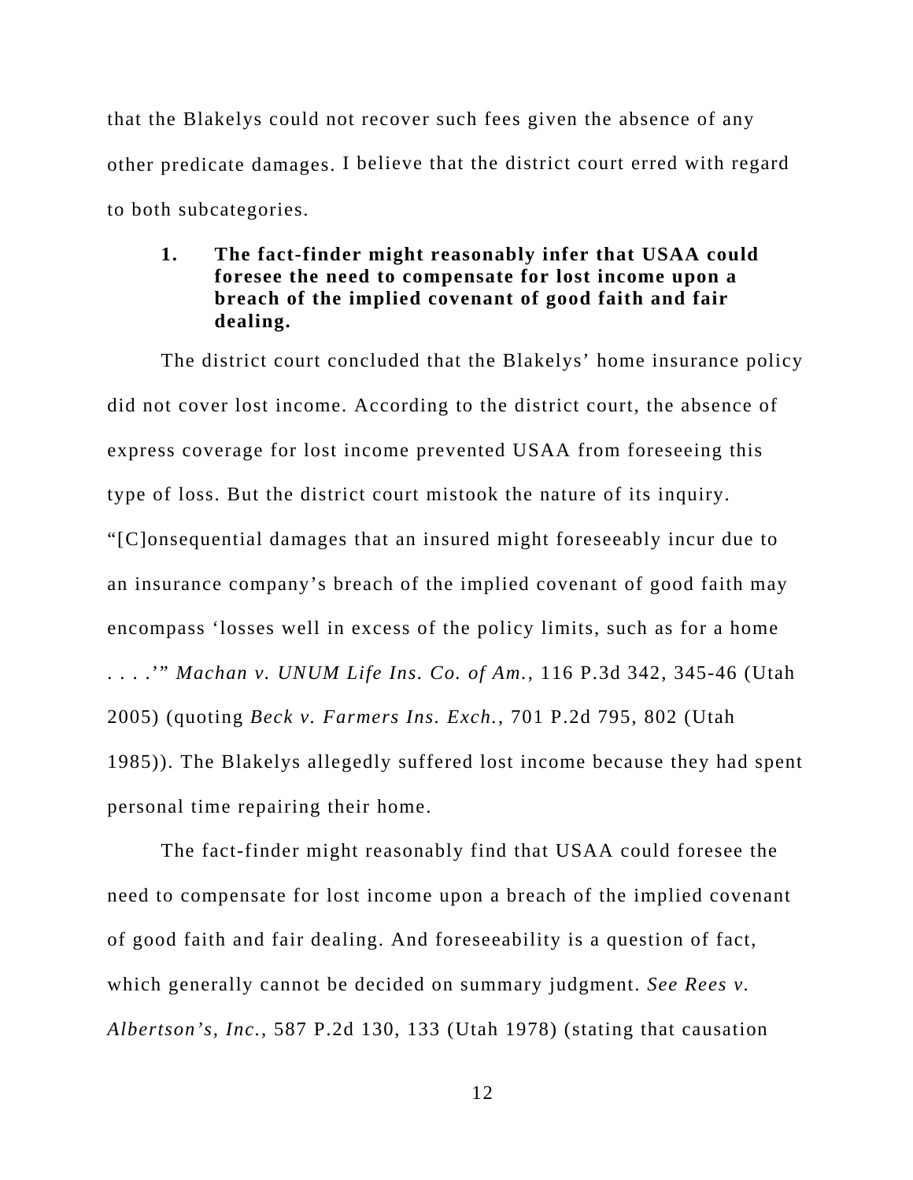that the Blakelys could not recover such fees given the absence of any other predicate damages. I believe that the district court erred with regard to both subcategories.

### 1. The fact-finder might reasonably infer that USAA could foresee the need to compensate for lost income upon a breach of the implied covenant of good faith and fair dealing.

The district court concluded that the Blakelys' home insurance policy did not cover lost income. According to the district court, the absence of express coverage for lost income prevented USAA from foreseeing this type of loss. But the district court mistook the nature of its inquiry. "[C]onsequential damages that an insured might foreseeably incur due to an insurance company's breach of the implied covenant of good faith may encompass 'losses well in excess of the policy limits, such as for a home . . . .'" *Machan v. UNUM Life Ins. Co. of Am.*, 116 P.3d 342, 345-46 (Utah 2005) (quoting *Beck v. Farmers Ins. Exch.*, 701 P.2d 795, 802 (Utah 1985)). The Blakelys allegedly suffered lost income because they had spent personal time repairing their home.

The fact-finder might reasonably find that USAA could foresee the need to compensate for lost income upon a breach of the implied covenant of good faith and fair dealing. And foreseeability is a question of fact, which generally cannot be decided on summary judgment. *See Rees v. Albertson's, Inc.*, 587 P.2d 130, 133 (Utah 1978) (stating that causation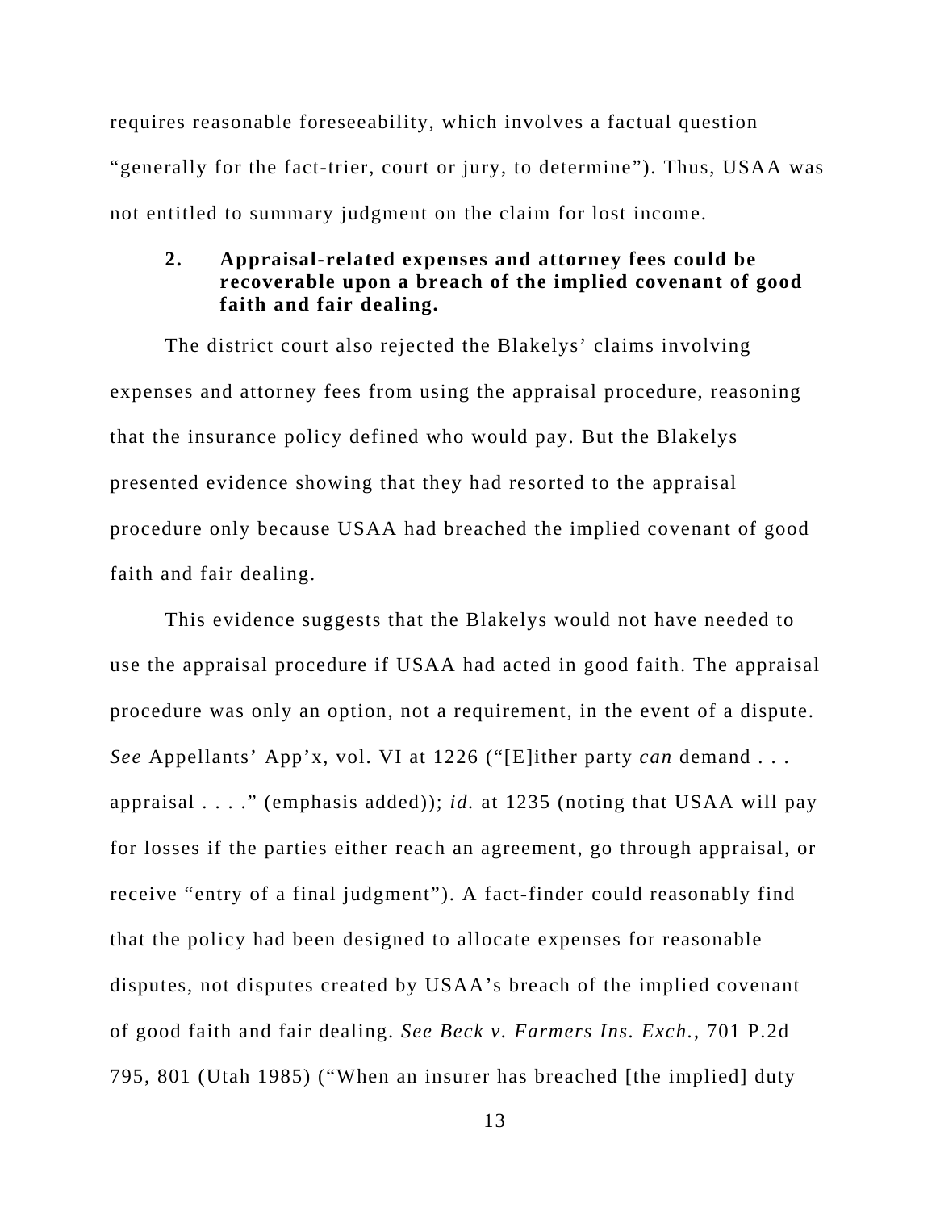requires reasonable foreseeability, which involves a factual question "generally for the fact-trier, court or jury, to determine"). Thus, USAA was not entitled to summary judgment on the claim for lost income.

### 2. Appraisal-related expenses and attorney fees could be recoverable upon a breach of the implied covenant of good faith and fair dealing.

The district court also rejected the Blakelys' claims involving expenses and attorney fees from using the appraisal procedure, reasoning that the insurance policy defined who would pay. But the Blakelys presented evidence showing that they had resorted to the appraisal procedure only because USAA had breached the implied covenant of good faith and fair dealing.

This evidence suggests that the Blakelys would not have needed to use the appraisal procedure if USAA had acted in good faith. The appraisal procedure was only an option, not a requirement, in the event of a dispute. *See* Appellants' App'x, vol. VI at 1226 ("[E]ither party *can* demand . . . appraisal . . . ." (emphasis added)); *id.* at 1235 (noting that USAA will pay for losses if the parties either reach an agreement, go through appraisal, or receive "entry of a final judgment"). A fact-finder could reasonably find that the policy had been designed to allocate expenses for reasonable disputes, not disputes created by USAA's breach of the implied covenant of good faith and fair dealing. *See Beck v. Farmers Ins. Exch.*, 701 P.2d 795, 801 (Utah 1985) ("When an insurer has breached [the implied] duty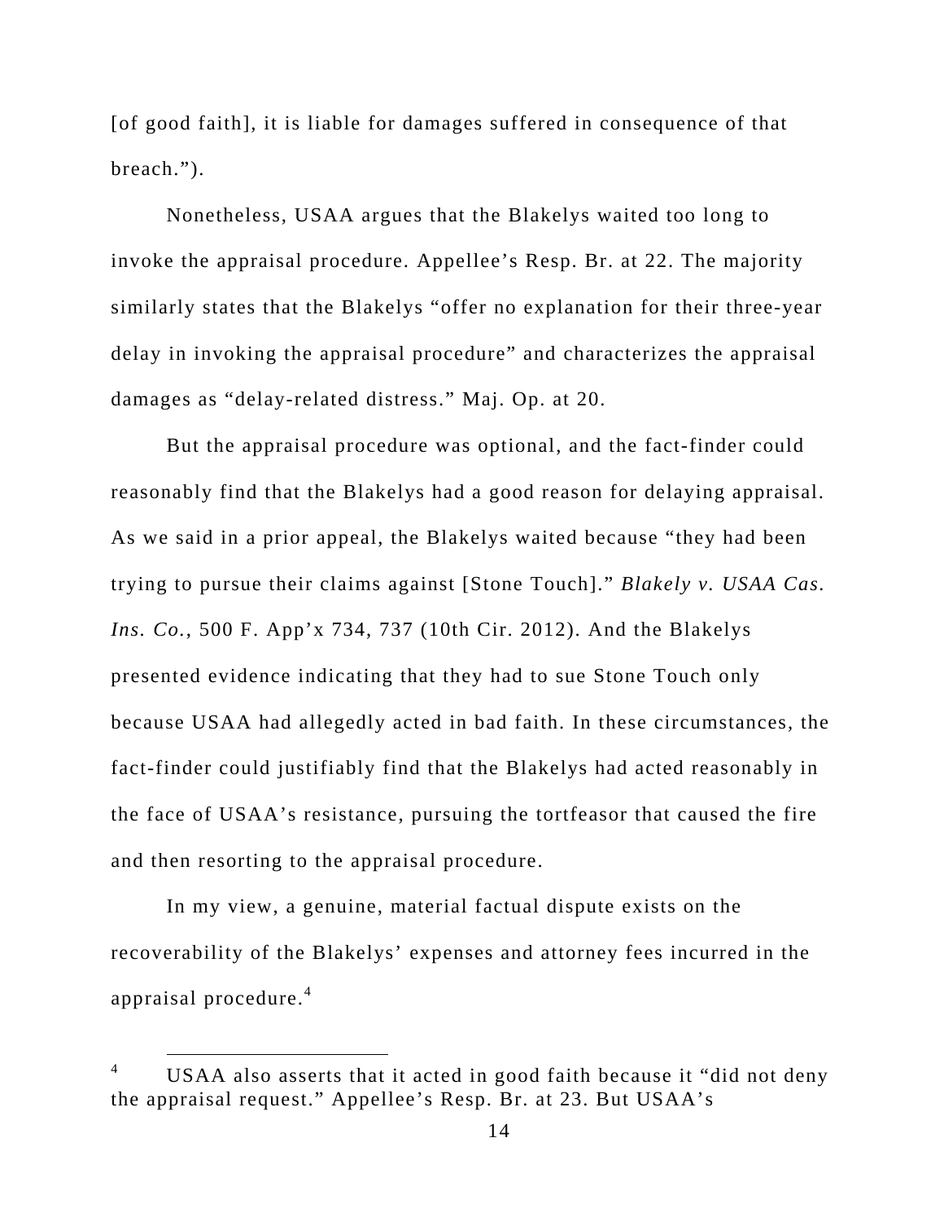[of good faith], it is liable for damages suffered in consequence of that breach.").

Nonetheless, USAA argues that the Blakelys waited too long to invoke the appraisal procedure. Appellee's Resp. Br. at 22. The majority similarly states that the Blakelys "offer no explanation for their three-year delay in invoking the appraisal procedure" and characterizes the appraisal damages as "delay-related distress." Maj. Op. at 20.

But the appraisal procedure was optional, and the fact-finder could reasonably find that the Blakelys had a good reason for delaying appraisal. As we said in a prior appeal, the Blakelys waited because "they had been trying to pursue their claims against [Stone Touch]." *Blakely v. USAA Cas. Ins. Co.*, 500 F. App'x 734, 737 (10th Cir. 2012). And the Blakelys presented evidence indicating that they had to sue Stone Touch only because USAA had allegedly acted in bad faith. In these circumstances, the fact-finder could justifiably find that the Blakelys had acted reasonably in the face of USAA's resistance, pursuing the tortfeasor that caused the fire and then resorting to the appraisal procedure.

In my view, a genuine, material factual dispute exists on the recoverability of the Blakelys' expenses and attorney fees incurred in the appraisal procedure.[4]

---

[4] USAA also asserts that it acted in good faith because it "did not deny the appraisal request." Appellee's Resp. Br. at 23. But USAA's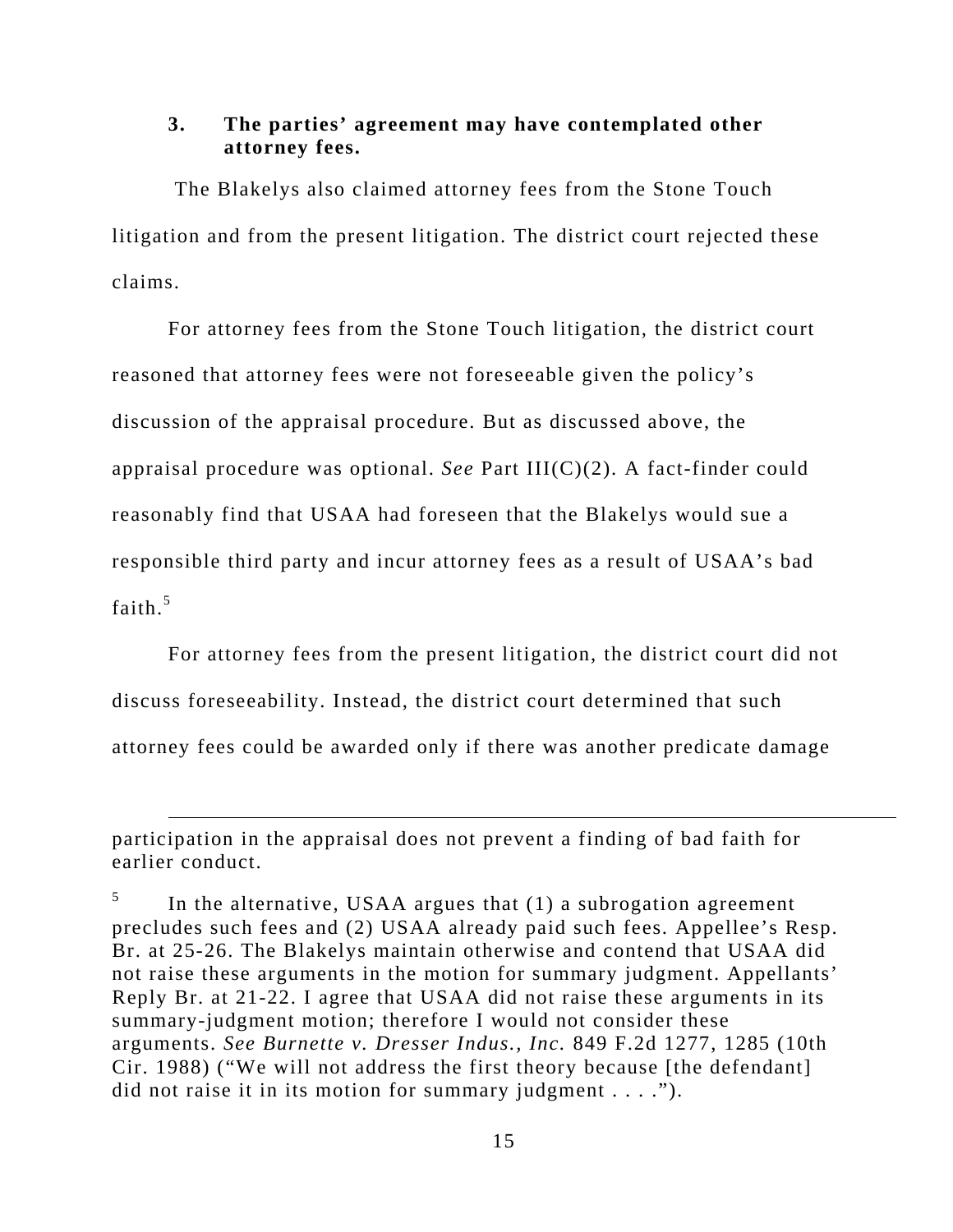### 3. The parties' agreement may have contemplated other attorney fees.

The Blakelys also claimed attorney fees from the Stone Touch litigation and from the present litigation. The district court rejected these claims.

For attorney fees from the Stone Touch litigation, the district court reasoned that attorney fees were not foreseeable given the policy's discussion of the appraisal procedure. But as discussed above, the appraisal procedure was optional. *See* Part III(C)(2). A fact-finder could reasonably find that USAA had foreseen that the Blakelys would sue a responsible third party and incur attorney fees as a result of USAA's bad faith.[5]

For attorney fees from the present litigation, the district court did not discuss foreseeability. Instead, the district court determined that such attorney fees could be awarded only if there was another predicate damage

---

participation in the appraisal does not prevent a finding of bad faith for earlier conduct.

[5] In the alternative, USAA argues that (1) a subrogation agreement precludes such fees and (2) USAA already paid such fees. Appellee's Resp. Br. at 25-26. The Blakelys maintain otherwise and contend that USAA did not raise these arguments in the motion for summary judgment. Appellants' Reply Br. at 21-22. I agree that USAA did not raise these arguments in its summary-judgment motion; therefore I would not consider these arguments. *See Burnette v. Dresser Indus., Inc.* 849 F.2d 1277, 1285 (10th Cir. 1988) ("We will not address the first theory because [the defendant] did not raise it in its motion for summary judgment . . . .").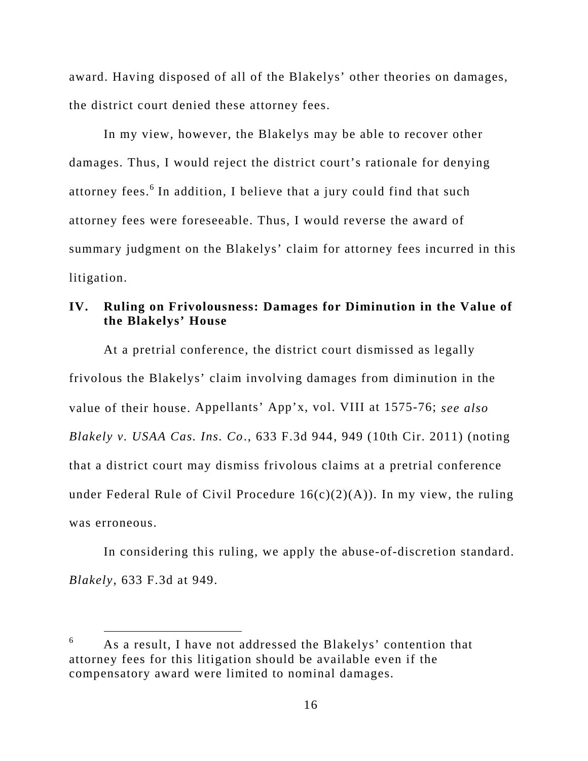award. Having disposed of all of the Blakelys' other theories on damages, the district court denied these attorney fees.

In my view, however, the Blakelys may be able to recover other damages. Thus, I would reject the district court's rationale for denying attorney fees.[6] In addition, I believe that a jury could find that such attorney fees were foreseeable. Thus, I would reverse the award of summary judgment on the Blakelys' claim for attorney fees incurred in this litigation.

## IV. Ruling on Frivolousness: Damages for Diminution in the Value of the Blakelys' House

At a pretrial conference, the district court dismissed as legally frivolous the Blakelys' claim involving damages from diminution in the value of their house. Appellants' App'x, vol. VIII at 1575-76; *see also Blakely v. USAA Cas. Ins. Co.*, 633 F.3d 944, 949 (10th Cir. 2011) (noting that a district court may dismiss frivolous claims at a pretrial conference under Federal Rule of Civil Procedure 16(c)(2)(A)). In my view, the ruling was erroneous.

In considering this ruling, we apply the abuse-of-discretion standard. *Blakely*, 633 F.3d at 949.

---

[6] As a result, I have not addressed the Blakelys' contention that attorney fees for this litigation should be available even if the compensatory award were limited to nominal damages.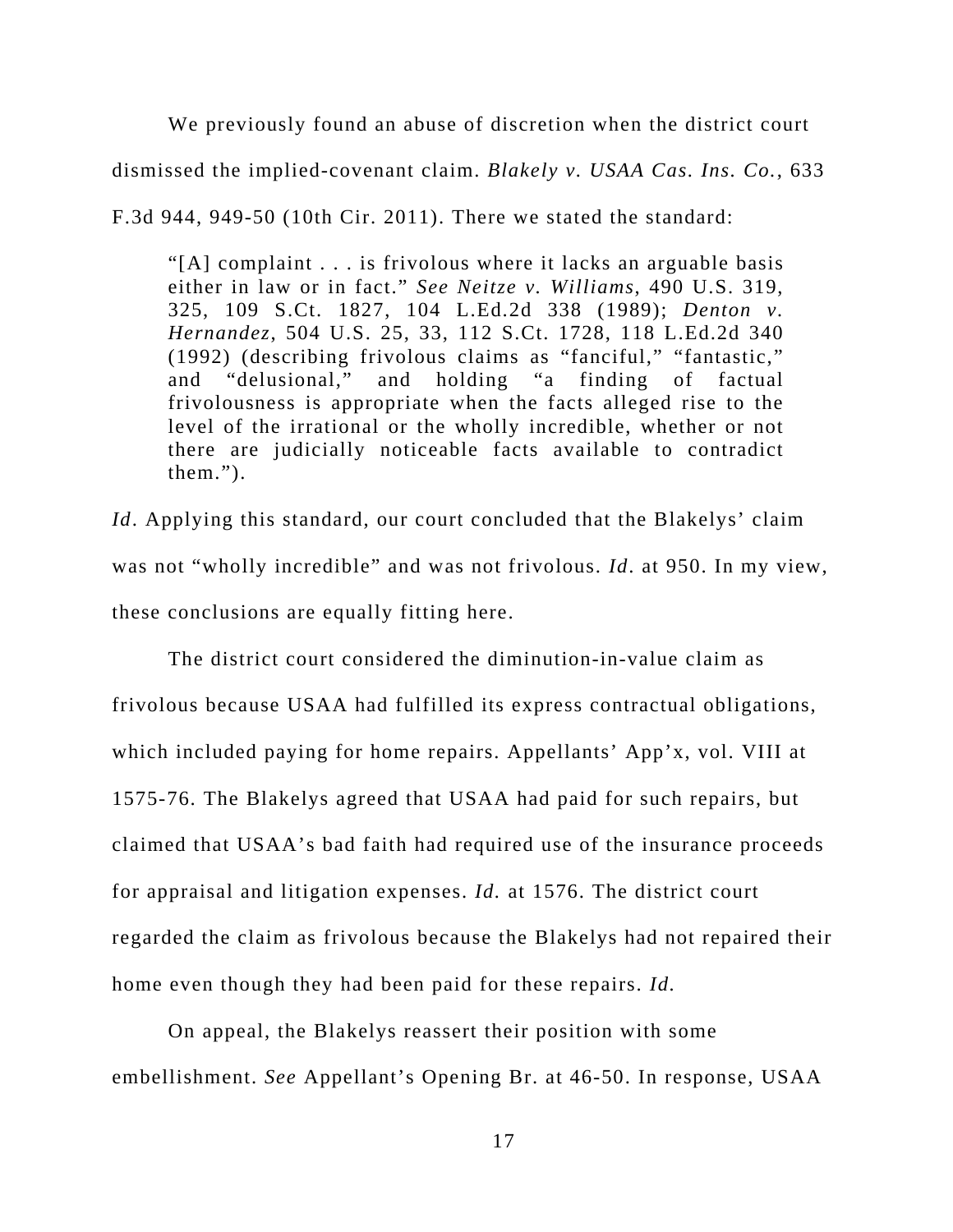We previously found an abuse of discretion when the district court dismissed the implied-covenant claim. *Blakely v. USAA Cas. Ins. Co.*, 633 F.3d 944, 949-50 (10th Cir. 2011). There we stated the standard:

> "[A] complaint . . . is frivolous where it lacks an arguable basis either in law or in fact." *See Neitze v. Williams*, 490 U.S. 319, 325, 109 S.Ct. 1827, 104 L.Ed.2d 338 (1989); *Denton v. Hernandez*, 504 U.S. 25, 33, 112 S.Ct. 1728, 118 L.Ed.2d 340 (1992) (describing frivolous claims as "fanciful," "fantastic," and "delusional," and holding "a finding of factual frivolousness is appropriate when the facts alleged rise to the level of the irrational or the wholly incredible, whether or not there are judicially noticeable facts available to contradict them.").

*Id*. Applying this standard, our court concluded that the Blakelys' claim was not "wholly incredible" and was not frivolous. *Id*. at 950. In my view, these conclusions are equally fitting here.

The district court considered the diminution-in-value claim as frivolous because USAA had fulfilled its express contractual obligations, which included paying for home repairs. Appellants' App'x, vol. VIII at 1575-76. The Blakelys agreed that USAA had paid for such repairs, but claimed that USAA's bad faith had required use of the insurance proceeds for appraisal and litigation expenses. *Id.* at 1576. The district court regarded the claim as frivolous because the Blakelys had not repaired their home even though they had been paid for these repairs. *Id.*

On appeal, the Blakelys reassert their position with some embellishment. *See* Appellant's Opening Br. at 46-50. In response, USAA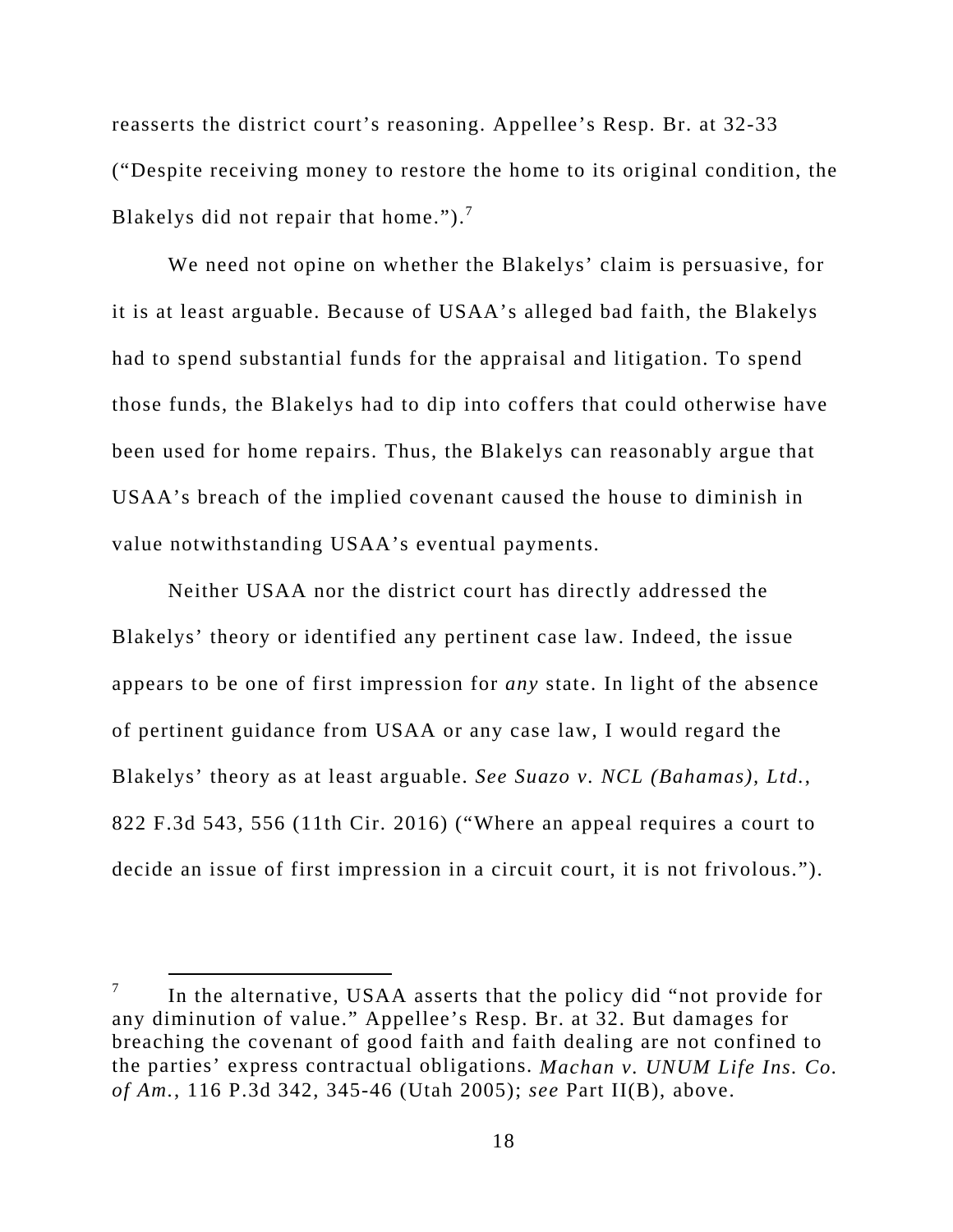reasserts the district court's reasoning. Appellee's Resp. Br. at 32-33 ("Despite receiving money to restore the home to its original condition, the Blakelys did not repair that home.").[7]

We need not opine on whether the Blakelys' claim is persuasive, for it is at least arguable. Because of USAA's alleged bad faith, the Blakelys had to spend substantial funds for the appraisal and litigation. To spend those funds, the Blakelys had to dip into coffers that could otherwise have been used for home repairs. Thus, the Blakelys can reasonably argue that USAA's breach of the implied covenant caused the house to diminish in value notwithstanding USAA's eventual payments.

Neither USAA nor the district court has directly addressed the Blakelys' theory or identified any pertinent case law. Indeed, the issue appears to be one of first impression for *any* state. In light of the absence of pertinent guidance from USAA or any case law, I would regard the Blakelys' theory as at least arguable. *See Suazo v. NCL (Bahamas), Ltd.*, 822 F.3d 543, 556 (11th Cir. 2016) ("Where an appeal requires a court to decide an issue of first impression in a circuit court, it is not frivolous.").

---

[7] In the alternative, USAA asserts that the policy did "not provide for any diminution of value." Appellee's Resp. Br. at 32. But damages for breaching the covenant of good faith and faith dealing are not confined to the parties' express contractual obligations. *Machan v. UNUM Life Ins. Co. of Am.*, 116 P.3d 342, 345-46 (Utah 2005); *see* Part II(B), above.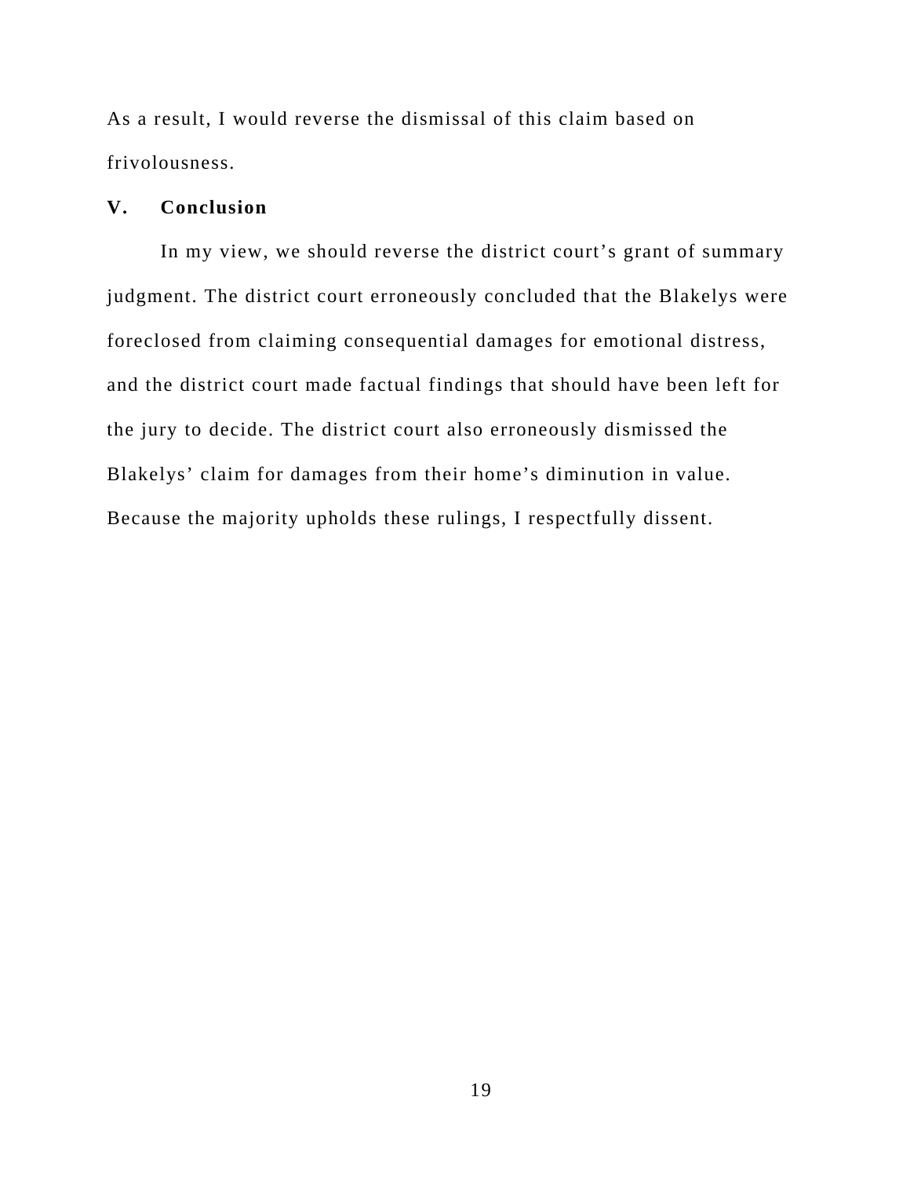As a result, I would reverse the dismissal of this claim based on frivolousness.

## V. Conclusion

In my view, we should reverse the district court's grant of summary judgment. The district court erroneously concluded that the Blakelys were foreclosed from claiming consequential damages for emotional distress, and the district court made factual findings that should have been left for the jury to decide. The district court also erroneously dismissed the Blakelys' claim for damages from their home's diminution in value. Because the majority upholds these rulings, I respectfully dissent.